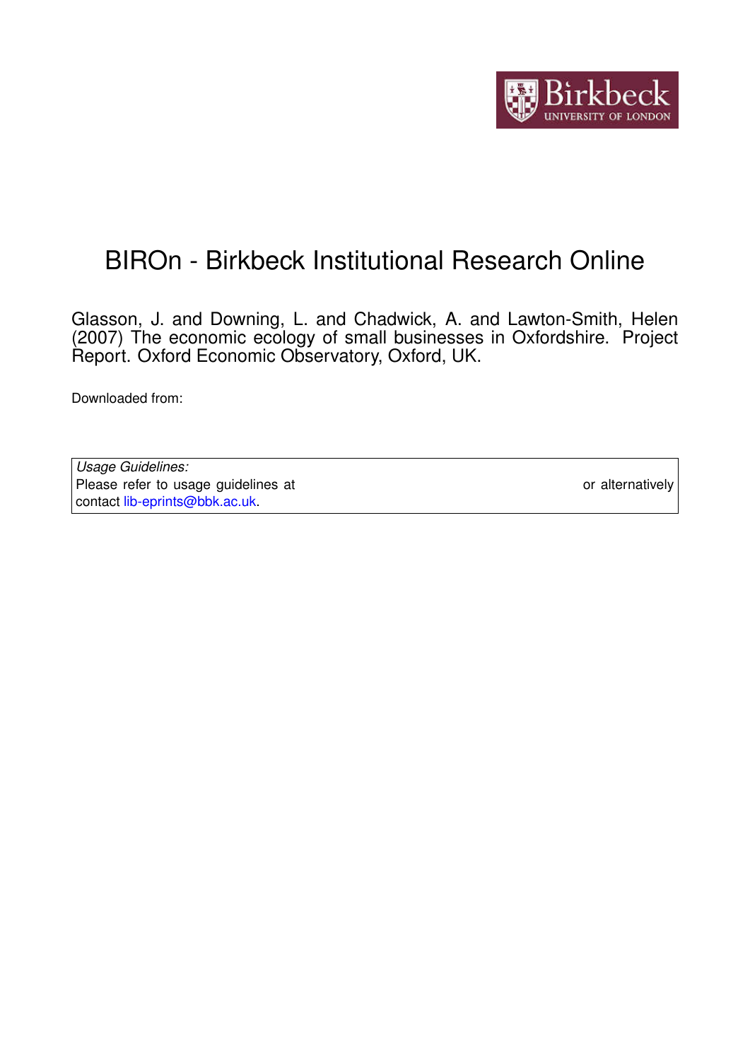# BIROn - Birkbeck Institutional Research Online

Glasson, J. and Downing, L. and Chadwick, A. and Lawton-Smith, Helen (2007) The economic ecology of small businesses in Oxfordshire. Project Report. Oxford Economic Observatory, Oxford, UK.

Downloaded from:

| *Usage Guidelines:* | |
|---|---|
| Please refer to usage guidelines at | or alternatively |
| contact lib-eprints@bbk.ac.uk. | |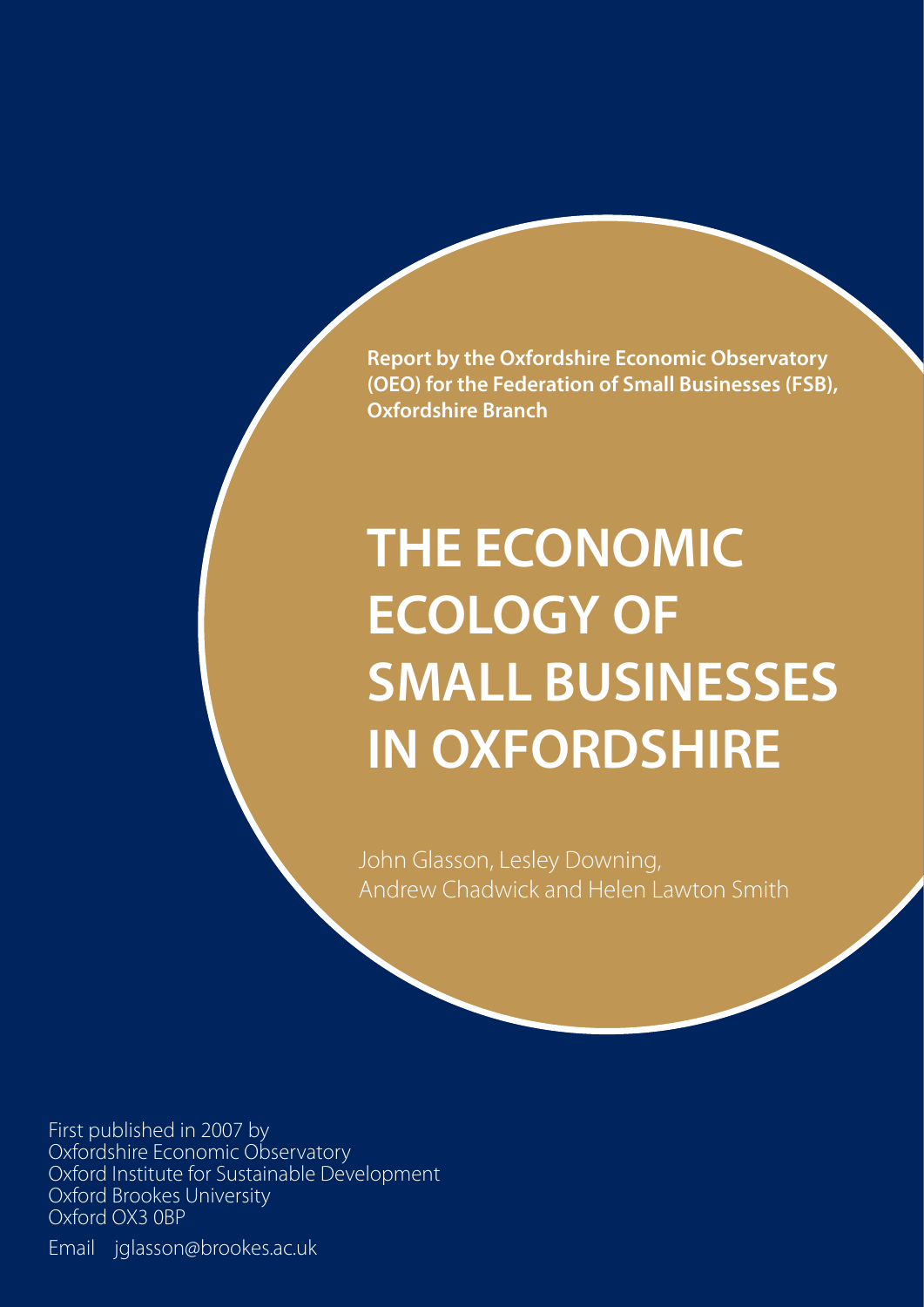**Report by the Oxfordshire Economic Observatory (OEO) for the Federation of Small Businesses (FSB), Oxfordshire Branch**

# THE ECONOMIC ECOLOGY OF SMALL BUSINESSES IN OXFORDSHIRE

John Glasson, Lesley Downing, Andrew Chadwick and Helen Lawton Smith

First published in 2007 by
Oxfordshire Economic Observatory
Oxford Institute for Sustainable Development
Oxford Brookes University
Oxford OX3 0BP

Email jglasson@brookes.ac.uk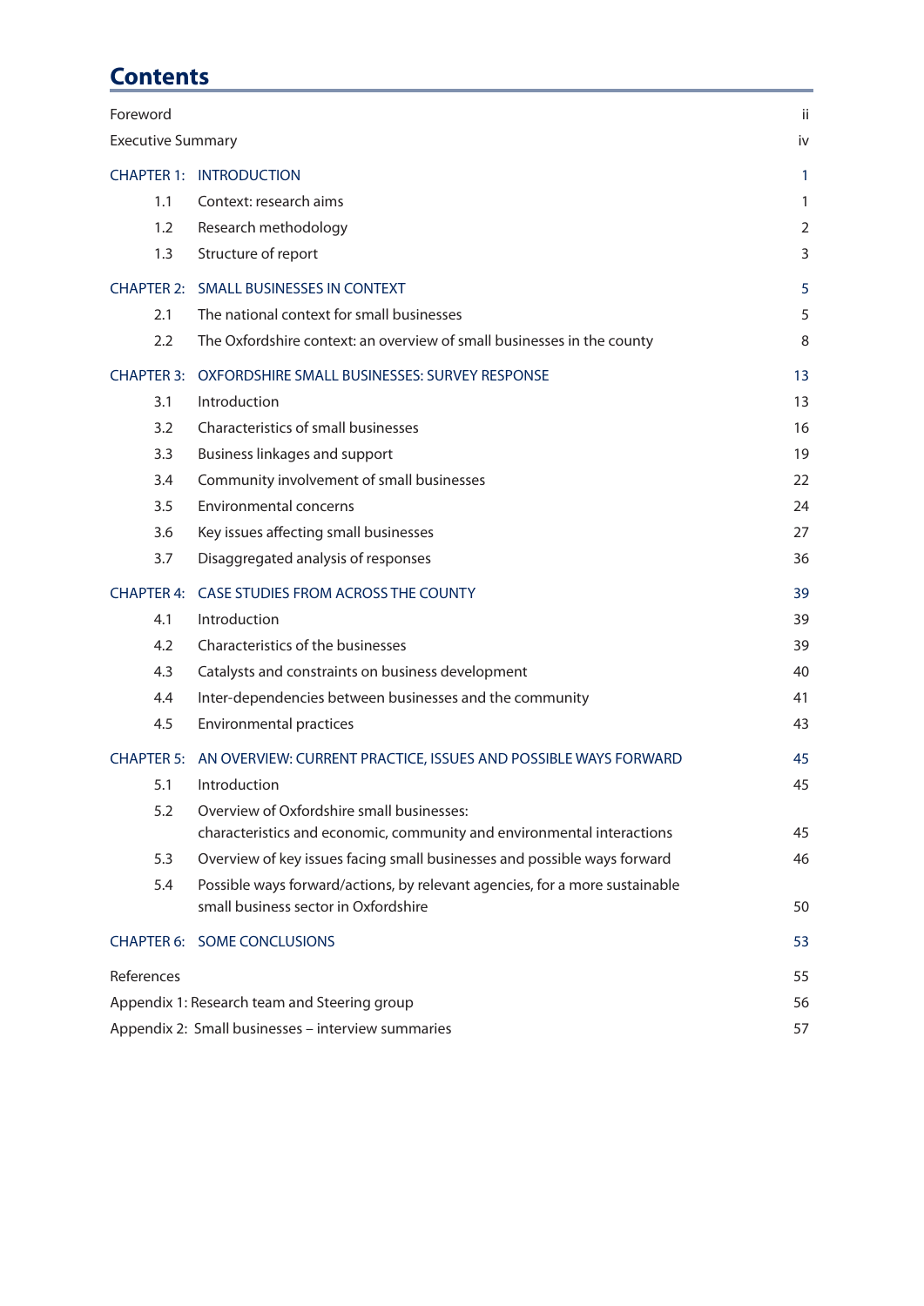# Contents

| | | |
|---|---|---|
| Foreword | | ii |
| Executive Summary | | iv |
| CHAPTER 1: | INTRODUCTION | 1 |
| 1.1 | Context: research aims | 1 |
| 1.2 | Research methodology | 2 |
| 1.3 | Structure of report | 3 |
| CHAPTER 2: | SMALL BUSINESSES IN CONTEXT | 5 |
| 2.1 | The national context for small businesses | 5 |
| 2.2 | The Oxfordshire context: an overview of small businesses in the county | 8 |
| CHAPTER 3: | OXFORDSHIRE SMALL BUSINESSES: SURVEY RESPONSE | 13 |
| 3.1 | Introduction | 13 |
| 3.2 | Characteristics of small businesses | 16 |
| 3.3 | Business linkages and support | 19 |
| 3.4 | Community involvement of small businesses | 22 |
| 3.5 | Environmental concerns | 24 |
| 3.6 | Key issues affecting small businesses | 27 |
| 3.7 | Disaggregated analysis of responses | 36 |
| CHAPTER 4: | CASE STUDIES FROM ACROSS THE COUNTY | 39 |
| 4.1 | Introduction | 39 |
| 4.2 | Characteristics of the businesses | 39 |
| 4.3 | Catalysts and constraints on business development | 40 |
| 4.4 | Inter-dependencies between businesses and the community | 41 |
| 4.5 | Environmental practices | 43 |
| CHAPTER 5: | AN OVERVIEW: CURRENT PRACTICE, ISSUES AND POSSIBLE WAYS FORWARD | 45 |
| 5.1 | Introduction | 45 |
| 5.2 | Overview of Oxfordshire small businesses: characteristics and economic, community and environmental interactions | 45 |
| 5.3 | Overview of key issues facing small businesses and possible ways forward | 46 |
| 5.4 | Possible ways forward/actions, by relevant agencies, for a more sustainable small business sector in Oxfordshire | 50 |
| CHAPTER 6: | SOME CONCLUSIONS | 53 |
| References | | 55 |
| Appendix 1: Research team and Steering group | | 56 |
| Appendix 2: Small businesses – interview summaries | | 57 |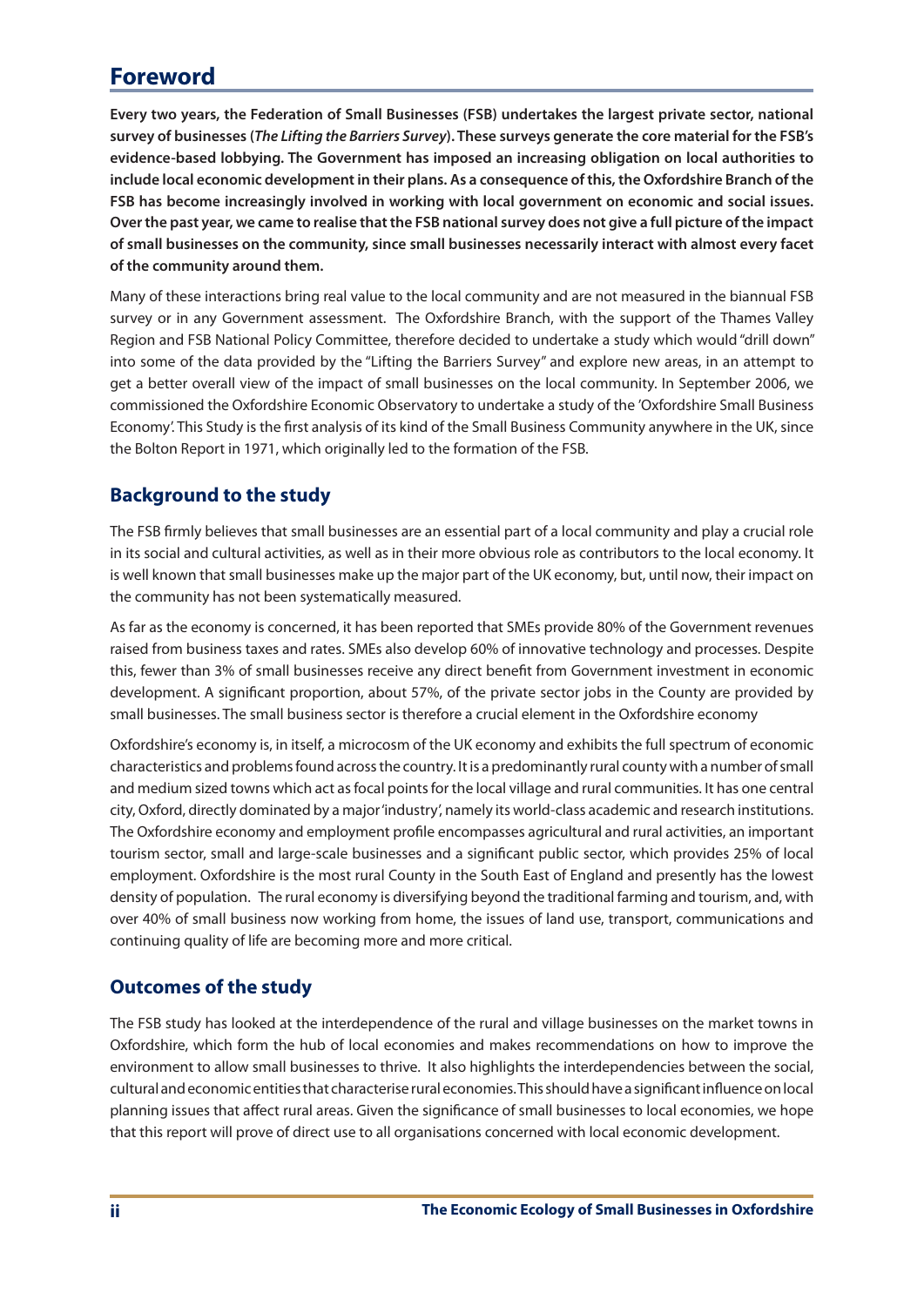# Foreword

**Every two years, the Federation of Small Businesses (FSB) undertakes the largest private sector, national survey of businesses (*The Lifting the Barriers Survey*). These surveys generate the core material for the FSB's evidence-based lobbying. The Government has imposed an increasing obligation on local authorities to include local economic development in their plans. As a consequence of this, the Oxfordshire Branch of the FSB has become increasingly involved in working with local government on economic and social issues. Over the past year, we came to realise that the FSB national survey does not give a full picture of the impact of small businesses on the community, since small businesses necessarily interact with almost every facet of the community around them.**

Many of these interactions bring real value to the local community and are not measured in the biannual FSB survey or in any Government assessment. The Oxfordshire Branch, with the support of the Thames Valley Region and FSB National Policy Committee, therefore decided to undertake a study which would "drill down" into some of the data provided by the "Lifting the Barriers Survey" and explore new areas, in an attempt to get a better overall view of the impact of small businesses on the local community. In September 2006, we commissioned the Oxfordshire Economic Observatory to undertake a study of the 'Oxfordshire Small Business Economy'. This Study is the first analysis of its kind of the Small Business Community anywhere in the UK, since the Bolton Report in 1971, which originally led to the formation of the FSB.

## Background to the study

The FSB firmly believes that small businesses are an essential part of a local community and play a crucial role in its social and cultural activities, as well as in their more obvious role as contributors to the local economy. It is well known that small businesses make up the major part of the UK economy, but, until now, their impact on the community has not been systematically measured.

As far as the economy is concerned, it has been reported that SMEs provide 80% of the Government revenues raised from business taxes and rates. SMEs also develop 60% of innovative technology and processes. Despite this, fewer than 3% of small businesses receive any direct benefit from Government investment in economic development. A significant proportion, about 57%, of the private sector jobs in the County are provided by small businesses. The small business sector is therefore a crucial element in the Oxfordshire economy

Oxfordshire's economy is, in itself, a microcosm of the UK economy and exhibits the full spectrum of economic characteristics and problems found across the country. It is a predominantly rural county with a number of small and medium sized towns which act as focal points for the local village and rural communities. It has one central city, Oxford, directly dominated by a major 'industry', namely its world-class academic and research institutions. The Oxfordshire economy and employment profile encompasses agricultural and rural activities, an important tourism sector, small and large-scale businesses and a significant public sector, which provides 25% of local employment. Oxfordshire is the most rural County in the South East of England and presently has the lowest density of population. The rural economy is diversifying beyond the traditional farming and tourism, and, with over 40% of small business now working from home, the issues of land use, transport, communications and continuing quality of life are becoming more and more critical.

## Outcomes of the study

The FSB study has looked at the interdependence of the rural and village businesses on the market towns in Oxfordshire, which form the hub of local economies and makes recommendations on how to improve the environment to allow small businesses to thrive. It also highlights the interdependencies between the social, cultural and economic entities that characterise rural economies. This should have a significant influence on local planning issues that affect rural areas. Given the significance of small businesses to local economies, we hope that this report will prove of direct use to all organisations concerned with local economic development.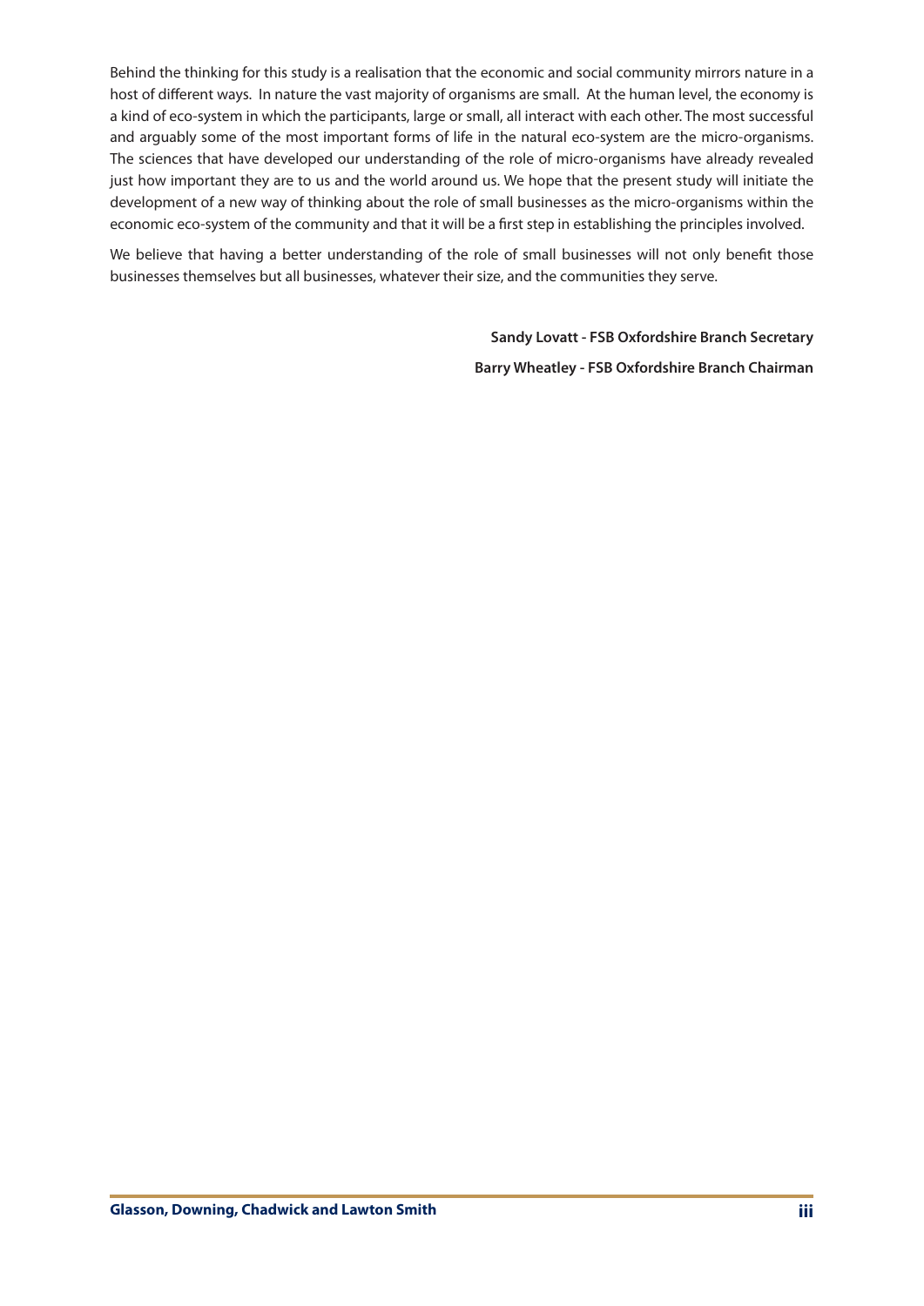Behind the thinking for this study is a realisation that the economic and social community mirrors nature in a host of different ways. In nature the vast majority of organisms are small. At the human level, the economy is a kind of eco-system in which the participants, large or small, all interact with each other. The most successful and arguably some of the most important forms of life in the natural eco-system are the micro-organisms. The sciences that have developed our understanding of the role of micro-organisms have already revealed just how important they are to us and the world around us. We hope that the present study will initiate the development of a new way of thinking about the role of small businesses as the micro-organisms within the economic eco-system of the community and that it will be a first step in establishing the principles involved.

We believe that having a better understanding of the role of small businesses will not only benefit those businesses themselves but all businesses, whatever their size, and the communities they serve.

**Sandy Lovatt - FSB Oxfordshire Branch Secretary**

**Barry Wheatley - FSB Oxfordshire Branch Chairman**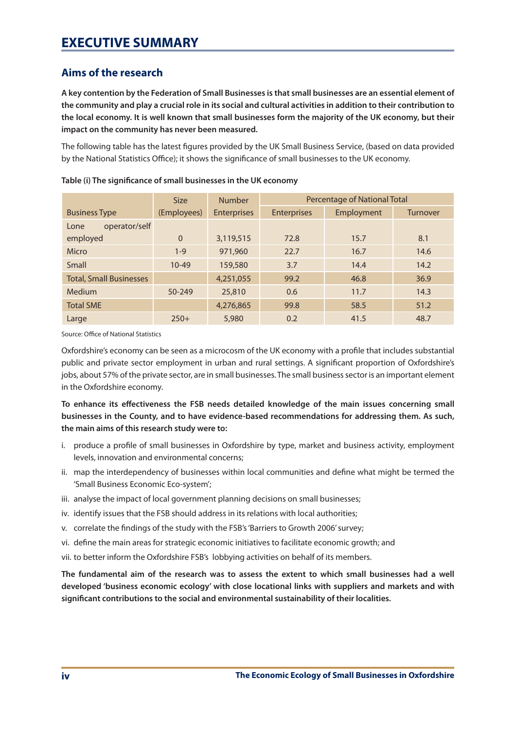# EXECUTIVE SUMMARY

## Aims of the research

**A key contention by the Federation of Small Businesses is that small businesses are an essential element of the community and play a crucial role in its social and cultural activities in addition to their contribution to the local economy. It is well known that small businesses form the majority of the UK economy, but their impact on the community has never been measured.**

The following table has the latest figures provided by the UK Small Business Service, (based on data provided by the National Statistics Office); it shows the significance of small businesses to the UK economy.

**Table (i) The significance of small businesses in the UK economy**

| Business Type | Size (Employees) | Number Enterprises | Percentage of National Total | | |
|---|---|---|---|---|---|
| | | | Enterprises | Employment | Turnover |
| Lone operator/self employed | 0 | 3,119,515 | 72.8 | 15.7 | 8.1 |
| Micro | 1-9 | 971,960 | 22.7 | 16.7 | 14.6 |
| Small | 10-49 | 159,580 | 3.7 | 14.4 | 14.2 |
| Total, Small Businesses | | 4,251,055 | 99.2 | 46.8 | 36.9 |
| Medium | 50-249 | 25,810 | 0.6 | 11.7 | 14.3 |
| Total SME | | 4,276,865 | 99.8 | 58.5 | 51.2 |
| Large | 250+ | 5,980 | 0.2 | 41.5 | 48.7 |

Source: Office of National Statistics

Oxfordshire's economy can be seen as a microcosm of the UK economy with a profile that includes substantial public and private sector employment in urban and rural settings. A significant proportion of Oxfordshire's jobs, about 57% of the private sector, are in small businesses. The small business sector is an important element in the Oxfordshire economy.

**To enhance its effectiveness the FSB needs detailed knowledge of the main issues concerning small businesses in the County, and to have evidence-based recommendations for addressing them. As such, the main aims of this research study were to:**

i. produce a profile of small businesses in Oxfordshire by type, market and business activity, employment levels, innovation and environmental concerns;
ii. map the interdependency of businesses within local communities and define what might be termed the 'Small Business Economic Eco-system';
iii. analyse the impact of local government planning decisions on small businesses;
iv. identify issues that the FSB should address in its relations with local authorities;
v. correlate the findings of the study with the FSB's 'Barriers to Growth 2006' survey;
vi. define the main areas for strategic economic initiatives to facilitate economic growth; and
vii. to better inform the Oxfordshire FSB's lobbying activities on behalf of its members.

**The fundamental aim of the research was to assess the extent to which small businesses had a well developed 'business economic ecology' with close locational links with suppliers and markets and with significant contributions to the social and environmental sustainability of their localities.**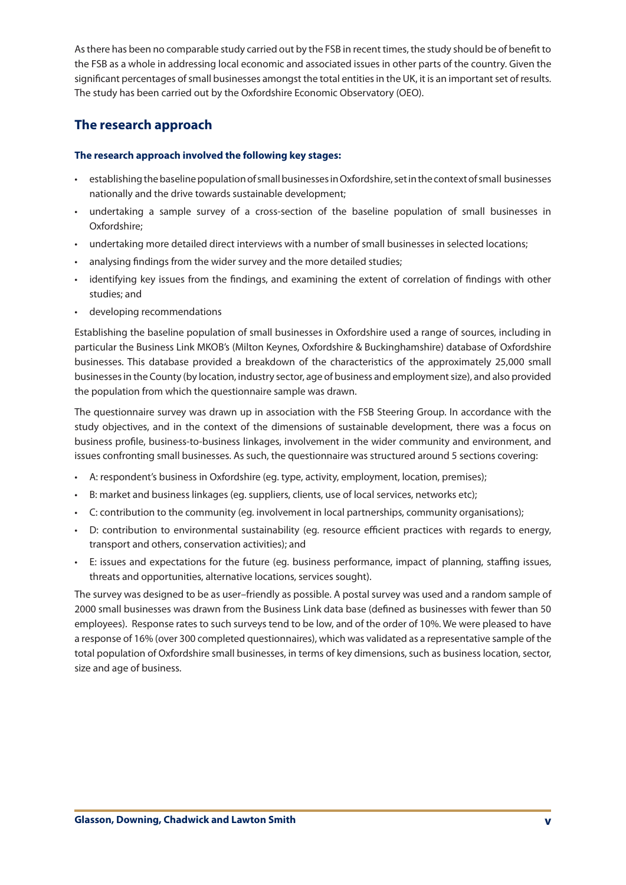As there has been no comparable study carried out by the FSB in recent times, the study should be of benefit to the FSB as a whole in addressing local economic and associated issues in other parts of the country. Given the significant percentages of small businesses amongst the total entities in the UK, it is an important set of results. The study has been carried out by the Oxfordshire Economic Observatory (OEO).

## The research approach

**The research approach involved the following key stages:**

- establishing the baseline population of small businesses in Oxfordshire, set in the context of small businesses nationally and the drive towards sustainable development;
- undertaking a sample survey of a cross-section of the baseline population of small businesses in Oxfordshire;
- undertaking more detailed direct interviews with a number of small businesses in selected locations;
- analysing findings from the wider survey and the more detailed studies;
- identifying key issues from the findings, and examining the extent of correlation of findings with other studies; and
- developing recommendations

Establishing the baseline population of small businesses in Oxfordshire used a range of sources, including in particular the Business Link MKOB's (Milton Keynes, Oxfordshire & Buckinghamshire) database of Oxfordshire businesses. This database provided a breakdown of the characteristics of the approximately 25,000 small businesses in the County (by location, industry sector, age of business and employment size), and also provided the population from which the questionnaire sample was drawn.

The questionnaire survey was drawn up in association with the FSB Steering Group. In accordance with the study objectives, and in the context of the dimensions of sustainable development, there was a focus on business profile, business-to-business linkages, involvement in the wider community and environment, and issues confronting small businesses. As such, the questionnaire was structured around 5 sections covering:

- A: respondent's business in Oxfordshire (eg. type, activity, employment, location, premises);
- B: market and business linkages (eg. suppliers, clients, use of local services, networks etc);
- C: contribution to the community (eg. involvement in local partnerships, community organisations);
- D: contribution to environmental sustainability (eg. resource efficient practices with regards to energy, transport and others, conservation activities); and
- E: issues and expectations for the future (eg. business performance, impact of planning, staffing issues, threats and opportunities, alternative locations, services sought).

The survey was designed to be as user–friendly as possible. A postal survey was used and a random sample of 2000 small businesses was drawn from the Business Link data base (defined as businesses with fewer than 50 employees). Response rates to such surveys tend to be low, and of the order of 10%. We were pleased to have a response of 16% (over 300 completed questionnaires), which was validated as a representative sample of the total population of Oxfordshire small businesses, in terms of key dimensions, such as business location, sector, size and age of business.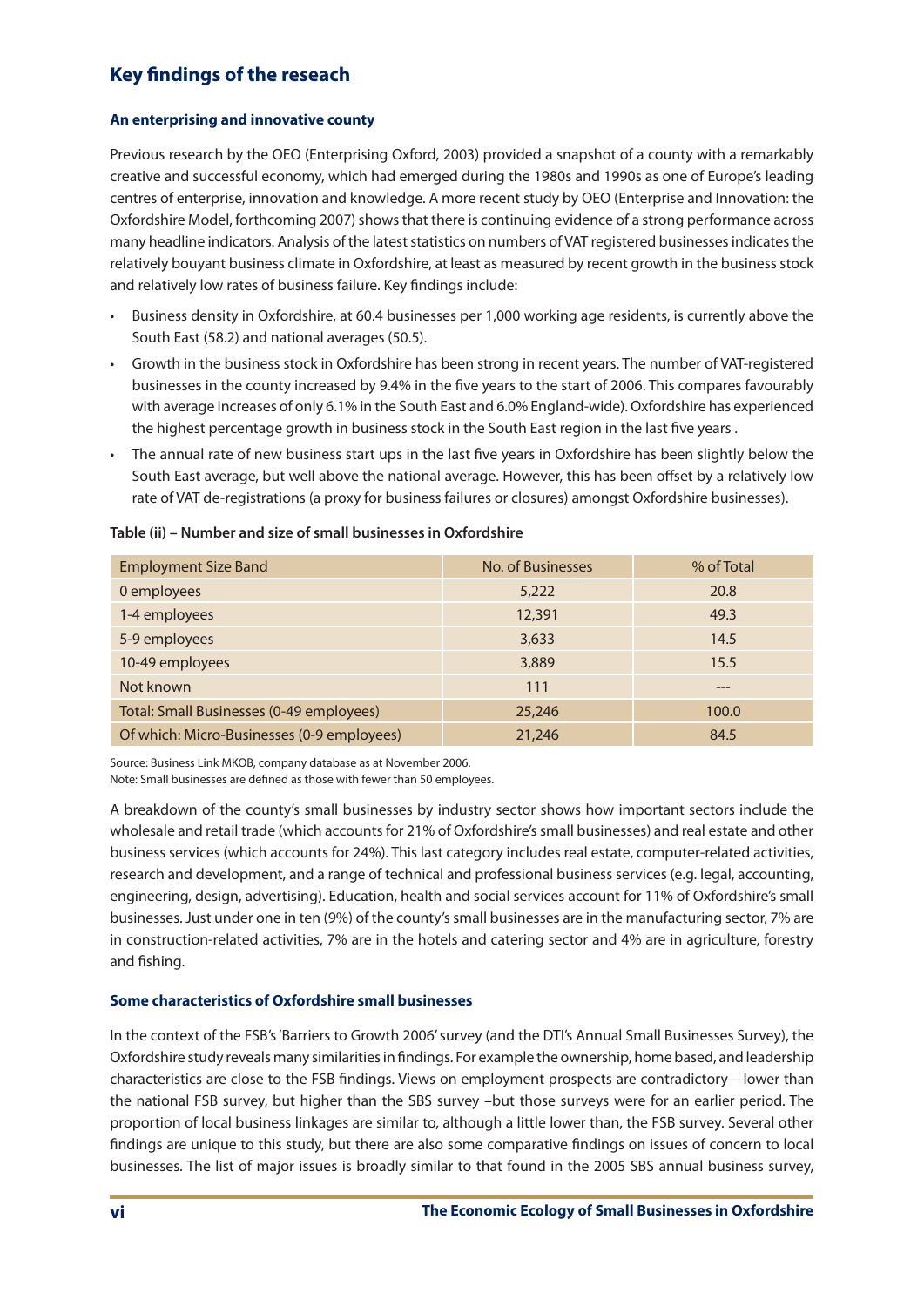## Key findings of the reseach

### An enterprising and innovative county

Previous research by the OEO (Enterprising Oxford, 2003) provided a snapshot of a county with a remarkably creative and successful economy, which had emerged during the 1980s and 1990s as one of Europe's leading centres of enterprise, innovation and knowledge. A more recent study by OEO (Enterprise and Innovation: the Oxfordshire Model, forthcoming 2007) shows that there is continuing evidence of a strong performance across many headline indicators. Analysis of the latest statistics on numbers of VAT registered businesses indicates the relatively bouyant business climate in Oxfordshire, at least as measured by recent growth in the business stock and relatively low rates of business failure. Key findings include:

- Business density in Oxfordshire, at 60.4 businesses per 1,000 working age residents, is currently above the South East (58.2) and national averages (50.5).
- Growth in the business stock in Oxfordshire has been strong in recent years. The number of VAT-registered businesses in the county increased by 9.4% in the five years to the start of 2006. This compares favourably with average increases of only 6.1% in the South East and 6.0% England-wide). Oxfordshire has experienced the highest percentage growth in business stock in the South East region in the last five years .
- The annual rate of new business start ups in the last five years in Oxfordshire has been slightly below the South East average, but well above the national average. However, this has been offset by a relatively low rate of VAT de-registrations (a proxy for business failures or closures) amongst Oxfordshire businesses).

**Table (ii) – Number and size of small businesses in Oxfordshire**

| Employment Size Band | No. of Businesses | % of Total |
|---|---|---|
| 0 employees | 5,222 | 20.8 |
| 1-4 employees | 12,391 | 49.3 |
| 5-9 employees | 3,633 | 14.5 |
| 10-49 employees | 3,889 | 15.5 |
| Not known | 111 | --- |
| Total: Small Businesses (0-49 employees) | 25,246 | 100.0 |
| Of which: Micro-Businesses (0-9 employees) | 21,246 | 84.5 |

Source: Business Link MKOB, company database as at November 2006.
Note: Small businesses are defined as those with fewer than 50 employees.

A breakdown of the county's small businesses by industry sector shows how important sectors include the wholesale and retail trade (which accounts for 21% of Oxfordshire's small businesses) and real estate and other business services (which accounts for 24%). This last category includes real estate, computer-related activities, research and development, and a range of technical and professional business services (e.g. legal, accounting, engineering, design, advertising). Education, health and social services account for 11% of Oxfordshire's small businesses. Just under one in ten (9%) of the county's small businesses are in the manufacturing sector, 7% are in construction-related activities, 7% are in the hotels and catering sector and 4% are in agriculture, forestry and fishing.

### Some characteristics of Oxfordshire small businesses

In the context of the FSB's 'Barriers to Growth 2006' survey (and the DTI's Annual Small Businesses Survey), the Oxfordshire study reveals many similarities in findings. For example the ownership, home based, and leadership characteristics are close to the FSB findings. Views on employment prospects are contradictory—lower than the national FSB survey, but higher than the SBS survey –but those surveys were for an earlier period. The proportion of local business linkages are similar to, although a little lower than, the FSB survey. Several other findings are unique to this study, but there are also some comparative findings on issues of concern to local businesses. The list of major issues is broadly similar to that found in the 2005 SBS annual business survey,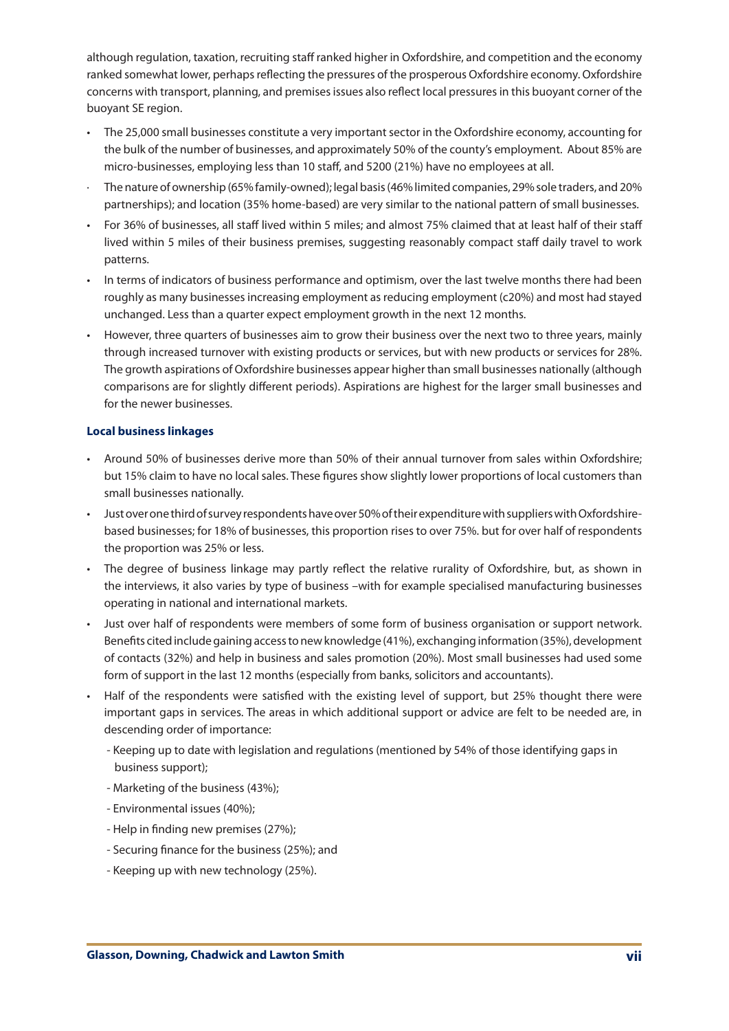although regulation, taxation, recruiting staff ranked higher in Oxfordshire, and competition and the economy ranked somewhat lower, perhaps reflecting the pressures of the prosperous Oxfordshire economy. Oxfordshire concerns with transport, planning, and premises issues also reflect local pressures in this buoyant corner of the buoyant SE region.

- The 25,000 small businesses constitute a very important sector in the Oxfordshire economy, accounting for the bulk of the number of businesses, and approximately 50% of the county's employment. About 85% are micro-businesses, employing less than 10 staff, and 5200 (21%) have no employees at all.
- The nature of ownership (65% family-owned); legal basis (46% limited companies, 29% sole traders, and 20% partnerships); and location (35% home-based) are very similar to the national pattern of small businesses.
- For 36% of businesses, all staff lived within 5 miles; and almost 75% claimed that at least half of their staff lived within 5 miles of their business premises, suggesting reasonably compact staff daily travel to work patterns.
- In terms of indicators of business performance and optimism, over the last twelve months there had been roughly as many businesses increasing employment as reducing employment (c20%) and most had stayed unchanged. Less than a quarter expect employment growth in the next 12 months.
- However, three quarters of businesses aim to grow their business over the next two to three years, mainly through increased turnover with existing products or services, but with new products or services for 28%. The growth aspirations of Oxfordshire businesses appear higher than small businesses nationally (although comparisons are for slightly different periods). Aspirations are highest for the larger small businesses and for the newer businesses.

**Local business linkages**

- Around 50% of businesses derive more than 50% of their annual turnover from sales within Oxfordshire; but 15% claim to have no local sales. These figures show slightly lower proportions of local customers than small businesses nationally.
- Just over one third of survey respondents have over 50% of their expenditure with suppliers with Oxfordshire-based businesses; for 18% of businesses, this proportion rises to over 75%. but for over half of respondents the proportion was 25% or less.
- The degree of business linkage may partly reflect the relative rurality of Oxfordshire, but, as shown in the interviews, it also varies by type of business –with for example specialised manufacturing businesses operating in national and international markets.
- Just over half of respondents were members of some form of business organisation or support network. Benefits cited include gaining access to new knowledge (41%), exchanging information (35%), development of contacts (32%) and help in business and sales promotion (20%). Most small businesses had used some form of support in the last 12 months (especially from banks, solicitors and accountants).
- Half of the respondents were satisfied with the existing level of support, but 25% thought there were important gaps in services. The areas in which additional support or advice are felt to be needed are, in descending order of importance:
  - Keeping up to date with legislation and regulations (mentioned by 54% of those identifying gaps in business support);
  - Marketing of the business (43%);
  - Environmental issues (40%);
  - Help in finding new premises (27%);
  - Securing finance for the business (25%); and
  - Keeping up with new technology (25%).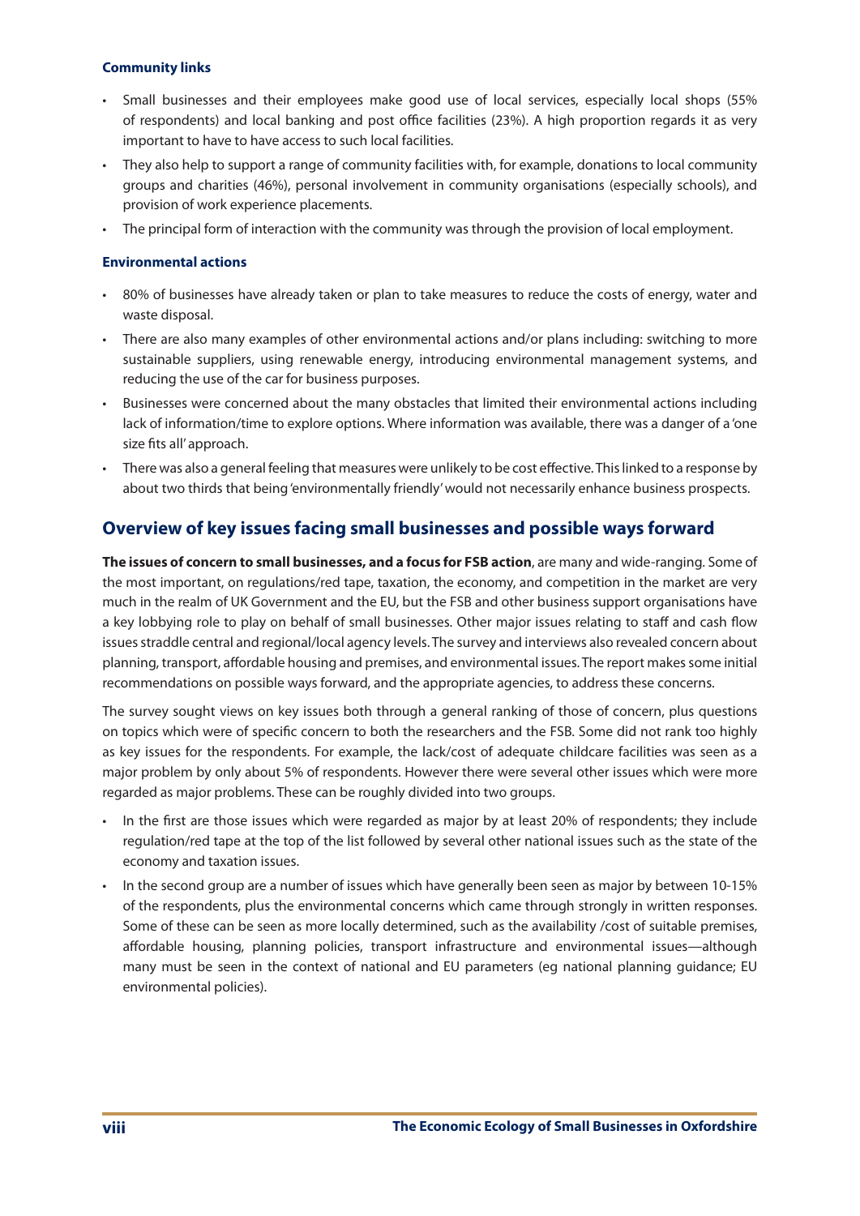#### Community links

- Small businesses and their employees make good use of local services, especially local shops (55% of respondents) and local banking and post office facilities (23%). A high proportion regards it as very important to have to have access to such local facilities.
- They also help to support a range of community facilities with, for example, donations to local community groups and charities (46%), personal involvement in community organisations (especially schools), and provision of work experience placements.
- The principal form of interaction with the community was through the provision of local employment.

#### Environmental actions

- 80% of businesses have already taken or plan to take measures to reduce the costs of energy, water and waste disposal.
- There are also many examples of other environmental actions and/or plans including: switching to more sustainable suppliers, using renewable energy, introducing environmental management systems, and reducing the use of the car for business purposes.
- Businesses were concerned about the many obstacles that limited their environmental actions including lack of information/time to explore options. Where information was available, there was a danger of a 'one size fits all' approach.
- There was also a general feeling that measures were unlikely to be cost effective. This linked to a response by about two thirds that being 'environmentally friendly' would not necessarily enhance business prospects.

## Overview of key issues facing small businesses and possible ways forward

**The issues of concern to small businesses, and a focus for FSB action**, are many and wide-ranging. Some of the most important, on regulations/red tape, taxation, the economy, and competition in the market are very much in the realm of UK Government and the EU, but the FSB and other business support organisations have a key lobbying role to play on behalf of small businesses. Other major issues relating to staff and cash flow issues straddle central and regional/local agency levels. The survey and interviews also revealed concern about planning, transport, affordable housing and premises, and environmental issues. The report makes some initial recommendations on possible ways forward, and the appropriate agencies, to address these concerns.

The survey sought views on key issues both through a general ranking of those of concern, plus questions on topics which were of specific concern to both the researchers and the FSB. Some did not rank too highly as key issues for the respondents. For example, the lack/cost of adequate childcare facilities was seen as a major problem by only about 5% of respondents. However there were several other issues which were more regarded as major problems. These can be roughly divided into two groups.

- In the first are those issues which were regarded as major by at least 20% of respondents; they include regulation/red tape at the top of the list followed by several other national issues such as the state of the economy and taxation issues.
- In the second group are a number of issues which have generally been seen as major by between 10-15% of the respondents, plus the environmental concerns which came through strongly in written responses. Some of these can be seen as more locally determined, such as the availability /cost of suitable premises, affordable housing, planning policies, transport infrastructure and environmental issues—although many must be seen in the context of national and EU parameters (eg national planning guidance; EU environmental policies).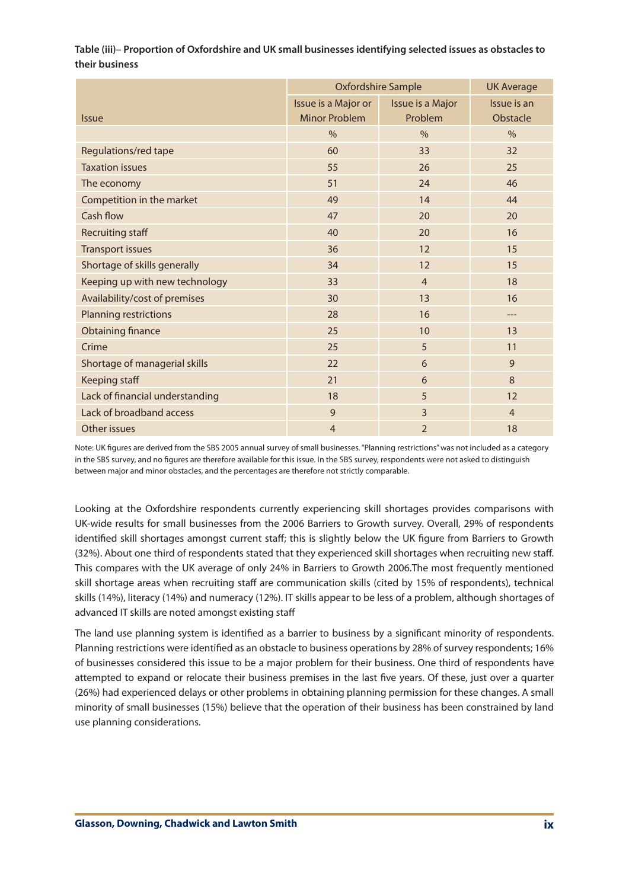**Table (iii)– Proportion of Oxfordshire and UK small businesses identifying selected issues as obstacles to their business**

| | Oxfordshire Sample | | UK Average |
|---|---|---|---|
| Issue | Issue is a Major or Minor Problem | Issue is a Major Problem | Issue is an Obstacle |
| | % | % | % |
| Regulations/red tape | 60 | 33 | 32 |
| Taxation issues | 55 | 26 | 25 |
| The economy | 51 | 24 | 46 |
| Competition in the market | 49 | 14 | 44 |
| Cash flow | 47 | 20 | 20 |
| Recruiting staff | 40 | 20 | 16 |
| Transport issues | 36 | 12 | 15 |
| Shortage of skills generally | 34 | 12 | 15 |
| Keeping up with new technology | 33 | 4 | 18 |
| Availability/cost of premises | 30 | 13 | 16 |
| Planning restrictions | 28 | 16 | --- |
| Obtaining finance | 25 | 10 | 13 |
| Crime | 25 | 5 | 11 |
| Shortage of managerial skills | 22 | 6 | 9 |
| Keeping staff | 21 | 6 | 8 |
| Lack of financial understanding | 18 | 5 | 12 |
| Lack of broadband access | 9 | 3 | 4 |
| Other issues | 4 | 2 | 18 |

Note: UK figures are derived from the SBS 2005 annual survey of small businesses. "Planning restrictions" was not included as a category in the SBS survey, and no figures are therefore available for this issue. In the SBS survey, respondents were not asked to distinguish between major and minor obstacles, and the percentages are therefore not strictly comparable.

Looking at the Oxfordshire respondents currently experiencing skill shortages provides comparisons with UK-wide results for small businesses from the 2006 Barriers to Growth survey. Overall, 29% of respondents identified skill shortages amongst current staff; this is slightly below the UK figure from Barriers to Growth (32%). About one third of respondents stated that they experienced skill shortages when recruiting new staff. This compares with the UK average of only 24% in Barriers to Growth 2006.The most frequently mentioned skill shortage areas when recruiting staff are communication skills (cited by 15% of respondents), technical skills (14%), literacy (14%) and numeracy (12%). IT skills appear to be less of a problem, although shortages of advanced IT skills are noted amongst existing staff

The land use planning system is identified as a barrier to business by a significant minority of respondents. Planning restrictions were identified as an obstacle to business operations by 28% of survey respondents; 16% of businesses considered this issue to be a major problem for their business. One third of respondents have attempted to expand or relocate their business premises in the last five years. Of these, just over a quarter (26%) had experienced delays or other problems in obtaining planning permission for these changes. A small minority of small businesses (15%) believe that the operation of their business has been constrained by land use planning considerations.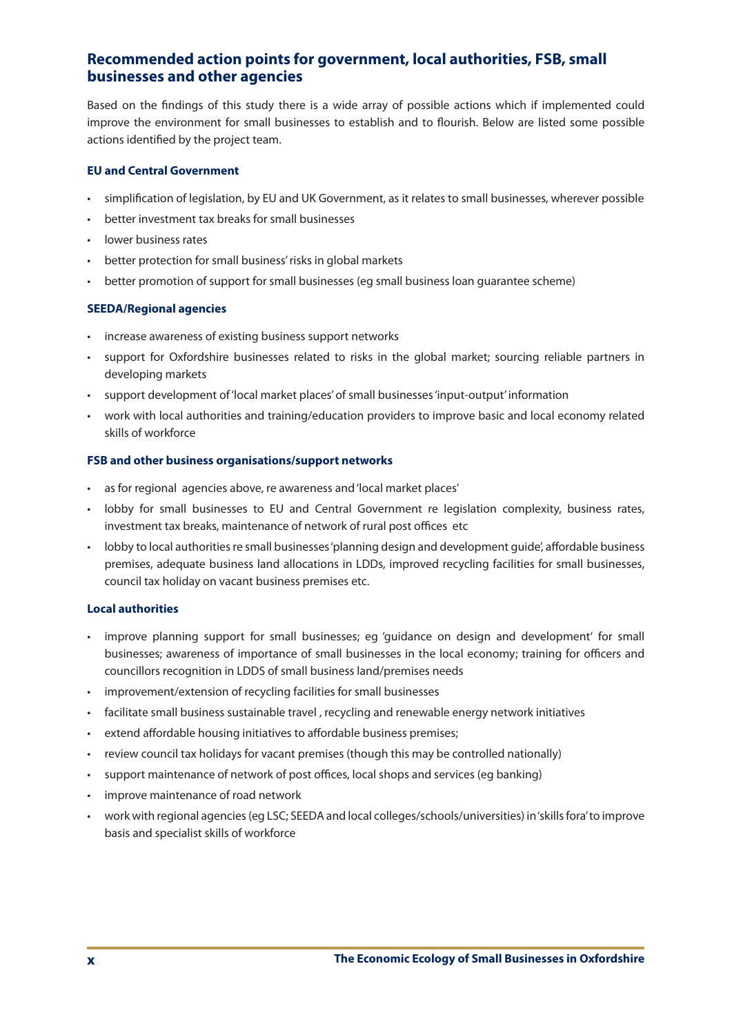## Recommended action points for government, local authorities, FSB, small businesses and other agencies

Based on the findings of this study there is a wide array of possible actions which if implemented could improve the environment for small businesses to establish and to flourish. Below are listed some possible actions identified by the project team.

### EU and Central Government

- simplification of legislation, by EU and UK Government, as it relates to small businesses, wherever possible
- better investment tax breaks for small businesses
- lower business rates
- better protection for small business' risks in global markets
- better promotion of support for small businesses (eg small business loan guarantee scheme)

### SEEDA/Regional agencies

- increase awareness of existing business support networks
- support for Oxfordshire businesses related to risks in the global market; sourcing reliable partners in developing markets
- support development of 'local market places' of small businesses 'input-output' information
- work with local authorities and training/education providers to improve basic and local economy related skills of workforce

### FSB and other business organisations/support networks

- as for regional agencies above, re awareness and 'local market places'
- lobby for small businesses to EU and Central Government re legislation complexity, business rates, investment tax breaks, maintenance of network of rural post offices etc
- lobby to local authorities re small businesses 'planning design and development guide', affordable business premises, adequate business land allocations in LDDs, improved recycling facilities for small businesses, council tax holiday on vacant business premises etc.

### Local authorities

- improve planning support for small businesses; eg 'guidance on design and development' for small businesses; awareness of importance of small businesses in the local economy; training for officers and councillors recognition in LDDS of small business land/premises needs
- improvement/extension of recycling facilities for small businesses
- facilitate small business sustainable travel , recycling and renewable energy network initiatives
- extend affordable housing initiatives to affordable business premises;
- review council tax holidays for vacant premises (though this may be controlled nationally)
- support maintenance of network of post offices, local shops and services (eg banking)
- improve maintenance of road network
- work with regional agencies (eg LSC; SEEDA and local colleges/schools/universities) in 'skills fora' to improve basis and specialist skills of workforce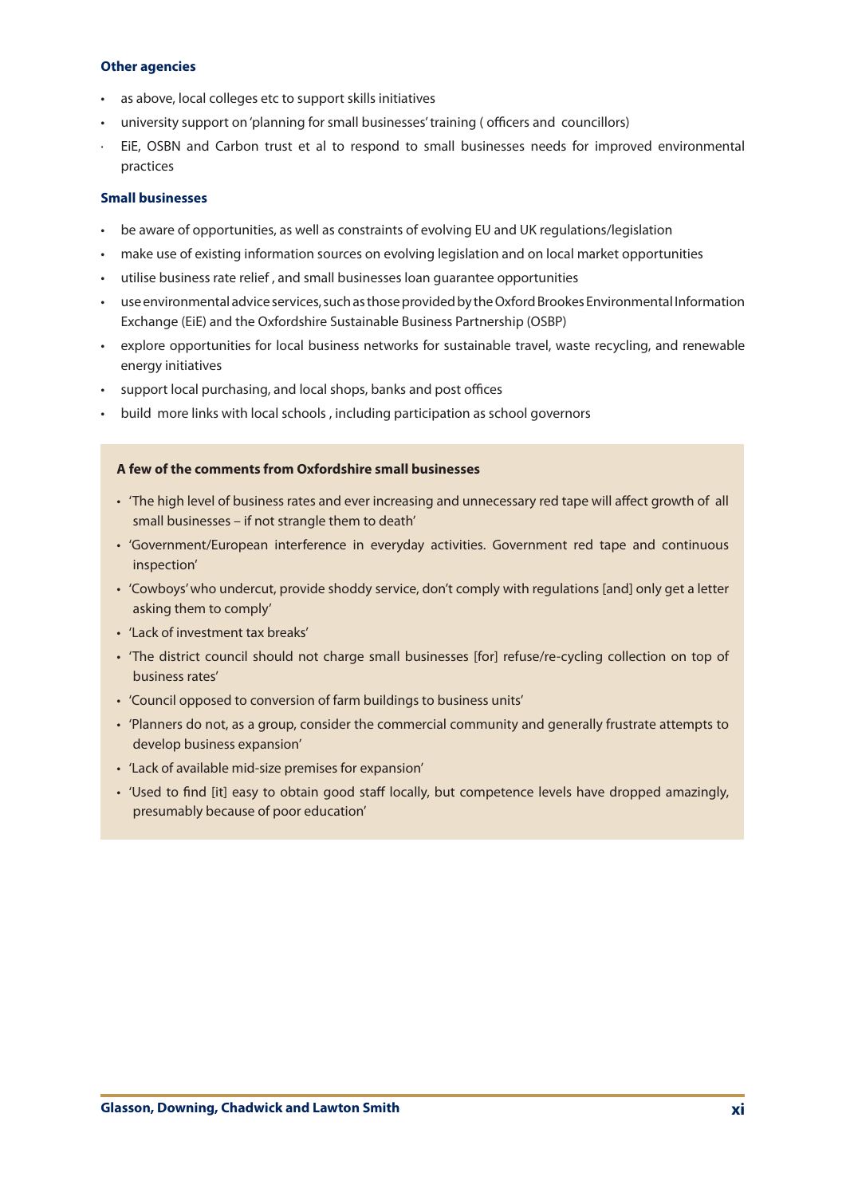### Other agencies

- as above, local colleges etc to support skills initiatives
- university support on 'planning for small businesses' training ( officers and councillors)
- EiE, OSBN and Carbon trust et al to respond to small businesses needs for improved environmental practices

### Small businesses

- be aware of opportunities, as well as constraints of evolving EU and UK regulations/legislation
- make use of existing information sources on evolving legislation and on local market opportunities
- utilise business rate relief , and small businesses loan guarantee opportunities
- use environmental advice services, such as those provided by the Oxford Brookes Environmental Information Exchange (EiE) and the Oxfordshire Sustainable Business Partnership (OSBP)
- explore opportunities for local business networks for sustainable travel, waste recycling, and renewable energy initiatives
- support local purchasing, and local shops, banks and post offices
- build more links with local schools , including participation as school governors

**A few of the comments from Oxfordshire small businesses**

- 'The high level of business rates and ever increasing and unnecessary red tape will affect growth of all small businesses – if not strangle them to death'
- 'Government/European interference in everyday activities. Government red tape and continuous inspection'
- 'Cowboys' who undercut, provide shoddy service, don't comply with regulations [and] only get a letter asking them to comply'
- 'Lack of investment tax breaks'
- 'The district council should not charge small businesses [for] refuse/re-cycling collection on top of business rates'
- 'Council opposed to conversion of farm buildings to business units'
- 'Planners do not, as a group, consider the commercial community and generally frustrate attempts to develop business expansion'
- 'Lack of available mid-size premises for expansion'
- 'Used to find [it] easy to obtain good staff locally, but competence levels have dropped amazingly, presumably because of poor education'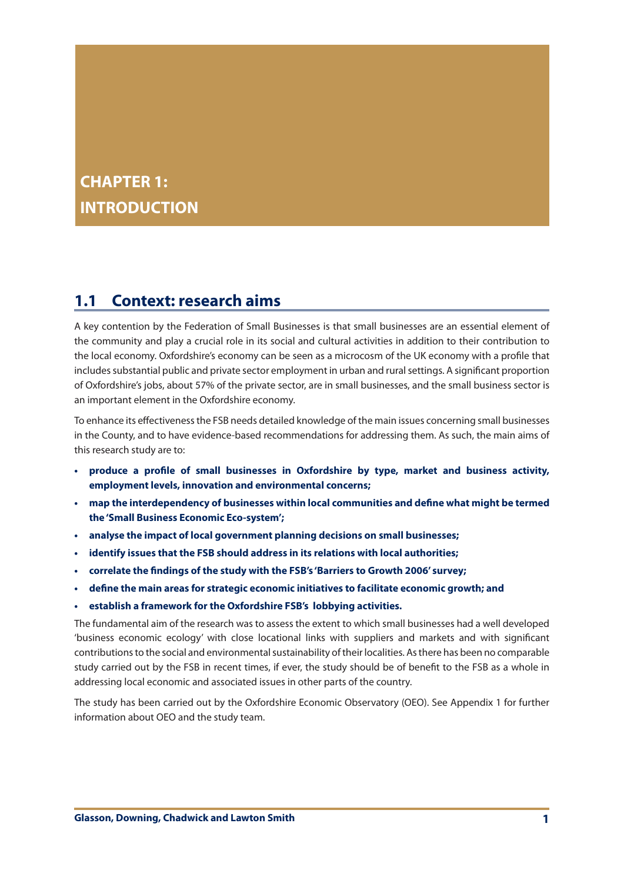# CHAPTER 1: INTRODUCTION

## 1.1 Context: research aims

A key contention by the Federation of Small Businesses is that small businesses are an essential element of the community and play a crucial role in its social and cultural activities in addition to their contribution to the local economy. Oxfordshire's economy can be seen as a microcosm of the UK economy with a profile that includes substantial public and private sector employment in urban and rural settings. A significant proportion of Oxfordshire's jobs, about 57% of the private sector, are in small businesses, and the small business sector is an important element in the Oxfordshire economy.

To enhance its effectiveness the FSB needs detailed knowledge of the main issues concerning small businesses in the County, and to have evidence-based recommendations for addressing them. As such, the main aims of this research study are to:

- **produce a profile of small businesses in Oxfordshire by type, market and business activity, employment levels, innovation and environmental concerns;**
- **map the interdependency of businesses within local communities and define what might be termed the 'Small Business Economic Eco-system';**
- **analyse the impact of local government planning decisions on small businesses;**
- **identify issues that the FSB should address in its relations with local authorities;**
- **correlate the findings of the study with the FSB's 'Barriers to Growth 2006' survey;**
- **define the main areas for strategic economic initiatives to facilitate economic growth; and**
- **establish a framework for the Oxfordshire FSB's lobbying activities.**

The fundamental aim of the research was to assess the extent to which small businesses had a well developed 'business economic ecology' with close locational links with suppliers and markets and with significant contributions to the social and environmental sustainability of their localities. As there has been no comparable study carried out by the FSB in recent times, if ever, the study should be of benefit to the FSB as a whole in addressing local economic and associated issues in other parts of the country.

The study has been carried out by the Oxfordshire Economic Observatory (OEO). See Appendix 1 for further information about OEO and the study team.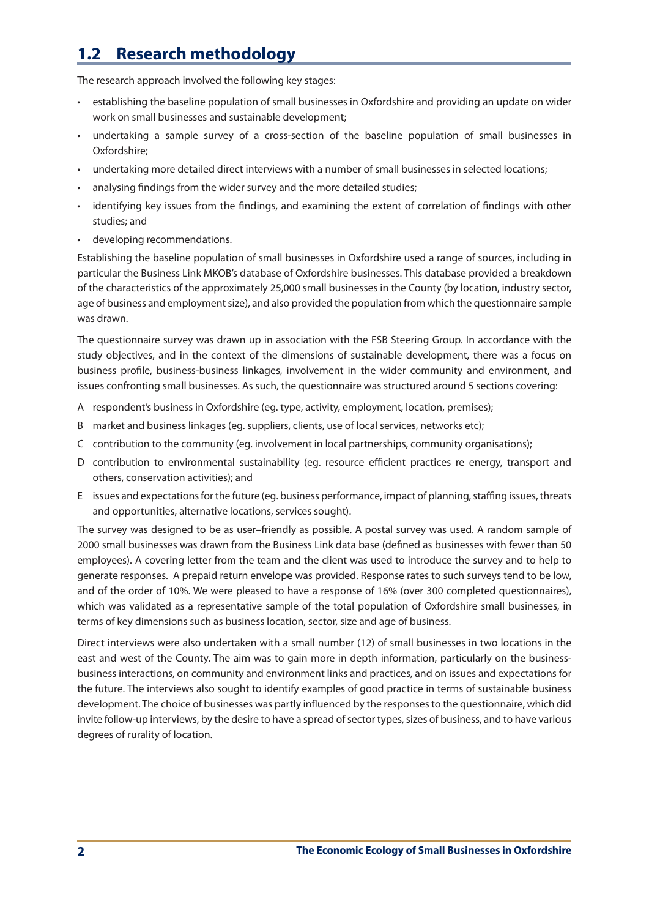## 1.2 Research methodology

The research approach involved the following key stages:

- establishing the baseline population of small businesses in Oxfordshire and providing an update on wider work on small businesses and sustainable development;
- undertaking a sample survey of a cross-section of the baseline population of small businesses in Oxfordshire;
- undertaking more detailed direct interviews with a number of small businesses in selected locations;
- analysing findings from the wider survey and the more detailed studies;
- identifying key issues from the findings, and examining the extent of correlation of findings with other studies; and
- developing recommendations.

Establishing the baseline population of small businesses in Oxfordshire used a range of sources, including in particular the Business Link MKOB's database of Oxfordshire businesses. This database provided a breakdown of the characteristics of the approximately 25,000 small businesses in the County (by location, industry sector, age of business and employment size), and also provided the population from which the questionnaire sample was drawn.

The questionnaire survey was drawn up in association with the FSB Steering Group. In accordance with the study objectives, and in the context of the dimensions of sustainable development, there was a focus on business profile, business-business linkages, involvement in the wider community and environment, and issues confronting small businesses. As such, the questionnaire was structured around 5 sections covering:

A respondent's business in Oxfordshire (eg. type, activity, employment, location, premises);

B market and business linkages (eg. suppliers, clients, use of local services, networks etc);

C contribution to the community (eg. involvement in local partnerships, community organisations);

D contribution to environmental sustainability (eg. resource efficient practices re energy, transport and others, conservation activities); and

E issues and expectations for the future (eg. business performance, impact of planning, staffing issues, threats and opportunities, alternative locations, services sought).

The survey was designed to be as user–friendly as possible. A postal survey was used. A random sample of 2000 small businesses was drawn from the Business Link data base (defined as businesses with fewer than 50 employees). A covering letter from the team and the client was used to introduce the survey and to help to generate responses. A prepaid return envelope was provided. Response rates to such surveys tend to be low, and of the order of 10%. We were pleased to have a response of 16% (over 300 completed questionnaires), which was validated as a representative sample of the total population of Oxfordshire small businesses, in terms of key dimensions such as business location, sector, size and age of business.

Direct interviews were also undertaken with a small number (12) of small businesses in two locations in the east and west of the County. The aim was to gain more in depth information, particularly on the business-business interactions, on community and environment links and practices, and on issues and expectations for the future. The interviews also sought to identify examples of good practice in terms of sustainable business development. The choice of businesses was partly influenced by the responses to the questionnaire, which did invite follow-up interviews, by the desire to have a spread of sector types, sizes of business, and to have various degrees of rurality of location.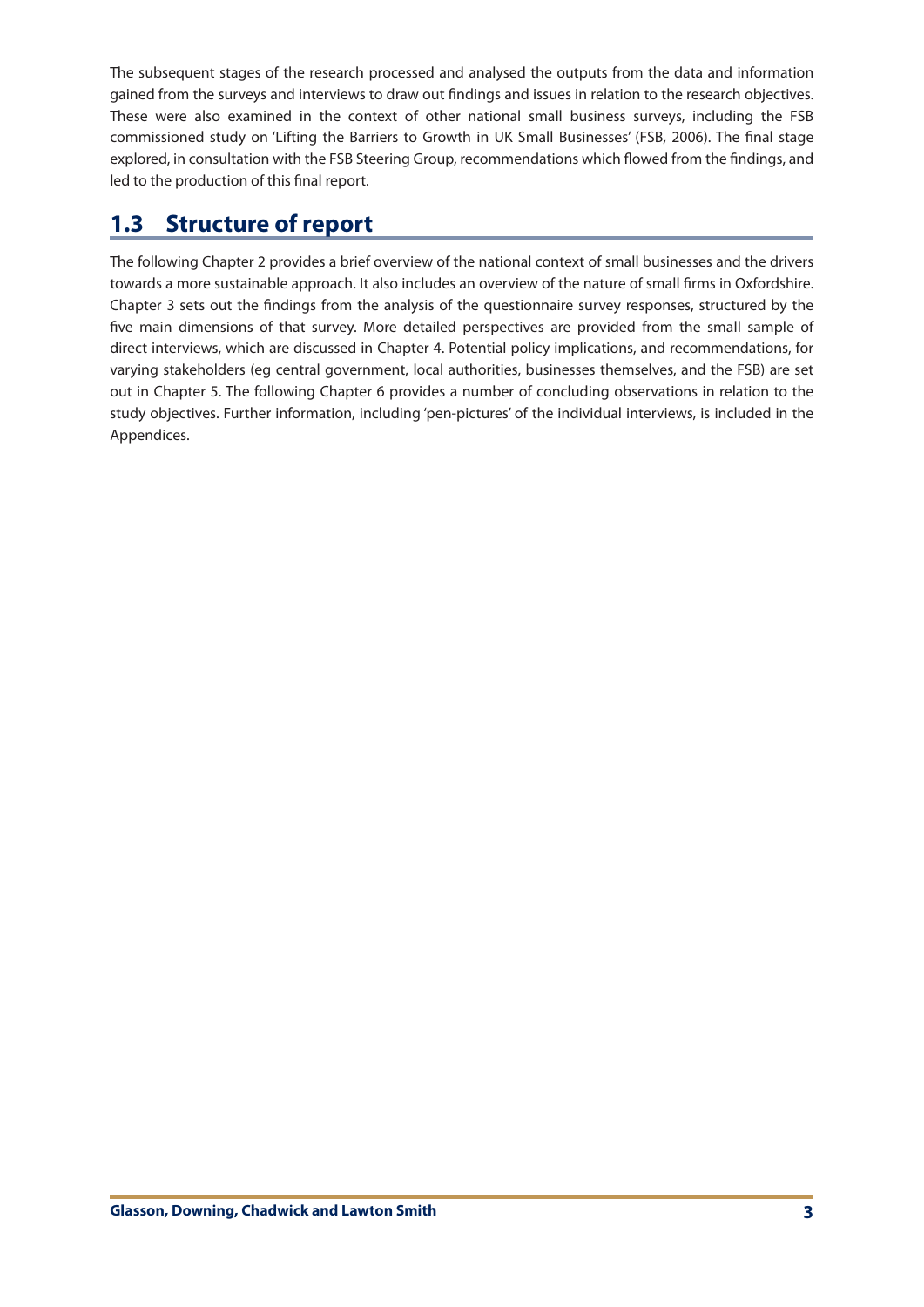The subsequent stages of the research processed and analysed the outputs from the data and information gained from the surveys and interviews to draw out findings and issues in relation to the research objectives. These were also examined in the context of other national small business surveys, including the FSB commissioned study on 'Lifting the Barriers to Growth in UK Small Businesses' (FSB, 2006). The final stage explored, in consultation with the FSB Steering Group, recommendations which flowed from the findings, and led to the production of this final report.

## 1.3 Structure of report

The following Chapter 2 provides a brief overview of the national context of small businesses and the drivers towards a more sustainable approach. It also includes an overview of the nature of small firms in Oxfordshire. Chapter 3 sets out the findings from the analysis of the questionnaire survey responses, structured by the five main dimensions of that survey. More detailed perspectives are provided from the small sample of direct interviews, which are discussed in Chapter 4. Potential policy implications, and recommendations, for varying stakeholders (eg central government, local authorities, businesses themselves, and the FSB) are set out in Chapter 5. The following Chapter 6 provides a number of concluding observations in relation to the study objectives. Further information, including 'pen-pictures' of the individual interviews, is included in the Appendices.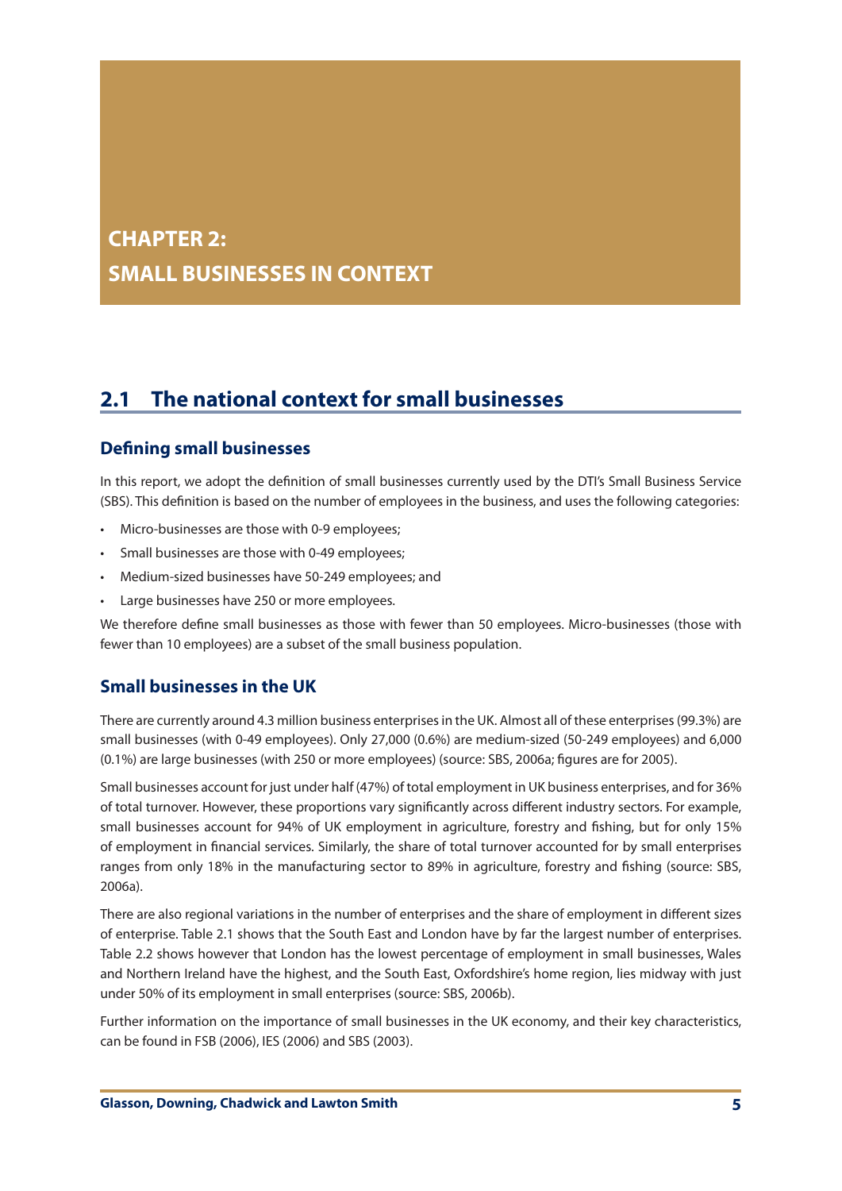# CHAPTER 2:
# SMALL BUSINESSES IN CONTEXT

## 2.1 The national context for small businesses

### Defining small businesses

In this report, we adopt the definition of small businesses currently used by the DTI's Small Business Service (SBS). This definition is based on the number of employees in the business, and uses the following categories:

- Micro-businesses are those with 0-9 employees;
- Small businesses are those with 0-49 employees;
- Medium-sized businesses have 50-249 employees; and
- Large businesses have 250 or more employees.

We therefore define small businesses as those with fewer than 50 employees. Micro-businesses (those with fewer than 10 employees) are a subset of the small business population.

### Small businesses in the UK

There are currently around 4.3 million business enterprises in the UK. Almost all of these enterprises (99.3%) are small businesses (with 0-49 employees). Only 27,000 (0.6%) are medium-sized (50-249 employees) and 6,000 (0.1%) are large businesses (with 250 or more employees) (source: SBS, 2006a; figures are for 2005).

Small businesses account for just under half (47%) of total employment in UK business enterprises, and for 36% of total turnover. However, these proportions vary significantly across different industry sectors. For example, small businesses account for 94% of UK employment in agriculture, forestry and fishing, but for only 15% of employment in financial services. Similarly, the share of total turnover accounted for by small enterprises ranges from only 18% in the manufacturing sector to 89% in agriculture, forestry and fishing (source: SBS, 2006a).

There are also regional variations in the number of enterprises and the share of employment in different sizes of enterprise. Table 2.1 shows that the South East and London have by far the largest number of enterprises. Table 2.2 shows however that London has the lowest percentage of employment in small businesses, Wales and Northern Ireland have the highest, and the South East, Oxfordshire's home region, lies midway with just under 50% of its employment in small enterprises (source: SBS, 2006b).

Further information on the importance of small businesses in the UK economy, and their key characteristics, can be found in FSB (2006), IES (2006) and SBS (2003).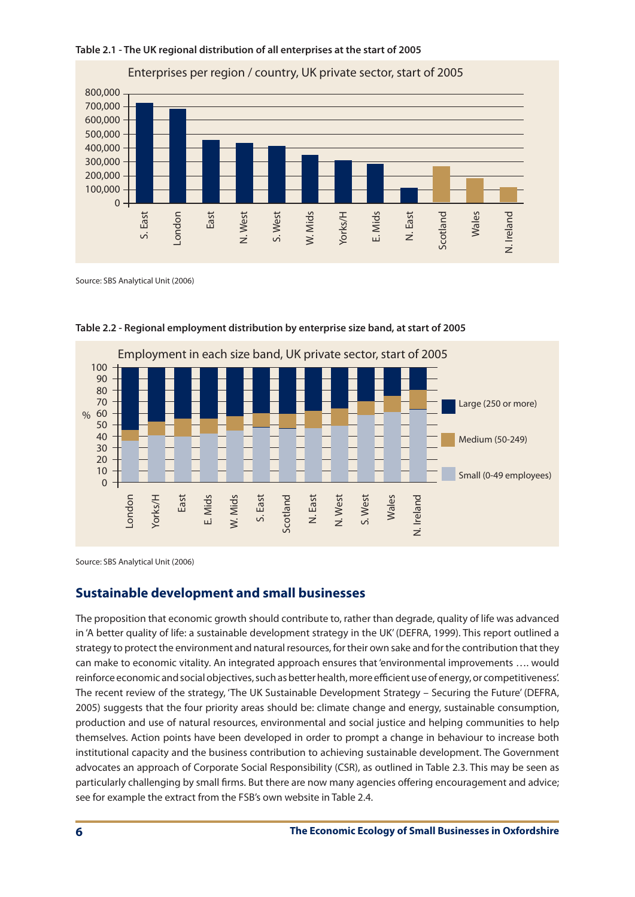**Table 2.1 - The UK regional distribution of all enterprises at the start of 2005**

Enterprises per region / country, UK private sector, start of 2005

Source: SBS Analytical Unit (2006)

**Table 2.2 - Regional employment distribution by enterprise size band, at start of 2005**

Employment in each size band, UK private sector, start of 2005

Source: SBS Analytical Unit (2006)

## Sustainable development and small businesses

The proposition that economic growth should contribute to, rather than degrade, quality of life was advanced in 'A better quality of life: a sustainable development strategy in the UK' (DEFRA, 1999). This report outlined a strategy to protect the environment and natural resources, for their own sake and for the contribution that they can make to economic vitality. An integrated approach ensures that 'environmental improvements …. would reinforce economic and social objectives, such as better health, more efficient use of energy, or competitiveness'. The recent review of the strategy, 'The UK Sustainable Development Strategy – Securing the Future' (DEFRA, 2005) suggests that the four priority areas should be: climate change and energy, sustainable consumption, production and use of natural resources, environmental and social justice and helping communities to help themselves. Action points have been developed in order to prompt a change in behaviour to increase both institutional capacity and the business contribution to achieving sustainable development. The Government advocates an approach of Corporate Social Responsibility (CSR), as outlined in Table 2.3. This may be seen as particularly challenging by small firms. But there are now many agencies offering encouragement and advice; see for example the extract from the FSB's own website in Table 2.4.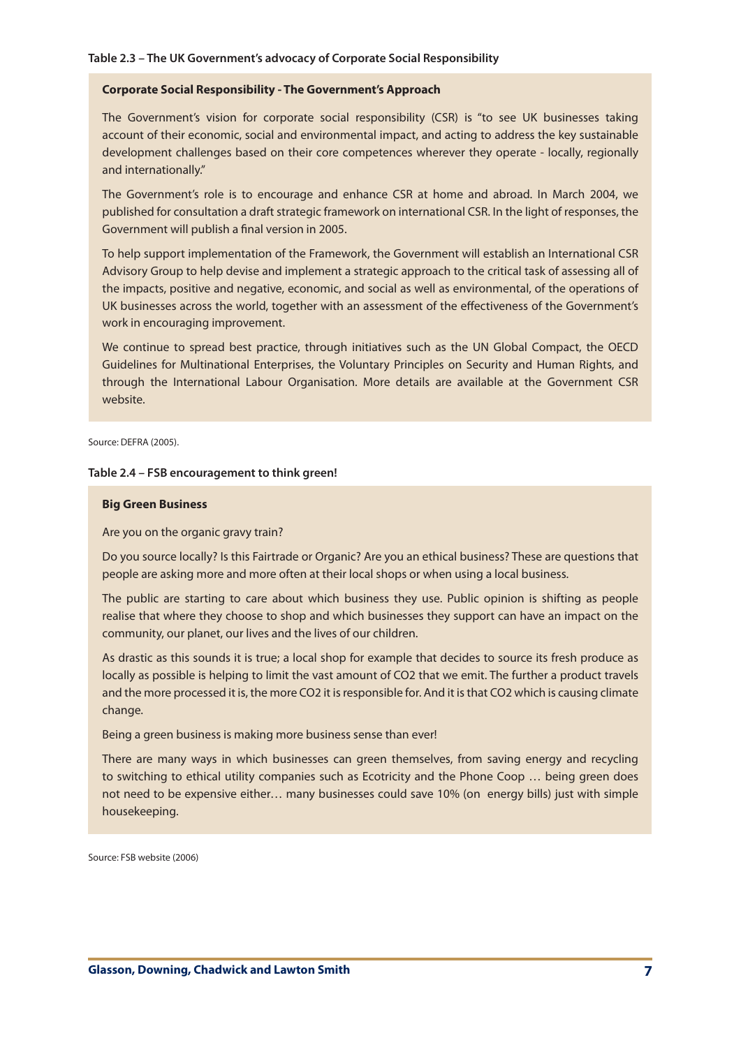**Table 2.3 – The UK Government's advocacy of Corporate Social Responsibility**

**Corporate Social Responsibility - The Government's Approach**

The Government's vision for corporate social responsibility (CSR) is "to see UK businesses taking account of their economic, social and environmental impact, and acting to address the key sustainable development challenges based on their core competences wherever they operate - locally, regionally and internationally."

The Government's role is to encourage and enhance CSR at home and abroad. In March 2004, we published for consultation a draft strategic framework on international CSR. In the light of responses, the Government will publish a final version in 2005.

To help support implementation of the Framework, the Government will establish an International CSR Advisory Group to help devise and implement a strategic approach to the critical task of assessing all of the impacts, positive and negative, economic, and social as well as environmental, of the operations of UK businesses across the world, together with an assessment of the effectiveness of the Government's work in encouraging improvement.

We continue to spread best practice, through initiatives such as the UN Global Compact, the OECD Guidelines for Multinational Enterprises, the Voluntary Principles on Security and Human Rights, and through the International Labour Organisation. More details are available at the Government CSR website.

Source: DEFRA (2005).

**Table 2.4 – FSB encouragement to think green!**

**Big Green Business**

Are you on the organic gravy train?

Do you source locally? Is this Fairtrade or Organic? Are you an ethical business? These are questions that people are asking more and more often at their local shops or when using a local business.

The public are starting to care about which business they use. Public opinion is shifting as people realise that where they choose to shop and which businesses they support can have an impact on the community, our planet, our lives and the lives of our children.

As drastic as this sounds it is true; a local shop for example that decides to source its fresh produce as locally as possible is helping to limit the vast amount of $CO_2$ that we emit. The further a product travels and the more processed it is, the more $CO_2$ it is responsible for. And it is that $CO_2$ which is causing climate change.

Being a green business is making more business sense than ever!

There are many ways in which businesses can green themselves, from saving energy and recycling to switching to ethical utility companies such as Ecotricity and the Phone Coop … being green does not need to be expensive either… many businesses could save 10% (on energy bills) just with simple housekeeping.

Source: FSB website (2006)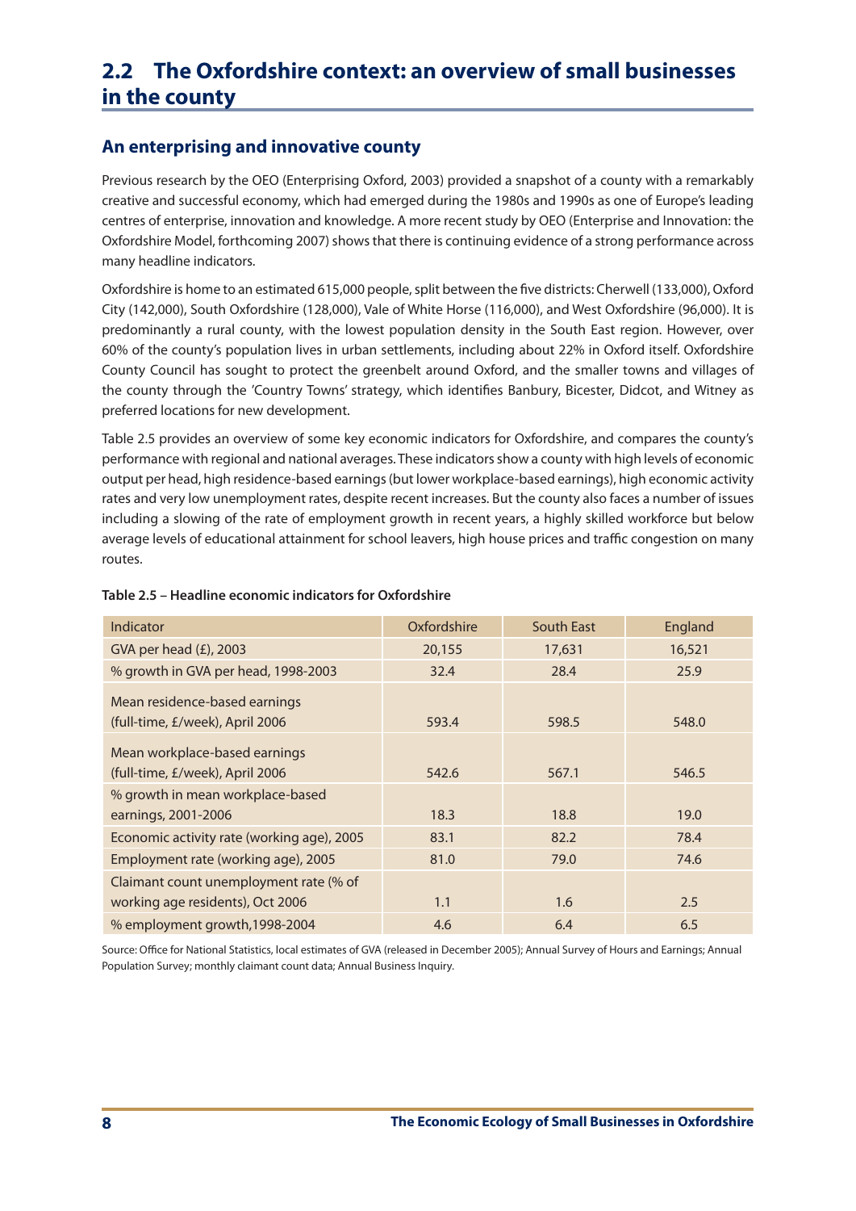## 2.2 The Oxfordshire context: an overview of small businesses in the county

### An enterprising and innovative county

Previous research by the OEO (Enterprising Oxford, 2003) provided a snapshot of a county with a remarkably creative and successful economy, which had emerged during the 1980s and 1990s as one of Europe's leading centres of enterprise, innovation and knowledge. A more recent study by OEO (Enterprise and Innovation: the Oxfordshire Model, forthcoming 2007) shows that there is continuing evidence of a strong performance across many headline indicators.

Oxfordshire is home to an estimated 615,000 people, split between the five districts: Cherwell (133,000), Oxford City (142,000), South Oxfordshire (128,000), Vale of White Horse (116,000), and West Oxfordshire (96,000). It is predominantly a rural county, with the lowest population density in the South East region. However, over 60% of the county's population lives in urban settlements, including about 22% in Oxford itself. Oxfordshire County Council has sought to protect the greenbelt around Oxford, and the smaller towns and villages of the county through the 'Country Towns' strategy, which identifies Banbury, Bicester, Didcot, and Witney as preferred locations for new development.

Table 2.5 provides an overview of some key economic indicators for Oxfordshire, and compares the county's performance with regional and national averages. These indicators show a county with high levels of economic output per head, high residence-based earnings (but lower workplace-based earnings), high economic activity rates and very low unemployment rates, despite recent increases. But the county also faces a number of issues including a slowing of the rate of employment growth in recent years, a highly skilled workforce but below average levels of educational attainment for school leavers, high house prices and traffic congestion on many routes.

**Table 2.5 – Headline economic indicators for Oxfordshire**

| Indicator | Oxfordshire | South East | England |
|---|---|---|---|
| GVA per head (£), 2003 | 20,155 | 17,631 | 16,521 |
| % growth in GVA per head, 1998-2003 | 32.4 | 28.4 | 25.9 |
| Mean residence-based earnings (full-time, £/week), April 2006 | 593.4 | 598.5 | 548.0 |
| Mean workplace-based earnings (full-time, £/week), April 2006 | 542.6 | 567.1 | 546.5 |
| % growth in mean workplace-based earnings, 2001-2006 | 18.3 | 18.8 | 19.0 |
| Economic activity rate (working age), 2005 | 83.1 | 82.2 | 78.4 |
| Employment rate (working age), 2005 | 81.0 | 79.0 | 74.6 |
| Claimant count unemployment rate (% of working age residents), Oct 2006 | 1.1 | 1.6 | 2.5 |
| % employment growth,1998-2004 | 4.6 | 6.4 | 6.5 |

Source: Office for National Statistics, local estimates of GVA (released in December 2005); Annual Survey of Hours and Earnings; Annual Population Survey; monthly claimant count data; Annual Business Inquiry.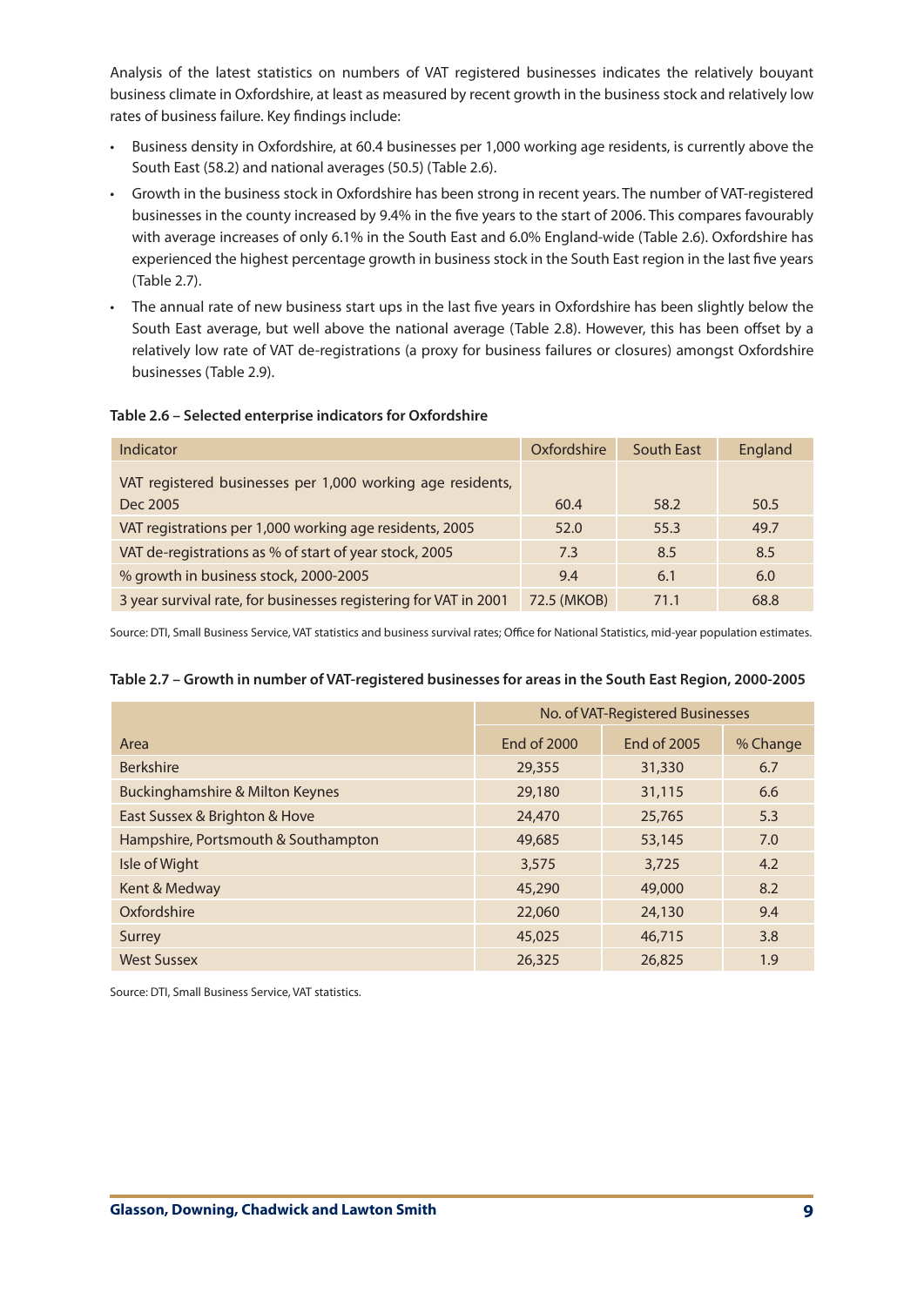Analysis of the latest statistics on numbers of VAT registered businesses indicates the relatively bouyant business climate in Oxfordshire, at least as measured by recent growth in the business stock and relatively low rates of business failure. Key findings include:

- Business density in Oxfordshire, at 60.4 businesses per 1,000 working age residents, is currently above the South East (58.2) and national averages (50.5) (Table 2.6).
- Growth in the business stock in Oxfordshire has been strong in recent years. The number of VAT-registered businesses in the county increased by 9.4% in the five years to the start of 2006. This compares favourably with average increases of only 6.1% in the South East and 6.0% England-wide (Table 2.6). Oxfordshire has experienced the highest percentage growth in business stock in the South East region in the last five years (Table 2.7).
- The annual rate of new business start ups in the last five years in Oxfordshire has been slightly below the South East average, but well above the national average (Table 2.8). However, this has been offset by a relatively low rate of VAT de-registrations (a proxy for business failures or closures) amongst Oxfordshire businesses (Table 2.9).

**Table 2.6 – Selected enterprise indicators for Oxfordshire**

| Indicator | Oxfordshire | South East | England |
|---|---|---|---|
| VAT registered businesses per 1,000 working age residents, Dec 2005 | 60.4 | 58.2 | 50.5 |
| VAT registrations per 1,000 working age residents, 2005 | 52.0 | 55.3 | 49.7 |
| VAT de-registrations as % of start of year stock, 2005 | 7.3 | 8.5 | 8.5 |
| % growth in business stock, 2000-2005 | 9.4 | 6.1 | 6.0 |
| 3 year survival rate, for businesses registering for VAT in 2001 | 72.5 (MKOB) | 71.1 | 68.8 |

Source: DTI, Small Business Service, VAT statistics and business survival rates; Office for National Statistics, mid-year population estimates.

**Table 2.7 – Growth in number of VAT-registered businesses for areas in the South East Region, 2000-2005**

| | No. of VAT-Registered Businesses | | |
|---|---|---|---|
| Area | End of 2000 | End of 2005 | % Change |
| Berkshire | 29,355 | 31,330 | 6.7 |
| Buckinghamshire & Milton Keynes | 29,180 | 31,115 | 6.6 |
| East Sussex & Brighton & Hove | 24,470 | 25,765 | 5.3 |
| Hampshire, Portsmouth & Southampton | 49,685 | 53,145 | 7.0 |
| Isle of Wight | 3,575 | 3,725 | 4.2 |
| Kent & Medway | 45,290 | 49,000 | 8.2 |
| Oxfordshire | 22,060 | 24,130 | 9.4 |
| Surrey | 45,025 | 46,715 | 3.8 |
| West Sussex | 26,325 | 26,825 | 1.9 |

Source: DTI, Small Business Service, VAT statistics.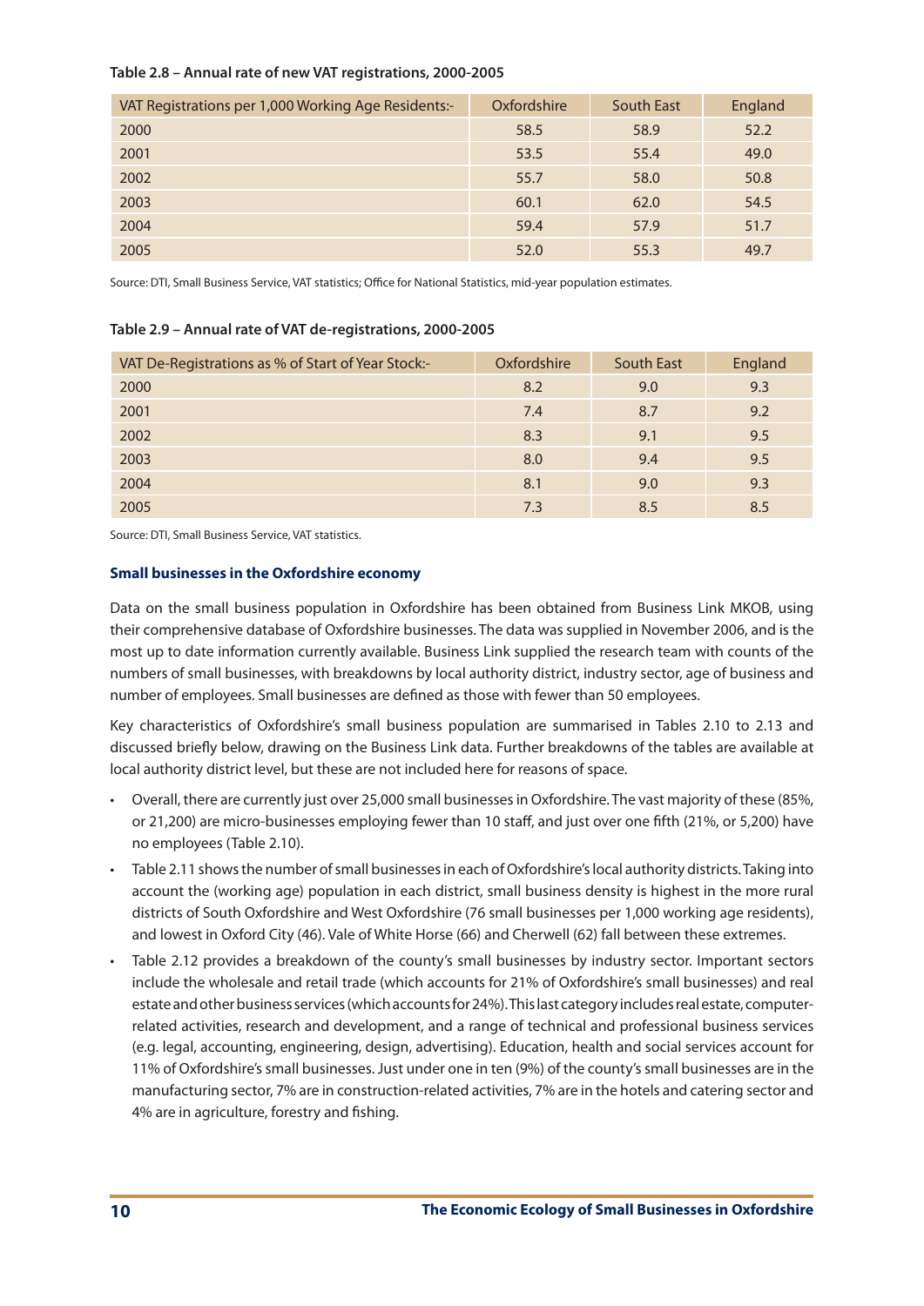**Table 2.8 – Annual rate of new VAT registrations, 2000-2005**

| VAT Registrations per 1,000 Working Age Residents:- | Oxfordshire | South East | England |
|---|---|---|---|
| 2000 | 58.5 | 58.9 | 52.2 |
| 2001 | 53.5 | 55.4 | 49.0 |
| 2002 | 55.7 | 58.0 | 50.8 |
| 2003 | 60.1 | 62.0 | 54.5 |
| 2004 | 59.4 | 57.9 | 51.7 |
| 2005 | 52.0 | 55.3 | 49.7 |

Source: DTI, Small Business Service, VAT statistics; Office for National Statistics, mid-year population estimates.

**Table 2.9 – Annual rate of VAT de-registrations, 2000-2005**

| VAT De-Registrations as % of Start of Year Stock:- | Oxfordshire | South East | England |
|---|---|---|---|
| 2000 | 8.2 | 9.0 | 9.3 |
| 2001 | 7.4 | 8.7 | 9.2 |
| 2002 | 8.3 | 9.1 | 9.5 |
| 2003 | 8.0 | 9.4 | 9.5 |
| 2004 | 8.1 | 9.0 | 9.3 |
| 2005 | 7.3 | 8.5 | 8.5 |

Source: DTI, Small Business Service, VAT statistics.

### Small businesses in the Oxfordshire economy

Data on the small business population in Oxfordshire has been obtained from Business Link MKOB, using their comprehensive database of Oxfordshire businesses. The data was supplied in November 2006, and is the most up to date information currently available. Business Link supplied the research team with counts of the numbers of small businesses, with breakdowns by local authority district, industry sector, age of business and number of employees. Small businesses are defined as those with fewer than 50 employees.

Key characteristics of Oxfordshire's small business population are summarised in Tables 2.10 to 2.13 and discussed briefly below, drawing on the Business Link data. Further breakdowns of the tables are available at local authority district level, but these are not included here for reasons of space.

- Overall, there are currently just over 25,000 small businesses in Oxfordshire. The vast majority of these (85%, or 21,200) are micro-businesses employing fewer than 10 staff, and just over one fifth (21%, or 5,200) have no employees (Table 2.10).
- Table 2.11 shows the number of small businesses in each of Oxfordshire's local authority districts. Taking into account the (working age) population in each district, small business density is highest in the more rural districts of South Oxfordshire and West Oxfordshire (76 small businesses per 1,000 working age residents), and lowest in Oxford City (46). Vale of White Horse (66) and Cherwell (62) fall between these extremes.
- Table 2.12 provides a breakdown of the county's small businesses by industry sector. Important sectors include the wholesale and retail trade (which accounts for 21% of Oxfordshire's small businesses) and real estate and other business services (which accounts for 24%). This last category includes real estate, computer-related activities, research and development, and a range of technical and professional business services (e.g. legal, accounting, engineering, design, advertising). Education, health and social services account for 11% of Oxfordshire's small businesses. Just under one in ten (9%) of the county's small businesses are in the manufacturing sector, 7% are in construction-related activities, 7% are in the hotels and catering sector and 4% are in agriculture, forestry and fishing.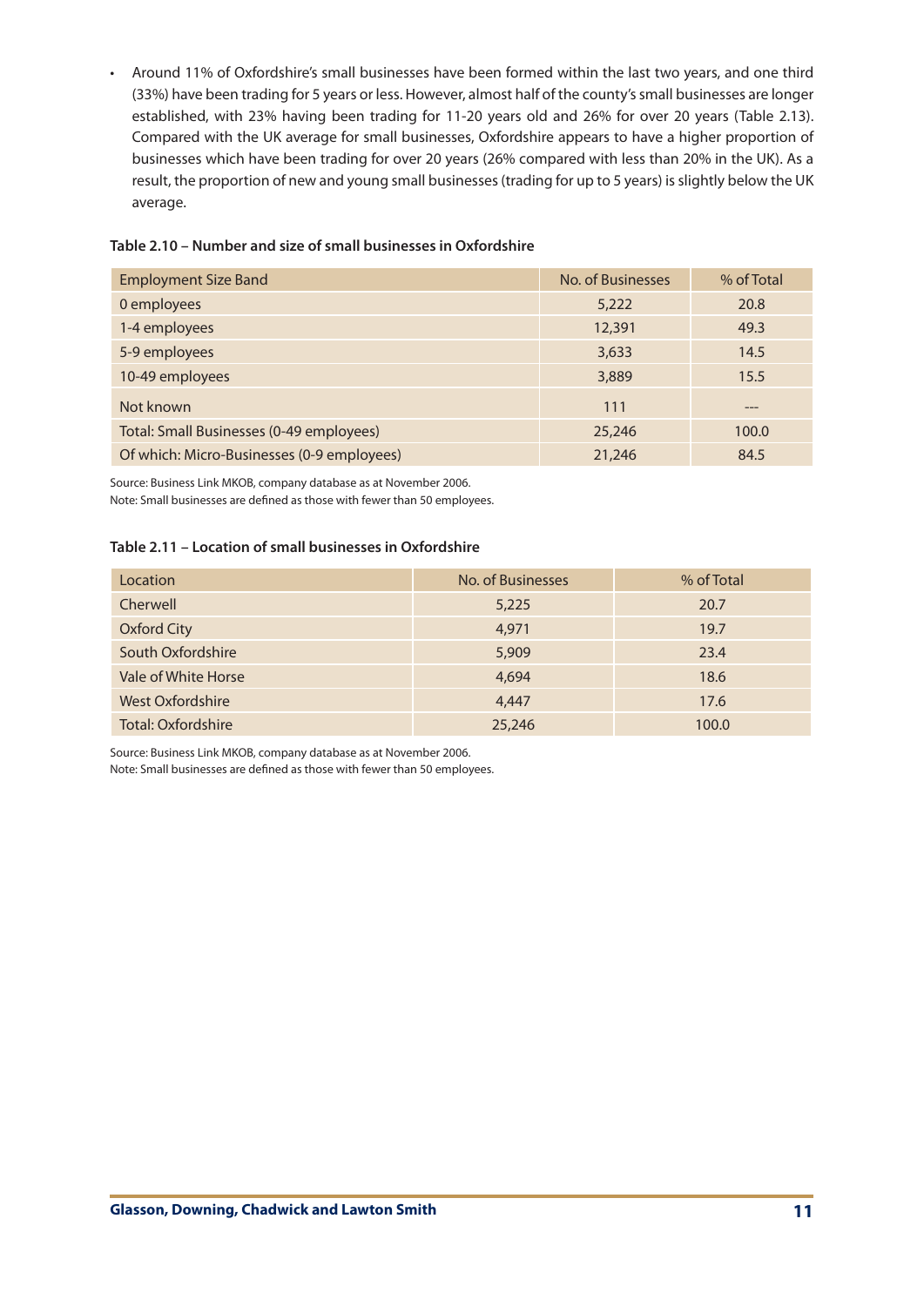- Around 11% of Oxfordshire's small businesses have been formed within the last two years, and one third (33%) have been trading for 5 years or less. However, almost half of the county's small businesses are longer established, with 23% having been trading for 11-20 years old and 26% for over 20 years (Table 2.13). Compared with the UK average for small businesses, Oxfordshire appears to have a higher proportion of businesses which have been trading for over 20 years (26% compared with less than 20% in the UK). As a result, the proportion of new and young small businesses (trading for up to 5 years) is slightly below the UK average.

**Table 2.10 – Number and size of small businesses in Oxfordshire**

| Employment Size Band | No. of Businesses | % of Total |
|---|---|---|
| 0 employees | 5,222 | 20.8 |
| 1-4 employees | 12,391 | 49.3 |
| 5-9 employees | 3,633 | 14.5 |
| 10-49 employees | 3,889 | 15.5 |
| Not known | 111 | --- |
| Total: Small Businesses (0-49 employees) | 25,246 | 100.0 |
| Of which: Micro-Businesses (0-9 employees) | 21,246 | 84.5 |

Source: Business Link MKOB, company database as at November 2006.
Note: Small businesses are defined as those with fewer than 50 employees.

**Table 2.11 – Location of small businesses in Oxfordshire**

| Location | No. of Businesses | % of Total |
|---|---|---|
| Cherwell | 5,225 | 20.7 |
| Oxford City | 4,971 | 19.7 |
| South Oxfordshire | 5,909 | 23.4 |
| Vale of White Horse | 4,694 | 18.6 |
| West Oxfordshire | 4,447 | 17.6 |
| Total: Oxfordshire | 25,246 | 100.0 |

Source: Business Link MKOB, company database as at November 2006.
Note: Small businesses are defined as those with fewer than 50 employees.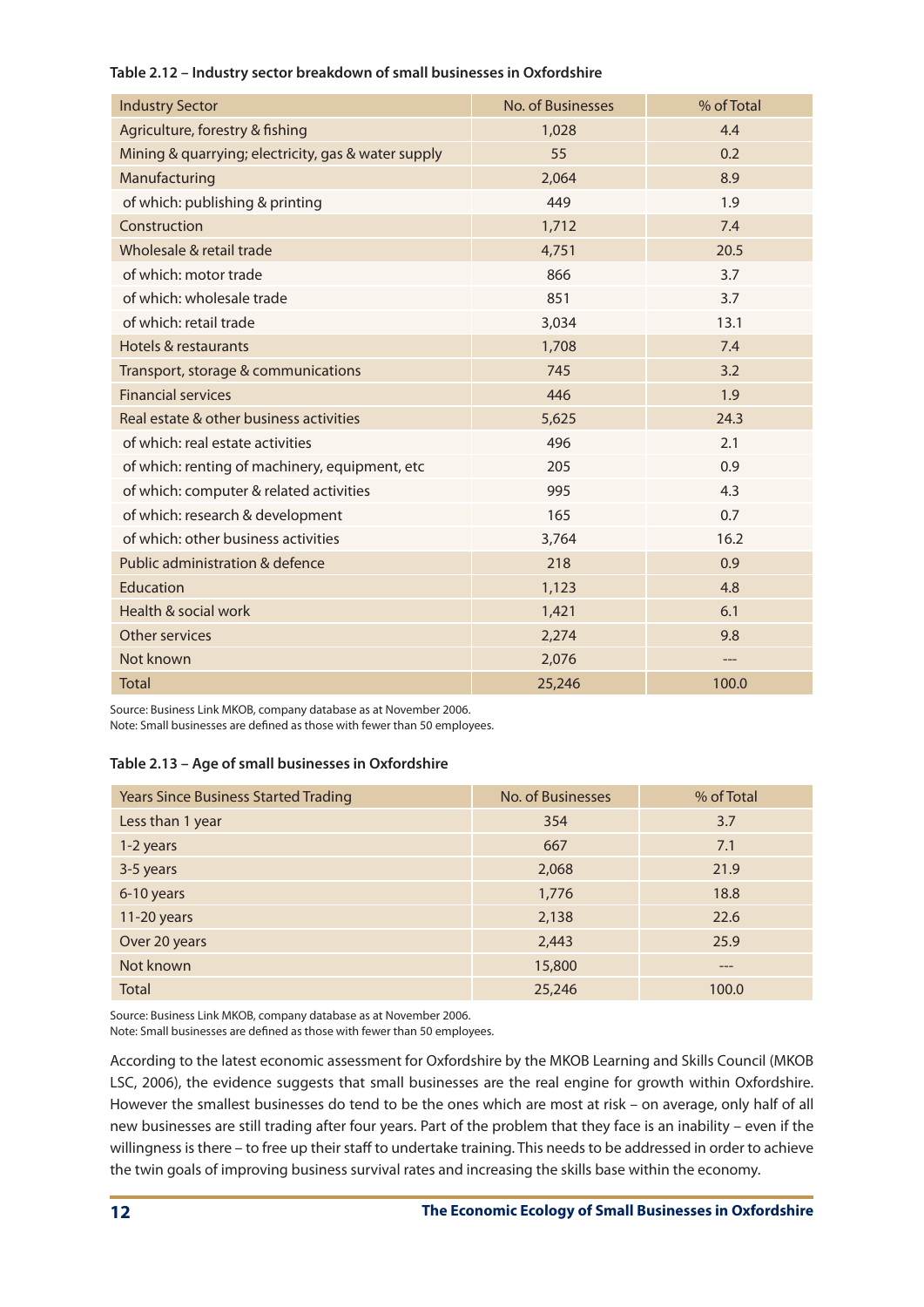**Table 2.12 – Industry sector breakdown of small businesses in Oxfordshire**

| Industry Sector | No. of Businesses | % of Total |
|---|---|---|
| Agriculture, forestry & fishing | 1,028 | 4.4 |
| Mining & quarrying; electricity, gas & water supply | 55 | 0.2 |
| Manufacturing | 2,064 | 8.9 |
| of which: publishing & printing | 449 | 1.9 |
| Construction | 1,712 | 7.4 |
| Wholesale & retail trade | 4,751 | 20.5 |
| of which: motor trade | 866 | 3.7 |
| of which: wholesale trade | 851 | 3.7 |
| of which: retail trade | 3,034 | 13.1 |
| Hotels & restaurants | 1,708 | 7.4 |
| Transport, storage & communications | 745 | 3.2 |
| Financial services | 446 | 1.9 |
| Real estate & other business activities | 5,625 | 24.3 |
| of which: real estate activities | 496 | 2.1 |
| of which: renting of machinery, equipment, etc | 205 | 0.9 |
| of which: computer & related activities | 995 | 4.3 |
| of which: research & development | 165 | 0.7 |
| of which: other business activities | 3,764 | 16.2 |
| Public administration & defence | 218 | 0.9 |
| Education | 1,123 | 4.8 |
| Health & social work | 1,421 | 6.1 |
| Other services | 2,274 | 9.8 |
| Not known | 2,076 | --- |
| Total | 25,246 | 100.0 |

Source: Business Link MKOB, company database as at November 2006.
Note: Small businesses are defined as those with fewer than 50 employees.

**Table 2.13 – Age of small businesses in Oxfordshire**

| Years Since Business Started Trading | No. of Businesses | % of Total |
|---|---|---|
| Less than 1 year | 354 | 3.7 |
| 1-2 years | 667 | 7.1 |
| 3-5 years | 2,068 | 21.9 |
| 6-10 years | 1,776 | 18.8 |
| 11-20 years | 2,138 | 22.6 |
| Over 20 years | 2,443 | 25.9 |
| Not known | 15,800 | --- |
| Total | 25,246 | 100.0 |

Source: Business Link MKOB, company database as at November 2006.
Note: Small businesses are defined as those with fewer than 50 employees.

According to the latest economic assessment for Oxfordshire by the MKOB Learning and Skills Council (MKOB LSC, 2006), the evidence suggests that small businesses are the real engine for growth within Oxfordshire. However the smallest businesses do tend to be the ones which are most at risk – on average, only half of all new businesses are still trading after four years. Part of the problem that they face is an inability – even if the willingness is there – to free up their staff to undertake training. This needs to be addressed in order to achieve the twin goals of improving business survival rates and increasing the skills base within the economy.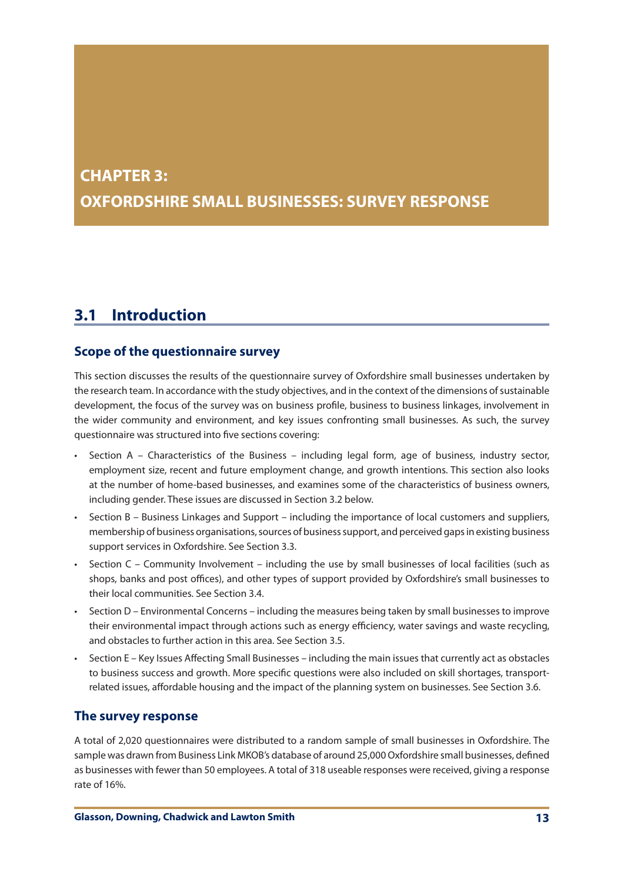# CHAPTER 3: OXFORDSHIRE SMALL BUSINESSES: SURVEY RESPONSE

## 3.1 Introduction

### Scope of the questionnaire survey

This section discusses the results of the questionnaire survey of Oxfordshire small businesses undertaken by the research team. In accordance with the study objectives, and in the context of the dimensions of sustainable development, the focus of the survey was on business profile, business to business linkages, involvement in the wider community and environment, and key issues confronting small businesses. As such, the survey questionnaire was structured into five sections covering:

- Section A – Characteristics of the Business – including legal form, age of business, industry sector, employment size, recent and future employment change, and growth intentions. This section also looks at the number of home-based businesses, and examines some of the characteristics of business owners, including gender. These issues are discussed in Section 3.2 below.
- Section B – Business Linkages and Support – including the importance of local customers and suppliers, membership of business organisations, sources of business support, and perceived gaps in existing business support services in Oxfordshire. See Section 3.3.
- Section C – Community Involvement – including the use by small businesses of local facilities (such as shops, banks and post offices), and other types of support provided by Oxfordshire's small businesses to their local communities. See Section 3.4.
- Section D – Environmental Concerns – including the measures being taken by small businesses to improve their environmental impact through actions such as energy efficiency, water savings and waste recycling, and obstacles to further action in this area. See Section 3.5.
- Section E – Key Issues Affecting Small Businesses – including the main issues that currently act as obstacles to business success and growth. More specific questions were also included on skill shortages, transport-related issues, affordable housing and the impact of the planning system on businesses. See Section 3.6.

### The survey response

A total of 2,020 questionnaires were distributed to a random sample of small businesses in Oxfordshire. The sample was drawn from Business Link MKOB's database of around 25,000 Oxfordshire small businesses, defined as businesses with fewer than 50 employees. A total of 318 useable responses were received, giving a response rate of 16%.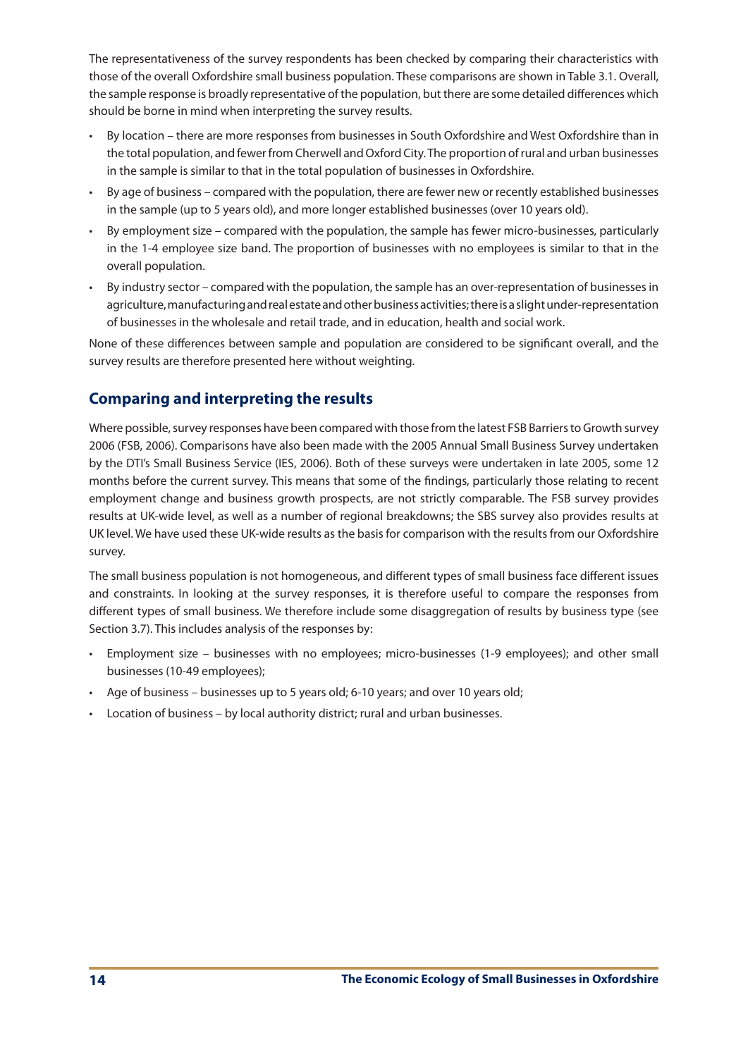The representativeness of the survey respondents has been checked by comparing their characteristics with those of the overall Oxfordshire small business population. These comparisons are shown in Table 3.1. Overall, the sample response is broadly representative of the population, but there are some detailed differences which should be borne in mind when interpreting the survey results.

- By location – there are more responses from businesses in South Oxfordshire and West Oxfordshire than in the total population, and fewer from Cherwell and Oxford City. The proportion of rural and urban businesses in the sample is similar to that in the total population of businesses in Oxfordshire.
- By age of business – compared with the population, there are fewer new or recently established businesses in the sample (up to 5 years old), and more longer established businesses (over 10 years old).
- By employment size – compared with the population, the sample has fewer micro-businesses, particularly in the 1-4 employee size band. The proportion of businesses with no employees is similar to that in the overall population.
- By industry sector – compared with the population, the sample has an over-representation of businesses in agriculture, manufacturing and real estate and other business activities; there is a slight under-representation of businesses in the wholesale and retail trade, and in education, health and social work.

None of these differences between sample and population are considered to be significant overall, and the survey results are therefore presented here without weighting.

## Comparing and interpreting the results

Where possible, survey responses have been compared with those from the latest FSB Barriers to Growth survey 2006 (FSB, 2006). Comparisons have also been made with the 2005 Annual Small Business Survey undertaken by the DTI's Small Business Service (IES, 2006). Both of these surveys were undertaken in late 2005, some 12 months before the current survey. This means that some of the findings, particularly those relating to recent employment change and business growth prospects, are not strictly comparable. The FSB survey provides results at UK-wide level, as well as a number of regional breakdowns; the SBS survey also provides results at UK level. We have used these UK-wide results as the basis for comparison with the results from our Oxfordshire survey.

The small business population is not homogeneous, and different types of small business face different issues and constraints. In looking at the survey responses, it is therefore useful to compare the responses from different types of small business. We therefore include some disaggregation of results by business type (see Section 3.7). This includes analysis of the responses by:

- Employment size – businesses with no employees; micro-businesses (1-9 employees); and other small businesses (10-49 employees);
- Age of business – businesses up to 5 years old; 6-10 years; and over 10 years old;
- Location of business – by local authority district; rural and urban businesses.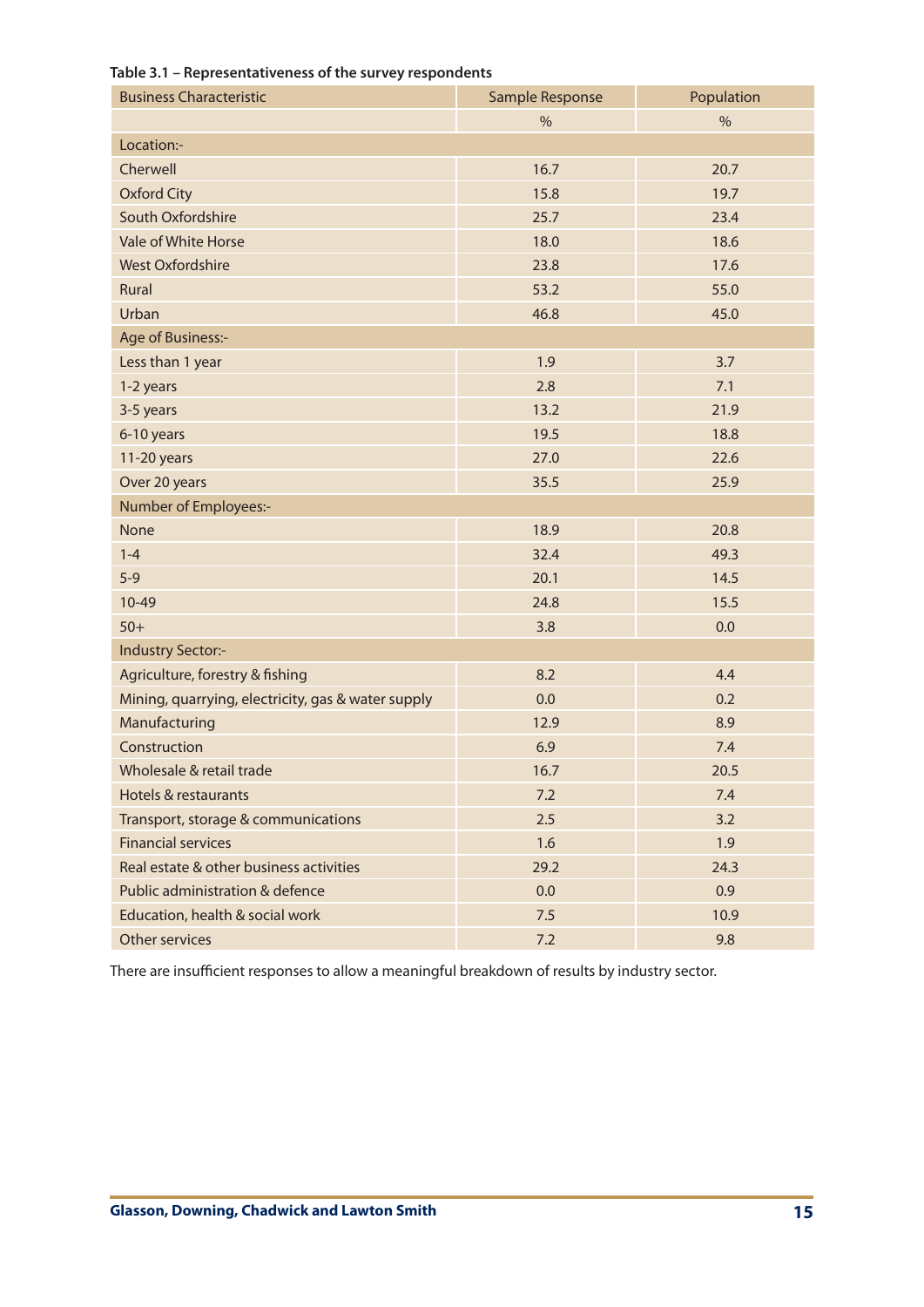**Table 3.1 – Representativeness of the survey respondents**

| Business Characteristic | Sample Response | Population |
|---|---|---|
| | % | % |
| Location:- | | |
| Cherwell | 16.7 | 20.7 |
| Oxford City | 15.8 | 19.7 |
| South Oxfordshire | 25.7 | 23.4 |
| Vale of White Horse | 18.0 | 18.6 |
| West Oxfordshire | 23.8 | 17.6 |
| Rural | 53.2 | 55.0 |
| Urban | 46.8 | 45.0 |
| Age of Business:- | | |
| Less than 1 year | 1.9 | 3.7 |
| 1-2 years | 2.8 | 7.1 |
| 3-5 years | 13.2 | 21.9 |
| 6-10 years | 19.5 | 18.8 |
| 11-20 years | 27.0 | 22.6 |
| Over 20 years | 35.5 | 25.9 |
| Number of Employees:- | | |
| None | 18.9 | 20.8 |
| 1-4 | 32.4 | 49.3 |
| 5-9 | 20.1 | 14.5 |
| 10-49 | 24.8 | 15.5 |
| 50+ | 3.8 | 0.0 |
| Industry Sector:- | | |
| Agriculture, forestry & fishing | 8.2 | 4.4 |
| Mining, quarrying, electricity, gas & water supply | 0.0 | 0.2 |
| Manufacturing | 12.9 | 8.9 |
| Construction | 6.9 | 7.4 |
| Wholesale & retail trade | 16.7 | 20.5 |
| Hotels & restaurants | 7.2 | 7.4 |
| Transport, storage & communications | 2.5 | 3.2 |
| Financial services | 1.6 | 1.9 |
| Real estate & other business activities | 29.2 | 24.3 |
| Public administration & defence | 0.0 | 0.9 |
| Education, health & social work | 7.5 | 10.9 |
| Other services | 7.2 | 9.8 |

There are insufficient responses to allow a meaningful breakdown of results by industry sector.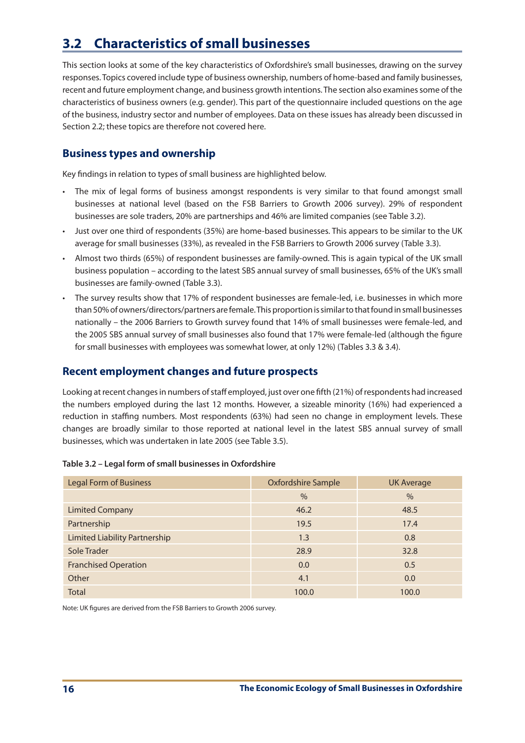## 3.2 Characteristics of small businesses

This section looks at some of the key characteristics of Oxfordshire's small businesses, drawing on the survey responses. Topics covered include type of business ownership, numbers of home-based and family businesses, recent and future employment change, and business growth intentions. The section also examines some of the characteristics of business owners (e.g. gender). This part of the questionnaire included questions on the age of the business, industry sector and number of employees. Data on these issues has already been discussed in Section 2.2; these topics are therefore not covered here.

### Business types and ownership

Key findings in relation to types of small business are highlighted below.

- The mix of legal forms of business amongst respondents is very similar to that found amongst small businesses at national level (based on the FSB Barriers to Growth 2006 survey). 29% of respondent businesses are sole traders, 20% are partnerships and 46% are limited companies (see Table 3.2).
- Just over one third of respondents (35%) are home-based businesses. This appears to be similar to the UK average for small businesses (33%), as revealed in the FSB Barriers to Growth 2006 survey (Table 3.3).
- Almost two thirds (65%) of respondent businesses are family-owned. This is again typical of the UK small business population – according to the latest SBS annual survey of small businesses, 65% of the UK's small businesses are family-owned (Table 3.3).
- The survey results show that 17% of respondent businesses are female-led, i.e. businesses in which more than 50% of owners/directors/partners are female. This proportion is similar to that found in small businesses nationally – the 2006 Barriers to Growth survey found that 14% of small businesses were female-led, and the 2005 SBS annual survey of small businesses also found that 17% were female-led (although the figure for small businesses with employees was somewhat lower, at only 12%) (Tables 3.3 & 3.4).

### Recent employment changes and future prospects

Looking at recent changes in numbers of staff employed, just over one fifth (21%) of respondents had increased the numbers employed during the last 12 months. However, a sizeable minority (16%) had experienced a reduction in staffing numbers. Most respondents (63%) had seen no change in employment levels. These changes are broadly similar to those reported at national level in the latest SBS annual survey of small businesses, which was undertaken in late 2005 (see Table 3.5).

**Table 3.2 – Legal form of small businesses in Oxfordshire**

| Legal Form of Business | Oxfordshire Sample | UK Average |
|---|---|---|
| | % | % |
| Limited Company | 46.2 | 48.5 |
| Partnership | 19.5 | 17.4 |
| Limited Liability Partnership | 1.3 | 0.8 |
| Sole Trader | 28.9 | 32.8 |
| Franchised Operation | 0.0 | 0.5 |
| Other | 4.1 | 0.0 |
| Total | 100.0 | 100.0 |

Note: UK figures are derived from the FSB Barriers to Growth 2006 survey.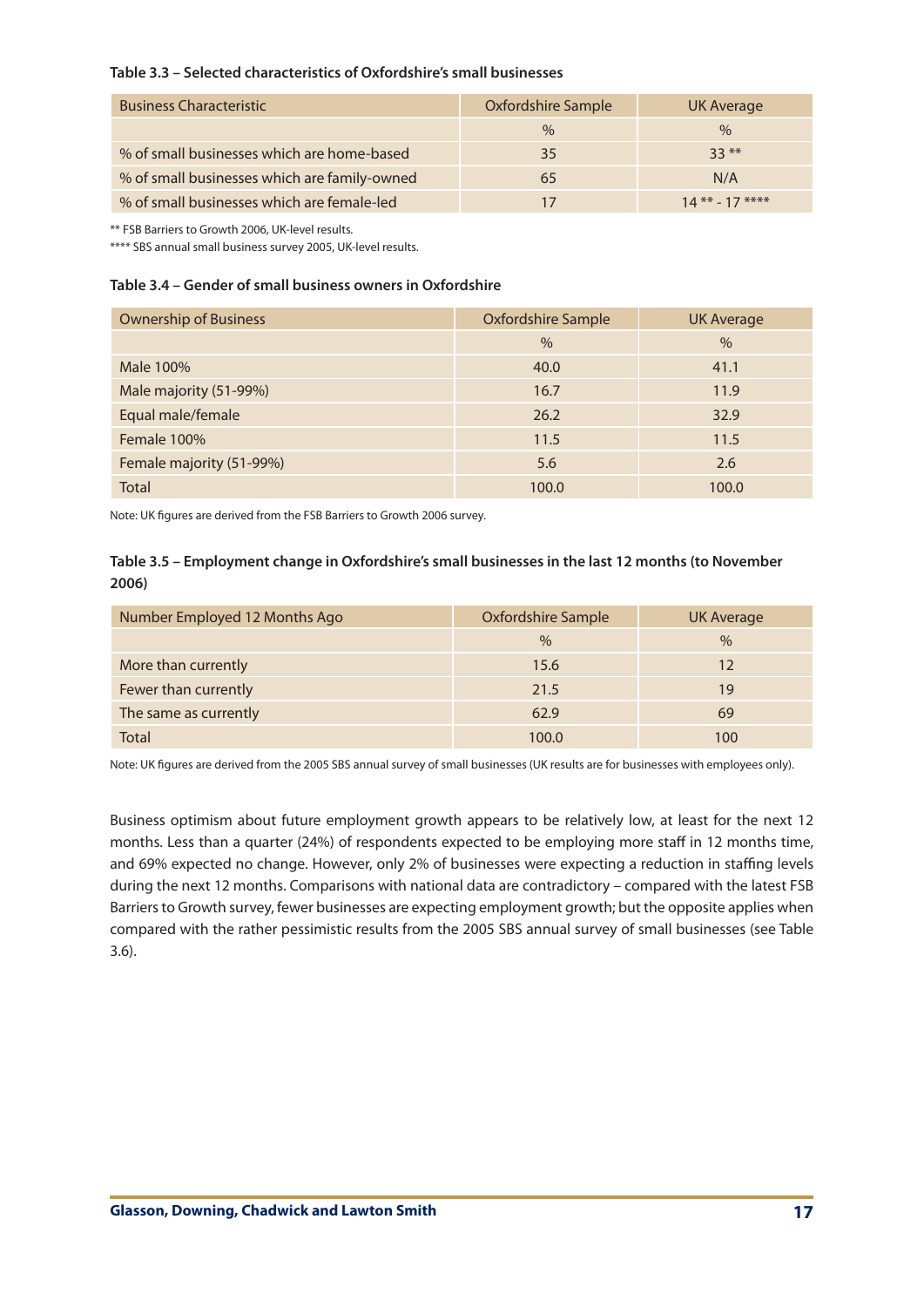**Table 3.3 – Selected characteristics of Oxfordshire's small businesses**

| Business Characteristic | Oxfordshire Sample | UK Average |
|---|---|---|
| | % | % |
| % of small businesses which are home-based | 35 | 33 ** |
| % of small businesses which are family-owned | 65 | N/A |
| % of small businesses which are female-led | 17 | 14 ** - 17 **** |

** FSB Barriers to Growth 2006, UK-level results.
**** SBS annual small business survey 2005, UK-level results.

**Table 3.4 – Gender of small business owners in Oxfordshire**

| Ownership of Business | Oxfordshire Sample | UK Average |
|---|---|---|
| | % | % |
| Male 100% | 40.0 | 41.1 |
| Male majority (51-99%) | 16.7 | 11.9 |
| Equal male/female | 26.2 | 32.9 |
| Female 100% | 11.5 | 11.5 |
| Female majority (51-99%) | 5.6 | 2.6 |
| Total | 100.0 | 100.0 |

Note: UK figures are derived from the FSB Barriers to Growth 2006 survey.

**Table 3.5 – Employment change in Oxfordshire's small businesses in the last 12 months (to November 2006)**

| Number Employed 12 Months Ago | Oxfordshire Sample | UK Average |
|---|---|---|
| | % | % |
| More than currently | 15.6 | 12 |
| Fewer than currently | 21.5 | 19 |
| The same as currently | 62.9 | 69 |
| Total | 100.0 | 100 |

Note: UK figures are derived from the 2005 SBS annual survey of small businesses (UK results are for businesses with employees only).

Business optimism about future employment growth appears to be relatively low, at least for the next 12 months. Less than a quarter (24%) of respondents expected to be employing more staff in 12 months time, and 69% expected no change. However, only 2% of businesses were expecting a reduction in staffing levels during the next 12 months. Comparisons with national data are contradictory – compared with the latest FSB Barriers to Growth survey, fewer businesses are expecting employment growth; but the opposite applies when compared with the rather pessimistic results from the 2005 SBS annual survey of small businesses (see Table 3.6).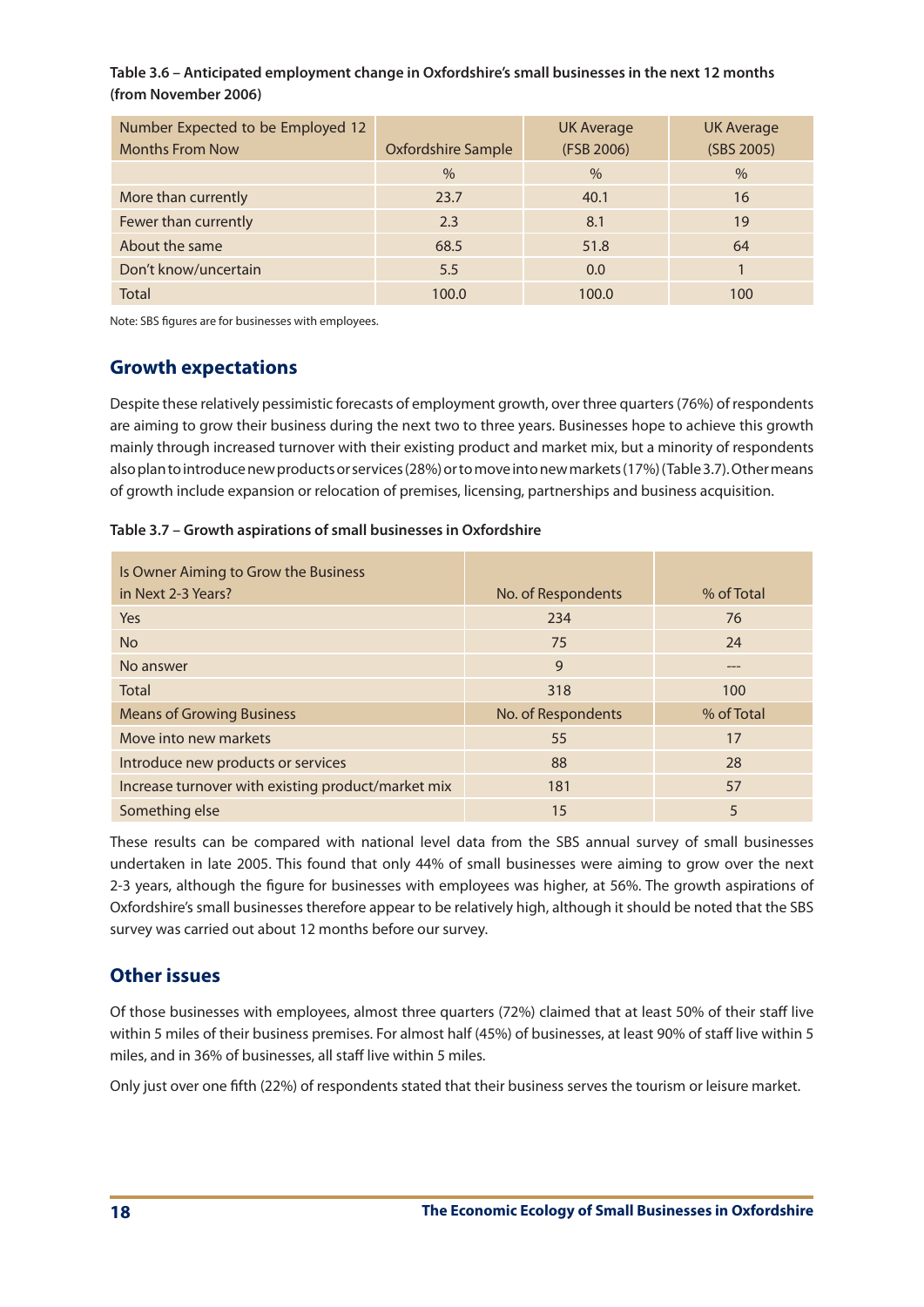**Table 3.6 – Anticipated employment change in Oxfordshire's small businesses in the next 12 months (from November 2006)**

| Number Expected to be Employed 12 Months From Now | Oxfordshire Sample | UK Average (FSB 2006) | UK Average (SBS 2005) |
|---|---|---|---|
| | % | % | % |
| More than currently | 23.7 | 40.1 | 16 |
| Fewer than currently | 2.3 | 8.1 | 19 |
| About the same | 68.5 | 51.8 | 64 |
| Don't know/uncertain | 5.5 | 0.0 | 1 |
| Total | 100.0 | 100.0 | 100 |

Note: SBS figures are for businesses with employees.

## Growth expectations

Despite these relatively pessimistic forecasts of employment growth, over three quarters (76%) of respondents are aiming to grow their business during the next two to three years. Businesses hope to achieve this growth mainly through increased turnover with their existing product and market mix, but a minority of respondents also plan to introduce new products or services (28%) or to move into new markets (17%) (Table 3.7). Other means of growth include expansion or relocation of premises, licensing, partnerships and business acquisition.

**Table 3.7 – Growth aspirations of small businesses in Oxfordshire**

| Is Owner Aiming to Grow the Business in Next 2-3 Years? | No. of Respondents | % of Total |
|---|---|---|
| Yes | 234 | 76 |
| No | 75 | 24 |
| No answer | 9 | --- |
| Total | 318 | 100 |
| **Means of Growing Business** | **No. of Respondents** | **% of Total** |
| Move into new markets | 55 | 17 |
| Introduce new products or services | 88 | 28 |
| Increase turnover with existing product/market mix | 181 | 57 |
| Something else | 15 | 5 |

These results can be compared with national level data from the SBS annual survey of small businesses undertaken in late 2005. This found that only 44% of small businesses were aiming to grow over the next 2-3 years, although the figure for businesses with employees was higher, at 56%. The growth aspirations of Oxfordshire's small businesses therefore appear to be relatively high, although it should be noted that the SBS survey was carried out about 12 months before our survey.

## Other issues

Of those businesses with employees, almost three quarters (72%) claimed that at least 50% of their staff live within 5 miles of their business premises. For almost half (45%) of businesses, at least 90% of staff live within 5 miles, and in 36% of businesses, all staff live within 5 miles.

Only just over one fifth (22%) of respondents stated that their business serves the tourism or leisure market.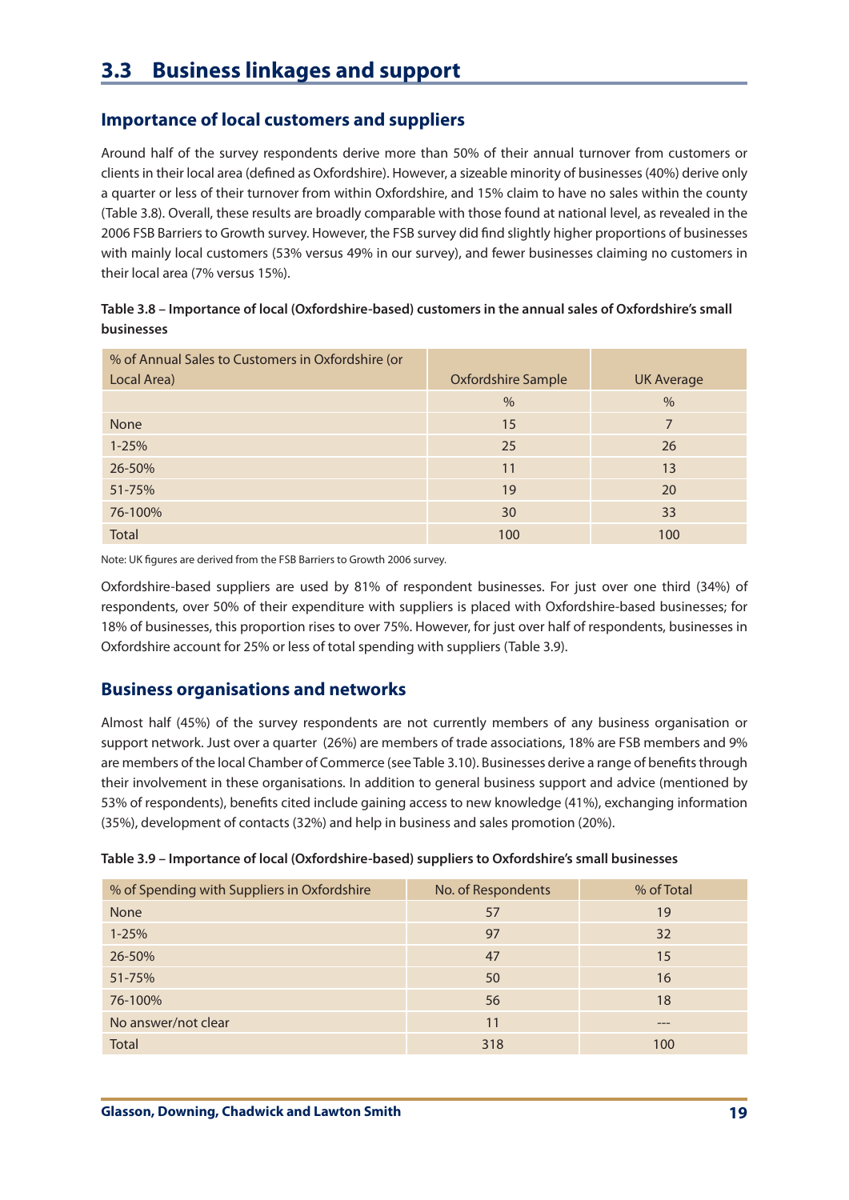## 3.3 Business linkages and support

### Importance of local customers and suppliers

Around half of the survey respondents derive more than 50% of their annual turnover from customers or clients in their local area (defined as Oxfordshire). However, a sizeable minority of businesses (40%) derive only a quarter or less of their turnover from within Oxfordshire, and 15% claim to have no sales within the county (Table 3.8). Overall, these results are broadly comparable with those found at national level, as revealed in the 2006 FSB Barriers to Growth survey. However, the FSB survey did find slightly higher proportions of businesses with mainly local customers (53% versus 49% in our survey), and fewer businesses claiming no customers in their local area (7% versus 15%).

**Table 3.8 – Importance of local (Oxfordshire-based) customers in the annual sales of Oxfordshire's small businesses**

| % of Annual Sales to Customers in Oxfordshire (or Local Area) | Oxfordshire Sample | UK Average |
|---|---|---|
| | % | % |
| None | 15 | 7 |
| 1-25% | 25 | 26 |
| 26-50% | 11 | 13 |
| 51-75% | 19 | 20 |
| 76-100% | 30 | 33 |
| Total | 100 | 100 |

Note: UK figures are derived from the FSB Barriers to Growth 2006 survey.

Oxfordshire-based suppliers are used by 81% of respondent businesses. For just over one third (34%) of respondents, over 50% of their expenditure with suppliers is placed with Oxfordshire-based businesses; for 18% of businesses, this proportion rises to over 75%. However, for just over half of respondents, businesses in Oxfordshire account for 25% or less of total spending with suppliers (Table 3.9).

### Business organisations and networks

Almost half (45%) of the survey respondents are not currently members of any business organisation or support network. Just over a quarter (26%) are members of trade associations, 18% are FSB members and 9% are members of the local Chamber of Commerce (see Table 3.10). Businesses derive a range of benefits through their involvement in these organisations. In addition to general business support and advice (mentioned by 53% of respondents), benefits cited include gaining access to new knowledge (41%), exchanging information (35%), development of contacts (32%) and help in business and sales promotion (20%).

**Table 3.9 – Importance of local (Oxfordshire-based) suppliers to Oxfordshire's small businesses**

| % of Spending with Suppliers in Oxfordshire | No. of Respondents | % of Total |
|---|---|---|
| None | 57 | 19 |
| 1-25% | 97 | 32 |
| 26-50% | 47 | 15 |
| 51-75% | 50 | 16 |
| 76-100% | 56 | 18 |
| No answer/not clear | 11 | --- |
| Total | 318 | 100 |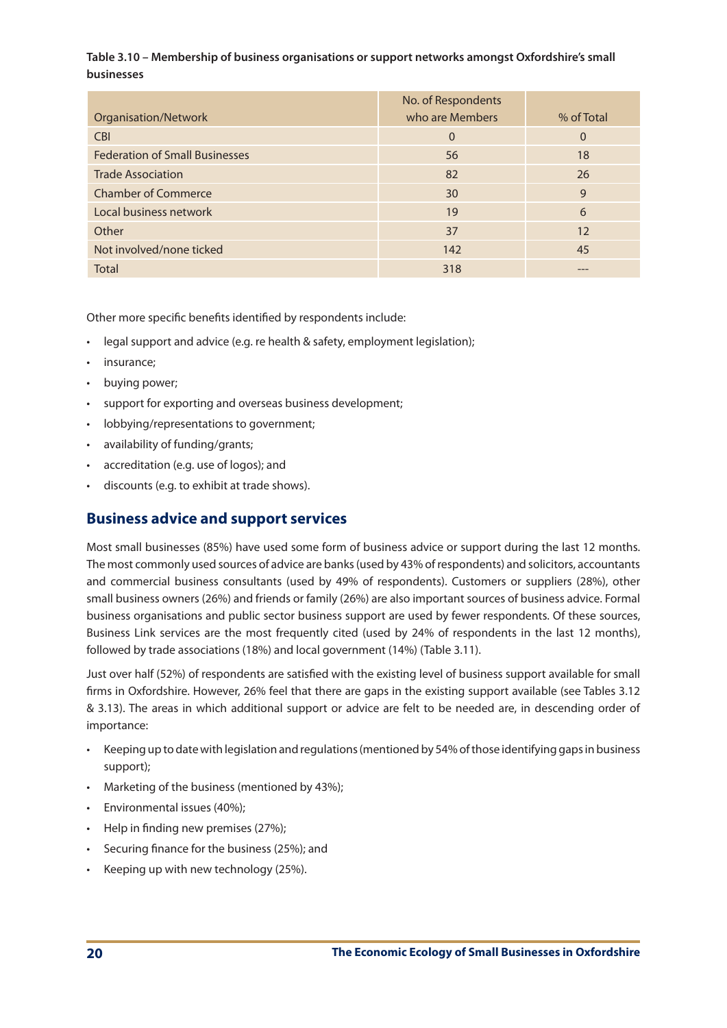**Table 3.10 – Membership of business organisations or support networks amongst Oxfordshire's small businesses**

| Organisation/Network | No. of Respondents who are Members | % of Total |
|---|---|---|
| CBI | 0 | 0 |
| Federation of Small Businesses | 56 | 18 |
| Trade Association | 82 | 26 |
| Chamber of Commerce | 30 | 9 |
| Local business network | 19 | 6 |
| Other | 37 | 12 |
| Not involved/none ticked | 142 | 45 |
| Total | 318 | --- |

Other more specific benefits identified by respondents include:

- legal support and advice (e.g. re health & safety, employment legislation);
- insurance;
- buying power;
- support for exporting and overseas business development;
- lobbying/representations to government;
- availability of funding/grants;
- accreditation (e.g. use of logos); and
- discounts (e.g. to exhibit at trade shows).

## Business advice and support services

Most small businesses (85%) have used some form of business advice or support during the last 12 months. The most commonly used sources of advice are banks (used by 43% of respondents) and solicitors, accountants and commercial business consultants (used by 49% of respondents). Customers or suppliers (28%), other small business owners (26%) and friends or family (26%) are also important sources of business advice. Formal business organisations and public sector business support are used by fewer respondents. Of these sources, Business Link services are the most frequently cited (used by 24% of respondents in the last 12 months), followed by trade associations (18%) and local government (14%) (Table 3.11).

Just over half (52%) of respondents are satisfied with the existing level of business support available for small firms in Oxfordshire. However, 26% feel that there are gaps in the existing support available (see Tables 3.12 & 3.13). The areas in which additional support or advice are felt to be needed are, in descending order of importance:

- Keeping up to date with legislation and regulations (mentioned by 54% of those identifying gaps in business support);
- Marketing of the business (mentioned by 43%);
- Environmental issues (40%);
- Help in finding new premises (27%);
- Securing finance for the business (25%); and
- Keeping up with new technology (25%).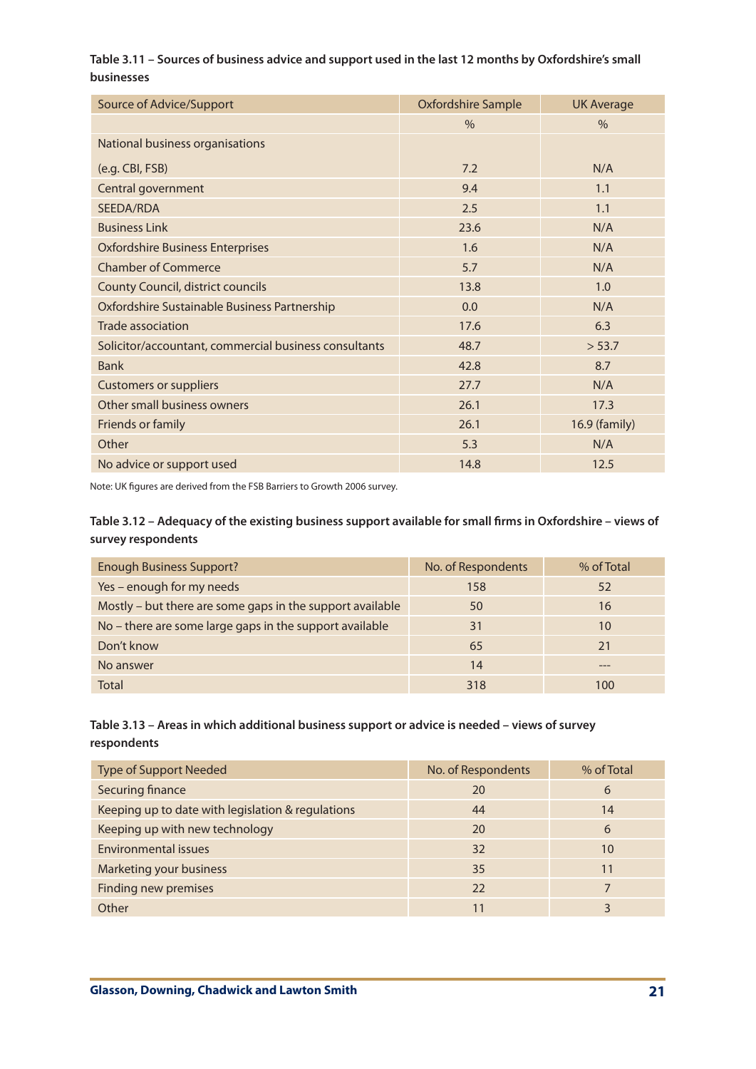**Table 3.11 – Sources of business advice and support used in the last 12 months by Oxfordshire's small businesses**

| Source of Advice/Support | Oxfordshire Sample | UK Average |
|---|---|---|
| | % | % |
| National business organisations (e.g. CBI, FSB) | 7.2 | N/A |
| Central government | 9.4 | 1.1 |
| SEEDA/RDA | 2.5 | 1.1 |
| Business Link | 23.6 | N/A |
| Oxfordshire Business Enterprises | 1.6 | N/A |
| Chamber of Commerce | 5.7 | N/A |
| County Council, district councils | 13.8 | 1.0 |
| Oxfordshire Sustainable Business Partnership | 0.0 | N/A |
| Trade association | 17.6 | 6.3 |
| Solicitor/accountant, commercial business consultants | 48.7 | > 53.7 |
| Bank | 42.8 | 8.7 |
| Customers or suppliers | 27.7 | N/A |
| Other small business owners | 26.1 | 17.3 |
| Friends or family | 26.1 | 16.9 (family) |
| Other | 5.3 | N/A |
| No advice or support used | 14.8 | 12.5 |

Note: UK figures are derived from the FSB Barriers to Growth 2006 survey.

**Table 3.12 – Adequacy of the existing business support available for small firms in Oxfordshire – views of survey respondents**

| Enough Business Support? | No. of Respondents | % of Total |
|---|---|---|
| Yes – enough for my needs | 158 | 52 |
| Mostly – but there are some gaps in the support available | 50 | 16 |
| No – there are some large gaps in the support available | 31 | 10 |
| Don't know | 65 | 21 |
| No answer | 14 | --- |
| Total | 318 | 100 |

**Table 3.13 – Areas in which additional business support or advice is needed – views of survey respondents**

| Type of Support Needed | No. of Respondents | % of Total |
|---|---|---|
| Securing finance | 20 | 6 |
| Keeping up to date with legislation & regulations | 44 | 14 |
| Keeping up with new technology | 20 | 6 |
| Environmental issues | 32 | 10 |
| Marketing your business | 35 | 11 |
| Finding new premises | 22 | 7 |
| Other | 11 | 3 |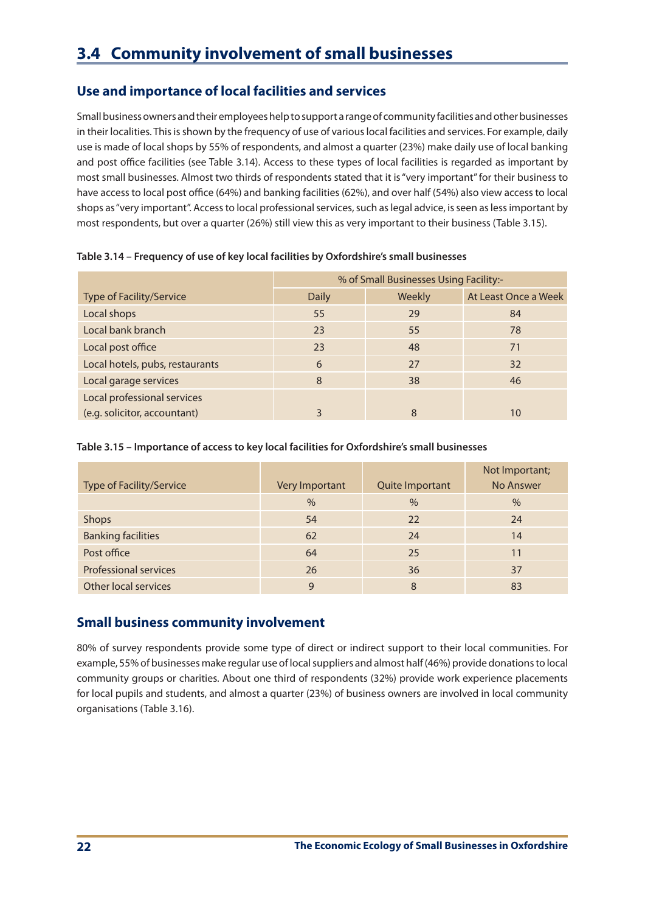## 3.4 Community involvement of small businesses

### Use and importance of local facilities and services

Small business owners and their employees help to support a range of community facilities and other businesses in their localities. This is shown by the frequency of use of various local facilities and services. For example, daily use is made of local shops by 55% of respondents, and almost a quarter (23%) make daily use of local banking and post office facilities (see Table 3.14). Access to these types of local facilities is regarded as important by most small businesses. Almost two thirds of respondents stated that it is "very important" for their business to have access to local post office (64%) and banking facilities (62%), and over half (54%) also view access to local shops as "very important". Access to local professional services, such as legal advice, is seen as less important by most respondents, but over a quarter (26%) still view this as very important to their business (Table 3.15).

**Table 3.14 – Frequency of use of key local facilities by Oxfordshire's small businesses**

| | % of Small Businesses Using Facility:- | | |
|---|---|---|---|
| Type of Facility/Service | Daily | Weekly | At Least Once a Week |
| Local shops | 55 | 29 | 84 |
| Local bank branch | 23 | 55 | 78 |
| Local post office | 23 | 48 | 71 |
| Local hotels, pubs, restaurants | 6 | 27 | 32 |
| Local garage services | 8 | 38 | 46 |
| Local professional services (e.g. solicitor, accountant) | 3 | 8 | 10 |

**Table 3.15 – Importance of access to key local facilities for Oxfordshire's small businesses**

| Type of Facility/Service | Very Important | Quite Important | Not Important; No Answer |
|---|---|---|---|
| | % | % | % |
| Shops | 54 | 22 | 24 |
| Banking facilities | 62 | 24 | 14 |
| Post office | 64 | 25 | 11 |
| Professional services | 26 | 36 | 37 |
| Other local services | 9 | 8 | 83 |

### Small business community involvement

80% of survey respondents provide some type of direct or indirect support to their local communities. For example, 55% of businesses make regular use of local suppliers and almost half (46%) provide donations to local community groups or charities. About one third of respondents (32%) provide work experience placements for local pupils and students, and almost a quarter (23%) of business owners are involved in local community organisations (Table 3.16).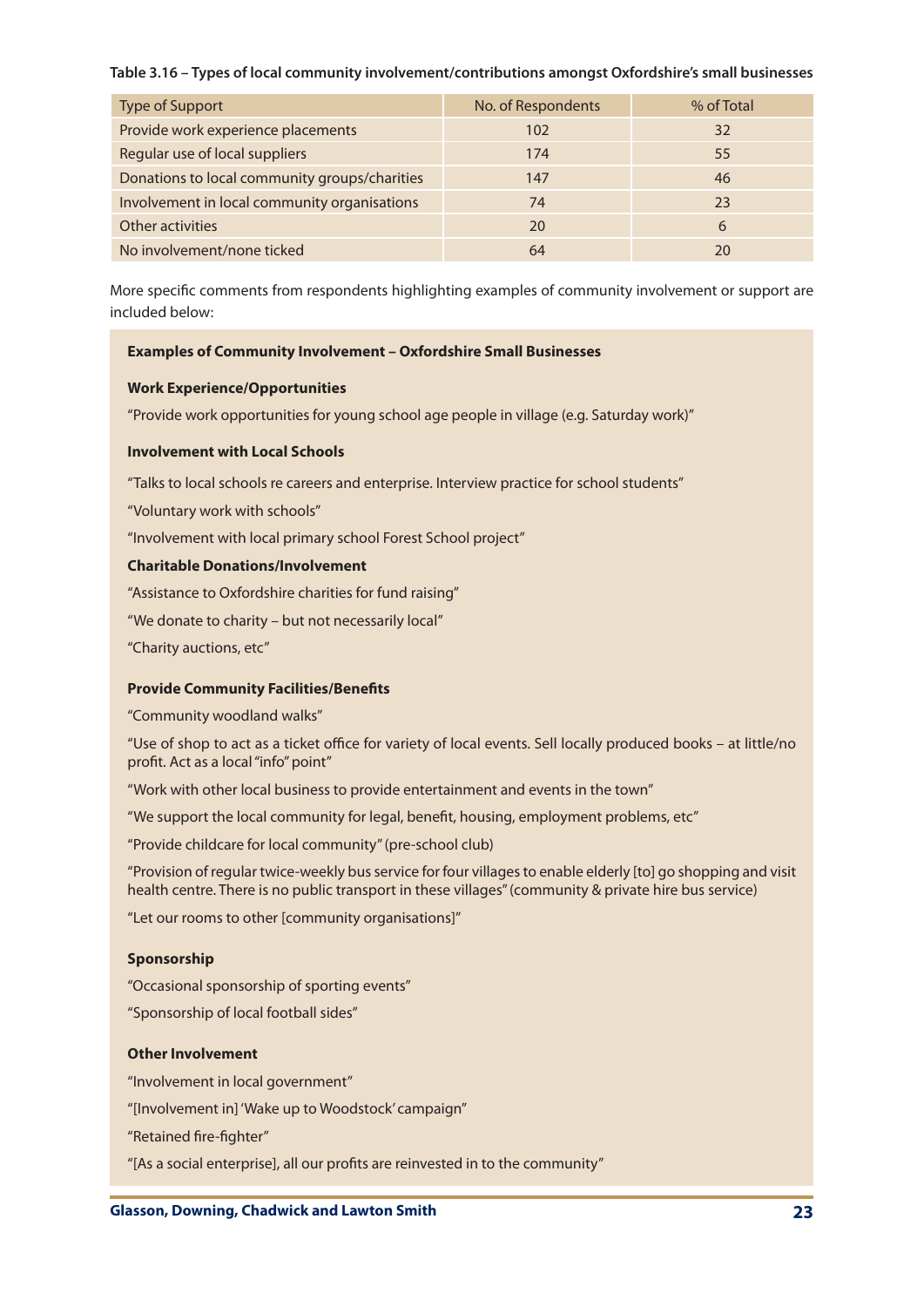**Table 3.16 – Types of local community involvement/contributions amongst Oxfordshire's small businesses**

| Type of Support | No. of Respondents | % of Total |
|---|---|---|
| Provide work experience placements | 102 | 32 |
| Regular use of local suppliers | 174 | 55 |
| Donations to local community groups/charities | 147 | 46 |
| Involvement in local community organisations | 74 | 23 |
| Other activities | 20 | 6 |
| No involvement/none ticked | 64 | 20 |

More specific comments from respondents highlighting examples of community involvement or support are included below:

**Examples of Community Involvement – Oxfordshire Small Businesses**

**Work Experience/Opportunities**

"Provide work opportunities for young school age people in village (e.g. Saturday work)"

**Involvement with Local Schools**

"Talks to local schools re careers and enterprise. Interview practice for school students"

"Voluntary work with schools"

"Involvement with local primary school Forest School project"

**Charitable Donations/Involvement**

"Assistance to Oxfordshire charities for fund raising"

"We donate to charity – but not necessarily local"

"Charity auctions, etc"

**Provide Community Facilities/Benefits**

"Community woodland walks"

"Use of shop to act as a ticket office for variety of local events. Sell locally produced books – at little/no profit. Act as a local "info" point"

"Work with other local business to provide entertainment and events in the town"

"We support the local community for legal, benefit, housing, employment problems, etc"

"Provide childcare for local community" (pre-school club)

"Provision of regular twice-weekly bus service for four villages to enable elderly [to] go shopping and visit health centre. There is no public transport in these villages" (community & private hire bus service)

"Let our rooms to other [community organisations]"

**Sponsorship**

"Occasional sponsorship of sporting events"

"Sponsorship of local football sides"

**Other Involvement**

"Involvement in local government"

"[Involvement in] 'Wake up to Woodstock' campaign"

"Retained fire-fighter"

"[As a social enterprise], all our profits are reinvested in to the community"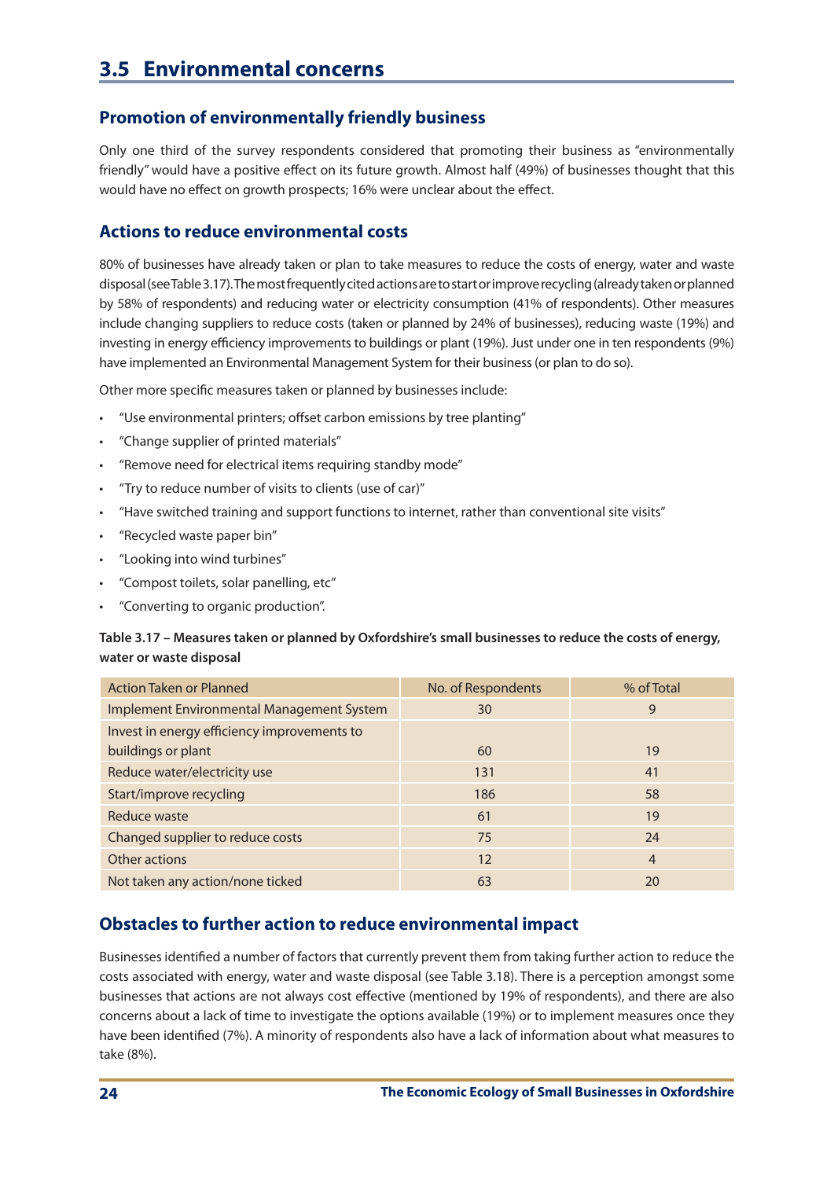## 3.5 Environmental concerns

### Promotion of environmentally friendly business

Only one third of the survey respondents considered that promoting their business as "environmentally friendly" would have a positive effect on its future growth. Almost half (49%) of businesses thought that this would have no effect on growth prospects; 16% were unclear about the effect.

### Actions to reduce environmental costs

80% of businesses have already taken or plan to take measures to reduce the costs of energy, water and waste disposal (see Table 3.17). The most frequently cited actions are to start or improve recycling (already taken or planned by 58% of respondents) and reducing water or electricity consumption (41% of respondents). Other measures include changing suppliers to reduce costs (taken or planned by 24% of businesses), reducing waste (19%) and investing in energy efficiency improvements to buildings or plant (19%). Just under one in ten respondents (9%) have implemented an Environmental Management System for their business (or plan to do so).

Other more specific measures taken or planned by businesses include:

- "Use environmental printers; offset carbon emissions by tree planting"
- "Change supplier of printed materials"
- "Remove need for electrical items requiring standby mode"
- "Try to reduce number of visits to clients (use of car)"
- "Have switched training and support functions to internet, rather than conventional site visits"
- "Recycled waste paper bin"
- "Looking into wind turbines"
- "Compost toilets, solar panelling, etc"
- "Converting to organic production".

**Table 3.17 – Measures taken or planned by Oxfordshire's small businesses to reduce the costs of energy, water or waste disposal**

| Action Taken or Planned | No. of Respondents | % of Total |
|---|---|---|
| Implement Environmental Management System | 30 | 9 |
| Invest in energy efficiency improvements to buildings or plant | 60 | 19 |
| Reduce water/electricity use | 131 | 41 |
| Start/improve recycling | 186 | 58 |
| Reduce waste | 61 | 19 |
| Changed supplier to reduce costs | 75 | 24 |
| Other actions | 12 | 4 |
| Not taken any action/none ticked | 63 | 20 |

### Obstacles to further action to reduce environmental impact

Businesses identified a number of factors that currently prevent them from taking further action to reduce the costs associated with energy, water and waste disposal (see Table 3.18). There is a perception amongst some businesses that actions are not always cost effective (mentioned by 19% of respondents), and there are also concerns about a lack of time to investigate the options available (19%) or to implement measures once they have been identified (7%). A minority of respondents also have a lack of information about what measures to take (8%).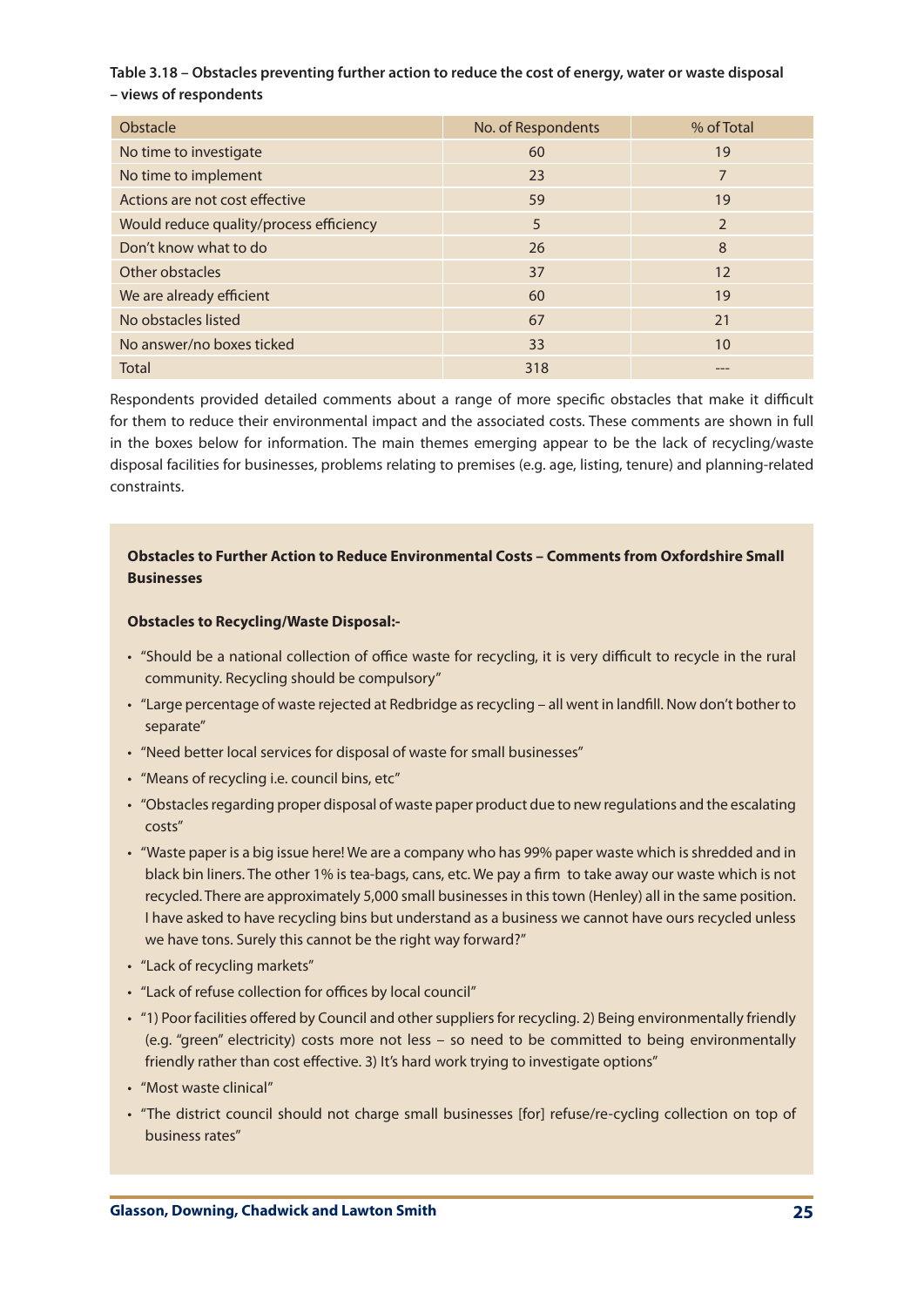**Table 3.18 – Obstacles preventing further action to reduce the cost of energy, water or waste disposal – views of respondents**

| Obstacle | No. of Respondents | % of Total |
|---|---|---|
| No time to investigate | 60 | 19 |
| No time to implement | 23 | 7 |
| Actions are not cost effective | 59 | 19 |
| Would reduce quality/process efficiency | 5 | 2 |
| Don't know what to do | 26 | 8 |
| Other obstacles | 37 | 12 |
| We are already efficient | 60 | 19 |
| No obstacles listed | 67 | 21 |
| No answer/no boxes ticked | 33 | 10 |
| Total | 318 | --- |

Respondents provided detailed comments about a range of more specific obstacles that make it difficult for them to reduce their environmental impact and the associated costs. These comments are shown in full in the boxes below for information. The main themes emerging appear to be the lack of recycling/waste disposal facilities for businesses, problems relating to premises (e.g. age, listing, tenure) and planning-related constraints.

**Obstacles to Further Action to Reduce Environmental Costs – Comments from Oxfordshire Small Businesses**

**Obstacles to Recycling/Waste Disposal:-**

- "Should be a national collection of office waste for recycling, it is very difficult to recycle in the rural community. Recycling should be compulsory"
- "Large percentage of waste rejected at Redbridge as recycling – all went in landfill. Now don't bother to separate"
- "Need better local services for disposal of waste for small businesses"
- "Means of recycling i.e. council bins, etc"
- "Obstacles regarding proper disposal of waste paper product due to new regulations and the escalating costs"
- "Waste paper is a big issue here! We are a company who has 99% paper waste which is shredded and in black bin liners. The other 1% is tea-bags, cans, etc. We pay a firm to take away our waste which is not recycled. There are approximately 5,000 small businesses in this town (Henley) all in the same position. I have asked to have recycling bins but understand as a business we cannot have ours recycled unless we have tons. Surely this cannot be the right way forward?"
- "Lack of recycling markets"
- "Lack of refuse collection for offices by local council"
- "1) Poor facilities offered by Council and other suppliers for recycling. 2) Being environmentally friendly (e.g. "green" electricity) costs more not less – so need to be committed to being environmentally friendly rather than cost effective. 3) It's hard work trying to investigate options"
- "Most waste clinical"
- "The district council should not charge small businesses [for] refuse/re-cycling collection on top of business rates"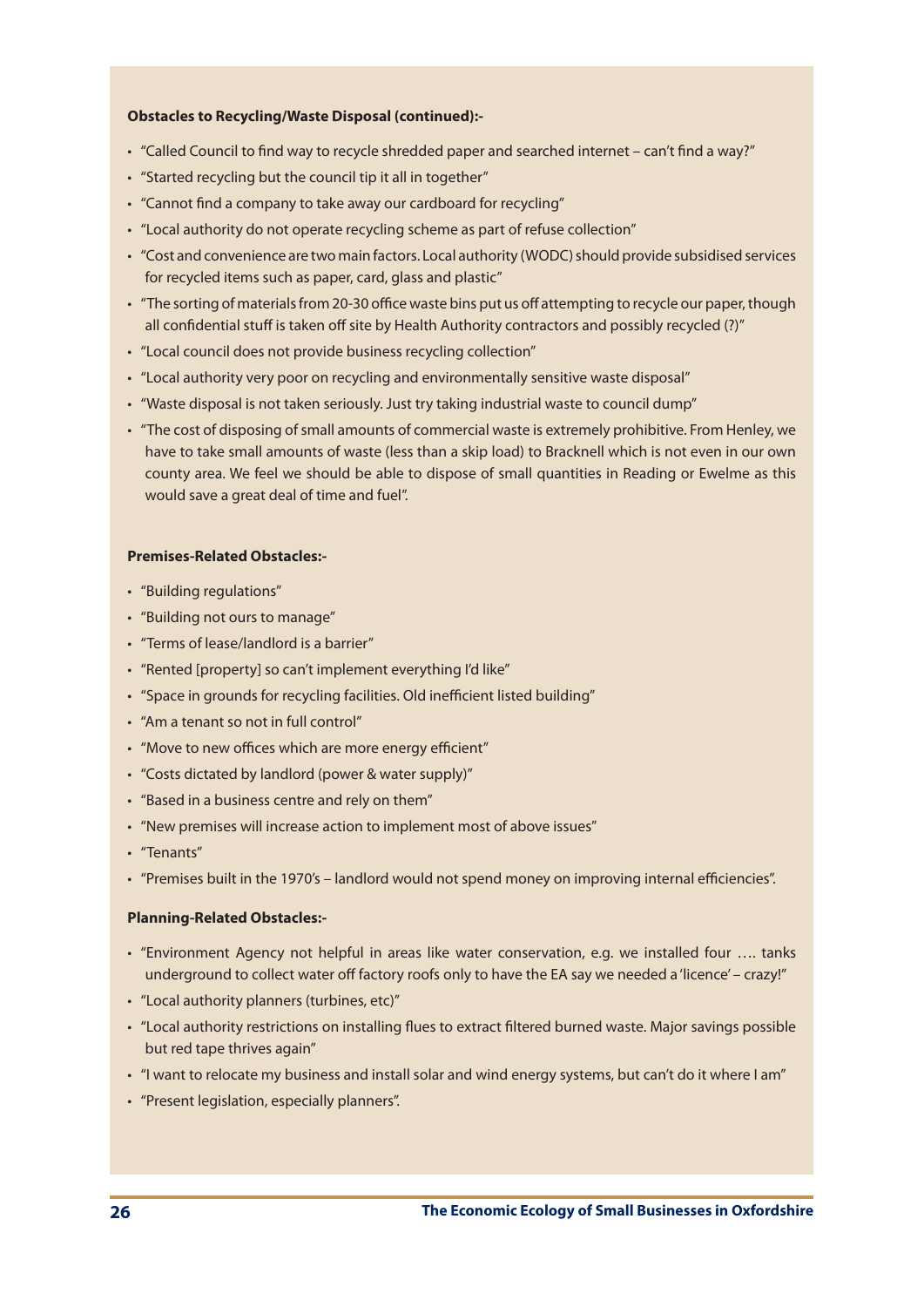**Obstacles to Recycling/Waste Disposal (continued):-**

- "Called Council to find way to recycle shredded paper and searched internet – can't find a way?"
- "Started recycling but the council tip it all in together"
- "Cannot find a company to take away our cardboard for recycling"
- "Local authority do not operate recycling scheme as part of refuse collection"
- "Cost and convenience are two main factors. Local authority (WODC) should provide subsidised services for recycled items such as paper, card, glass and plastic"
- "The sorting of materials from 20-30 office waste bins put us off attempting to recycle our paper, though all confidential stuff is taken off site by Health Authority contractors and possibly recycled (?)"
- "Local council does not provide business recycling collection"
- "Local authority very poor on recycling and environmentally sensitive waste disposal"
- "Waste disposal is not taken seriously. Just try taking industrial waste to council dump"
- "The cost of disposing of small amounts of commercial waste is extremely prohibitive. From Henley, we have to take small amounts of waste (less than a skip load) to Bracknell which is not even in our own county area. We feel we should be able to dispose of small quantities in Reading or Ewelme as this would save a great deal of time and fuel".

**Premises-Related Obstacles:-**

- "Building regulations"
- "Building not ours to manage"
- "Terms of lease/landlord is a barrier"
- "Rented [property] so can't implement everything I'd like"
- "Space in grounds for recycling facilities. Old inefficient listed building"
- "Am a tenant so not in full control"
- "Move to new offices which are more energy efficient"
- "Costs dictated by landlord (power & water supply)"
- "Based in a business centre and rely on them"
- "New premises will increase action to implement most of above issues"
- "Tenants"
- "Premises built in the 1970's – landlord would not spend money on improving internal efficiencies".

**Planning-Related Obstacles:-**

- "Environment Agency not helpful in areas like water conservation, e.g. we installed four …. tanks underground to collect water off factory roofs only to have the EA say we needed a 'licence' – crazy!"
- "Local authority planners (turbines, etc)"
- "Local authority restrictions on installing flues to extract filtered burned waste. Major savings possible but red tape thrives again"
- "I want to relocate my business and install solar and wind energy systems, but can't do it where I am"
- "Present legislation, especially planners".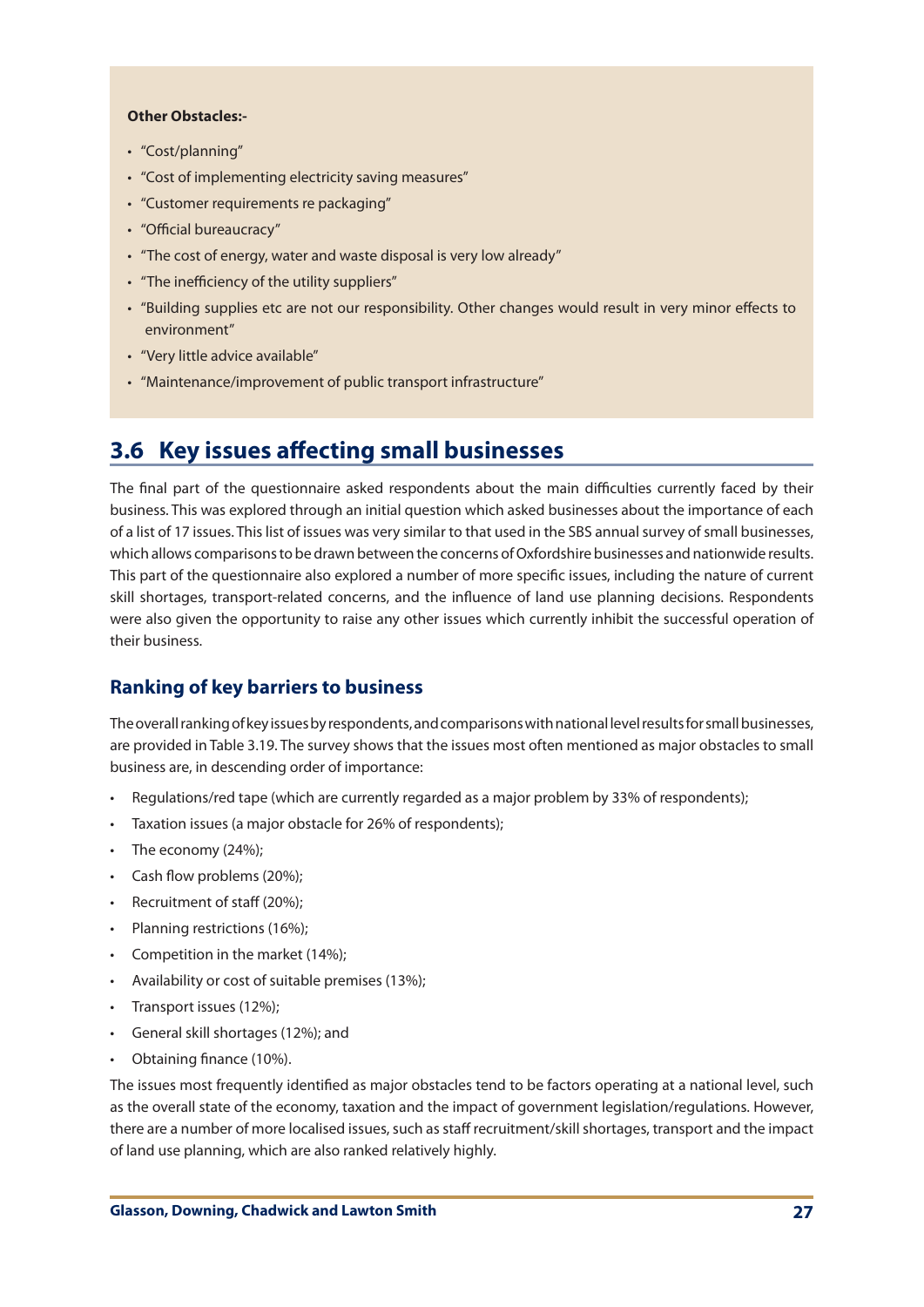**Other Obstacles:-**

- "Cost/planning"
- "Cost of implementing electricity saving measures"
- "Customer requirements re packaging"
- "Official bureaucracy"
- "The cost of energy, water and waste disposal is very low already"
- "The inefficiency of the utility suppliers"
- "Building supplies etc are not our responsibility. Other changes would result in very minor effects to environment"
- "Very little advice available"
- "Maintenance/improvement of public transport infrastructure"

## 3.6 Key issues affecting small businesses

The final part of the questionnaire asked respondents about the main difficulties currently faced by their business. This was explored through an initial question which asked businesses about the importance of each of a list of 17 issues. This list of issues was very similar to that used in the SBS annual survey of small businesses, which allows comparisons to be drawn between the concerns of Oxfordshire businesses and nationwide results. This part of the questionnaire also explored a number of more specific issues, including the nature of current skill shortages, transport-related concerns, and the influence of land use planning decisions. Respondents were also given the opportunity to raise any other issues which currently inhibit the successful operation of their business.

### Ranking of key barriers to business

The overall ranking of key issues by respondents, and comparisons with national level results for small businesses, are provided in Table 3.19. The survey shows that the issues most often mentioned as major obstacles to small business are, in descending order of importance:

- Regulations/red tape (which are currently regarded as a major problem by 33% of respondents);
- Taxation issues (a major obstacle for 26% of respondents);
- The economy (24%);
- Cash flow problems (20%);
- Recruitment of staff (20%);
- Planning restrictions (16%);
- Competition in the market (14%);
- Availability or cost of suitable premises (13%);
- Transport issues (12%);
- General skill shortages (12%); and
- Obtaining finance (10%).

The issues most frequently identified as major obstacles tend to be factors operating at a national level, such as the overall state of the economy, taxation and the impact of government legislation/regulations. However, there are a number of more localised issues, such as staff recruitment/skill shortages, transport and the impact of land use planning, which are also ranked relatively highly.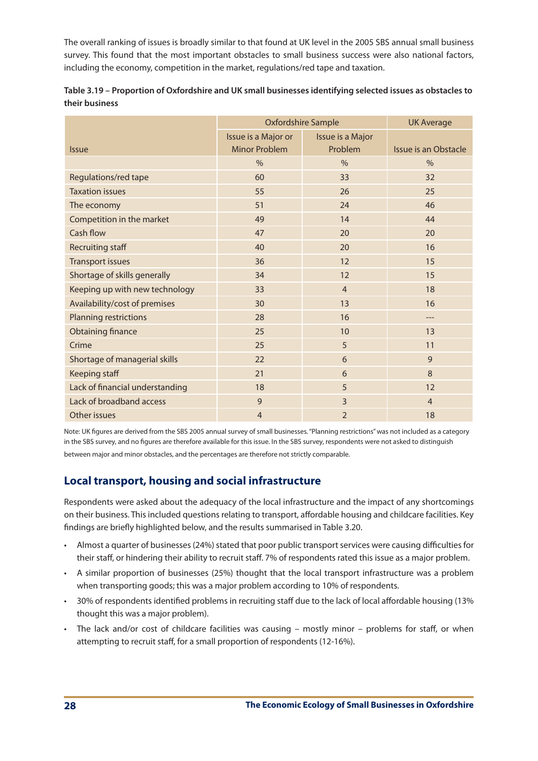The overall ranking of issues is broadly similar to that found at UK level in the 2005 SBS annual small business survey. This found that the most important obstacles to small business success were also national factors, including the economy, competition in the market, regulations/red tape and taxation.

**Table 3.19 – Proportion of Oxfordshire and UK small businesses identifying selected issues as obstacles to their business**

| | Oxfordshire Sample | | UK Average |
|---|---|---|---|
| Issue | Issue is a Major or Minor Problem | Issue is a Major Problem | Issue is an Obstacle |
| | % | % | % |
| Regulations/red tape | 60 | 33 | 32 |
| Taxation issues | 55 | 26 | 25 |
| The economy | 51 | 24 | 46 |
| Competition in the market | 49 | 14 | 44 |
| Cash flow | 47 | 20 | 20 |
| Recruiting staff | 40 | 20 | 16 |
| Transport issues | 36 | 12 | 15 |
| Shortage of skills generally | 34 | 12 | 15 |
| Keeping up with new technology | 33 | 4 | 18 |
| Availability/cost of premises | 30 | 13 | 16 |
| Planning restrictions | 28 | 16 | --- |
| Obtaining finance | 25 | 10 | 13 |
| Crime | 25 | 5 | 11 |
| Shortage of managerial skills | 22 | 6 | 9 |
| Keeping staff | 21 | 6 | 8 |
| Lack of financial understanding | 18 | 5 | 12 |
| Lack of broadband access | 9 | 3 | 4 |
| Other issues | 4 | 2 | 18 |

Note: UK figures are derived from the SBS 2005 annual survey of small businesses. "Planning restrictions" was not included as a category in the SBS survey, and no figures are therefore available for this issue. In the SBS survey, respondents were not asked to distinguish between major and minor obstacles, and the percentages are therefore not strictly comparable.

## Local transport, housing and social infrastructure

Respondents were asked about the adequacy of the local infrastructure and the impact of any shortcomings on their business. This included questions relating to transport, affordable housing and childcare facilities. Key findings are briefly highlighted below, and the results summarised in Table 3.20.

- Almost a quarter of businesses (24%) stated that poor public transport services were causing difficulties for their staff, or hindering their ability to recruit staff. 7% of respondents rated this issue as a major problem.
- A similar proportion of businesses (25%) thought that the local transport infrastructure was a problem when transporting goods; this was a major problem according to 10% of respondents.
- 30% of respondents identified problems in recruiting staff due to the lack of local affordable housing (13% thought this was a major problem).
- The lack and/or cost of childcare facilities was causing – mostly minor – problems for staff, or when attempting to recruit staff, for a small proportion of respondents (12-16%).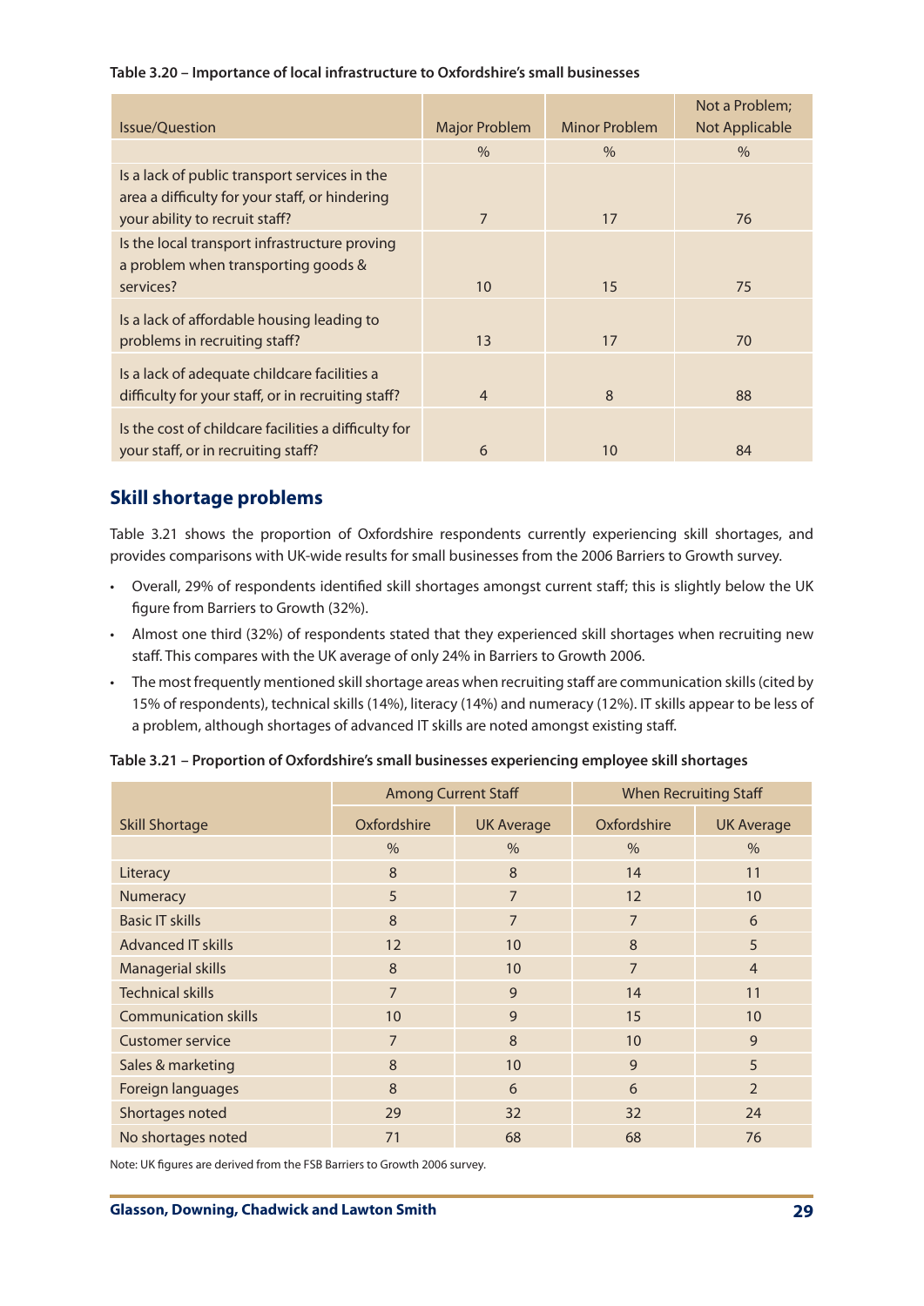**Table 3.20 – Importance of local infrastructure to Oxfordshire's small businesses**

| Issue/Question | Major Problem | Minor Problem | Not a Problem; Not Applicable |
|---|---|---|---|
| | % | % | % |
| Is a lack of public transport services in the area a difficulty for your staff, or hindering your ability to recruit staff? | 7 | 17 | 76 |
| Is the local transport infrastructure proving a problem when transporting goods & services? | 10 | 15 | 75 |
| Is a lack of affordable housing leading to problems in recruiting staff? | 13 | 17 | 70 |
| Is a lack of adequate childcare facilities a difficulty for your staff, or in recruiting staff? | 4 | 8 | 88 |
| Is the cost of childcare facilities a difficulty for your staff, or in recruiting staff? | 6 | 10 | 84 |

## Skill shortage problems

Table 3.21 shows the proportion of Oxfordshire respondents currently experiencing skill shortages, and provides comparisons with UK-wide results for small businesses from the 2006 Barriers to Growth survey.

- Overall, 29% of respondents identified skill shortages amongst current staff; this is slightly below the UK figure from Barriers to Growth (32%).
- Almost one third (32%) of respondents stated that they experienced skill shortages when recruiting new staff. This compares with the UK average of only 24% in Barriers to Growth 2006.
- The most frequently mentioned skill shortage areas when recruiting staff are communication skills (cited by 15% of respondents), technical skills (14%), literacy (14%) and numeracy (12%). IT skills appear to be less of a problem, although shortages of advanced IT skills are noted amongst existing staff.

**Table 3.21 – Proportion of Oxfordshire's small businesses experiencing employee skill shortages**

| | Among Current Staff | | When Recruiting Staff | |
|---|---|---|---|---|
| Skill Shortage | Oxfordshire | UK Average | Oxfordshire | UK Average |
| | % | % | % | % |
| Literacy | 8 | 8 | 14 | 11 |
| Numeracy | 5 | 7 | 12 | 10 |
| Basic IT skills | 8 | 7 | 7 | 6 |
| Advanced IT skills | 12 | 10 | 8 | 5 |
| Managerial skills | 8 | 10 | 7 | 4 |
| Technical skills | 7 | 9 | 14 | 11 |
| Communication skills | 10 | 9 | 15 | 10 |
| Customer service | 7 | 8 | 10 | 9 |
| Sales & marketing | 8 | 10 | 9 | 5 |
| Foreign languages | 8 | 6 | 6 | 2 |
| Shortages noted | 29 | 32 | 32 | 24 |
| No shortages noted | 71 | 68 | 68 | 76 |

Note: UK figures are derived from the FSB Barriers to Growth 2006 survey.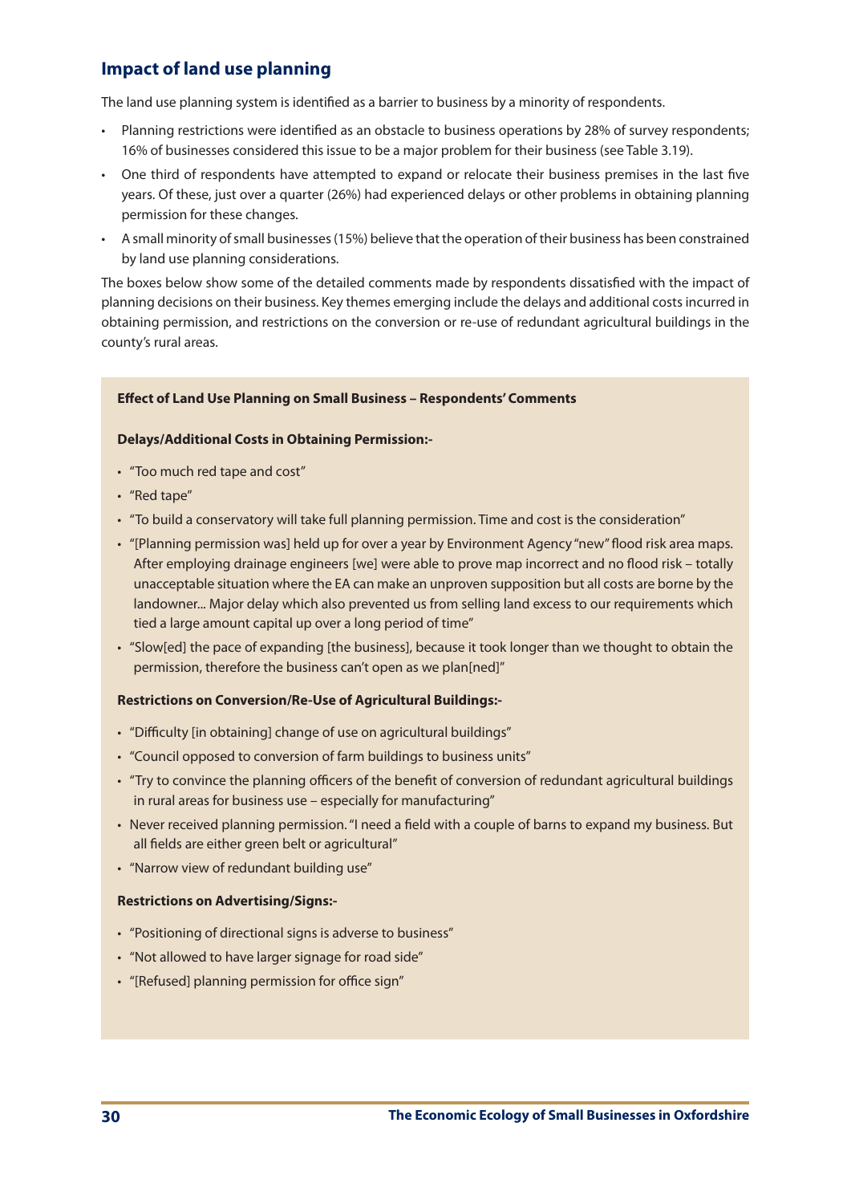## Impact of land use planning

The land use planning system is identified as a barrier to business by a minority of respondents.

- Planning restrictions were identified as an obstacle to business operations by 28% of survey respondents; 16% of businesses considered this issue to be a major problem for their business (see Table 3.19).
- One third of respondents have attempted to expand or relocate their business premises in the last five years. Of these, just over a quarter (26%) had experienced delays or other problems in obtaining planning permission for these changes.
- A small minority of small businesses (15%) believe that the operation of their business has been constrained by land use planning considerations.

The boxes below show some of the detailed comments made by respondents dissatisfied with the impact of planning decisions on their business. Key themes emerging include the delays and additional costs incurred in obtaining permission, and restrictions on the conversion or re-use of redundant agricultural buildings in the county's rural areas.

**Effect of Land Use Planning on Small Business – Respondents' Comments**

**Delays/Additional Costs in Obtaining Permission:-**

- "Too much red tape and cost"
- "Red tape"
- "To build a conservatory will take full planning permission. Time and cost is the consideration"
- "[Planning permission was] held up for over a year by Environment Agency "new" flood risk area maps. After employing drainage engineers [we] were able to prove map incorrect and no flood risk – totally unacceptable situation where the EA can make an unproven supposition but all costs are borne by the landowner... Major delay which also prevented us from selling land excess to our requirements which tied a large amount capital up over a long period of time"
- "Slow[ed] the pace of expanding [the business], because it took longer than we thought to obtain the permission, therefore the business can't open as we plan[ned]"

**Restrictions on Conversion/Re-Use of Agricultural Buildings:-**

- "Difficulty [in obtaining] change of use on agricultural buildings"
- "Council opposed to conversion of farm buildings to business units"
- "Try to convince the planning officers of the benefit of conversion of redundant agricultural buildings in rural areas for business use – especially for manufacturing"
- Never received planning permission. "I need a field with a couple of barns to expand my business. But all fields are either green belt or agricultural"
- "Narrow view of redundant building use"

**Restrictions on Advertising/Signs:-**

- "Positioning of directional signs is adverse to business"
- "Not allowed to have larger signage for road side"
- "[Refused] planning permission for office sign"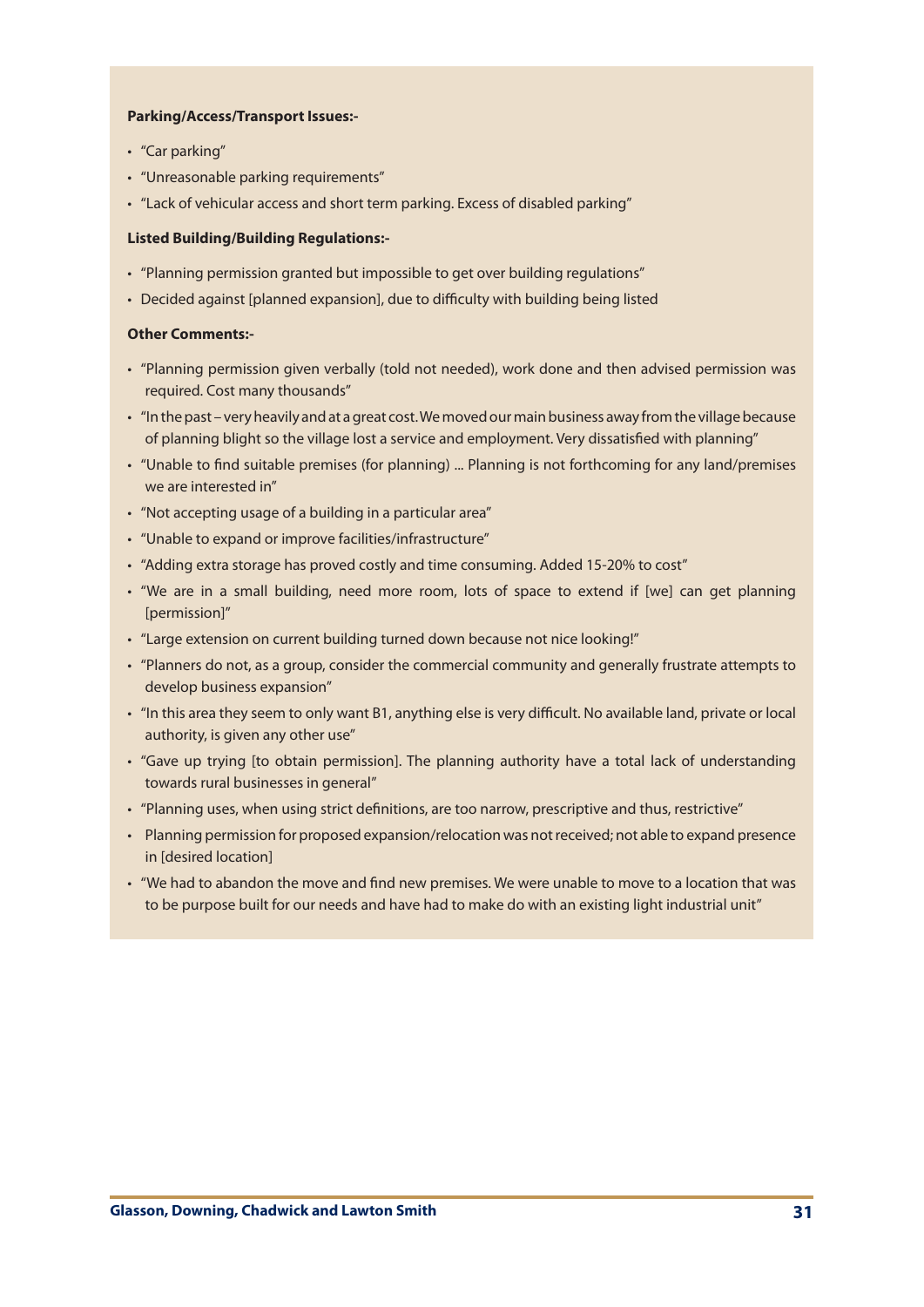**Parking/Access/Transport Issues:-**

- "Car parking"
- "Unreasonable parking requirements"
- "Lack of vehicular access and short term parking. Excess of disabled parking"

**Listed Building/Building Regulations:-**

- "Planning permission granted but impossible to get over building regulations"
- Decided against [planned expansion], due to difficulty with building being listed

**Other Comments:-**

- "Planning permission given verbally (told not needed), work done and then advised permission was required. Cost many thousands"
- "In the past – very heavily and at a great cost. We moved our main business away from the village because of planning blight so the village lost a service and employment. Very dissatisfied with planning"
- "Unable to find suitable premises (for planning) ... Planning is not forthcoming for any land/premises we are interested in"
- "Not accepting usage of a building in a particular area"
- "Unable to expand or improve facilities/infrastructure"
- "Adding extra storage has proved costly and time consuming. Added 15-20% to cost"
- "We are in a small building, need more room, lots of space to extend if [we] can get planning [permission]"
- "Large extension on current building turned down because not nice looking!"
- "Planners do not, as a group, consider the commercial community and generally frustrate attempts to develop business expansion"
- "In this area they seem to only want B1, anything else is very difficult. No available land, private or local authority, is given any other use"
- "Gave up trying [to obtain permission]. The planning authority have a total lack of understanding towards rural businesses in general"
- "Planning uses, when using strict definitions, are too narrow, prescriptive and thus, restrictive"
- Planning permission for proposed expansion/relocation was not received; not able to expand presence in [desired location]
- "We had to abandon the move and find new premises. We were unable to move to a location that was to be purpose built for our needs and have had to make do with an existing light industrial unit"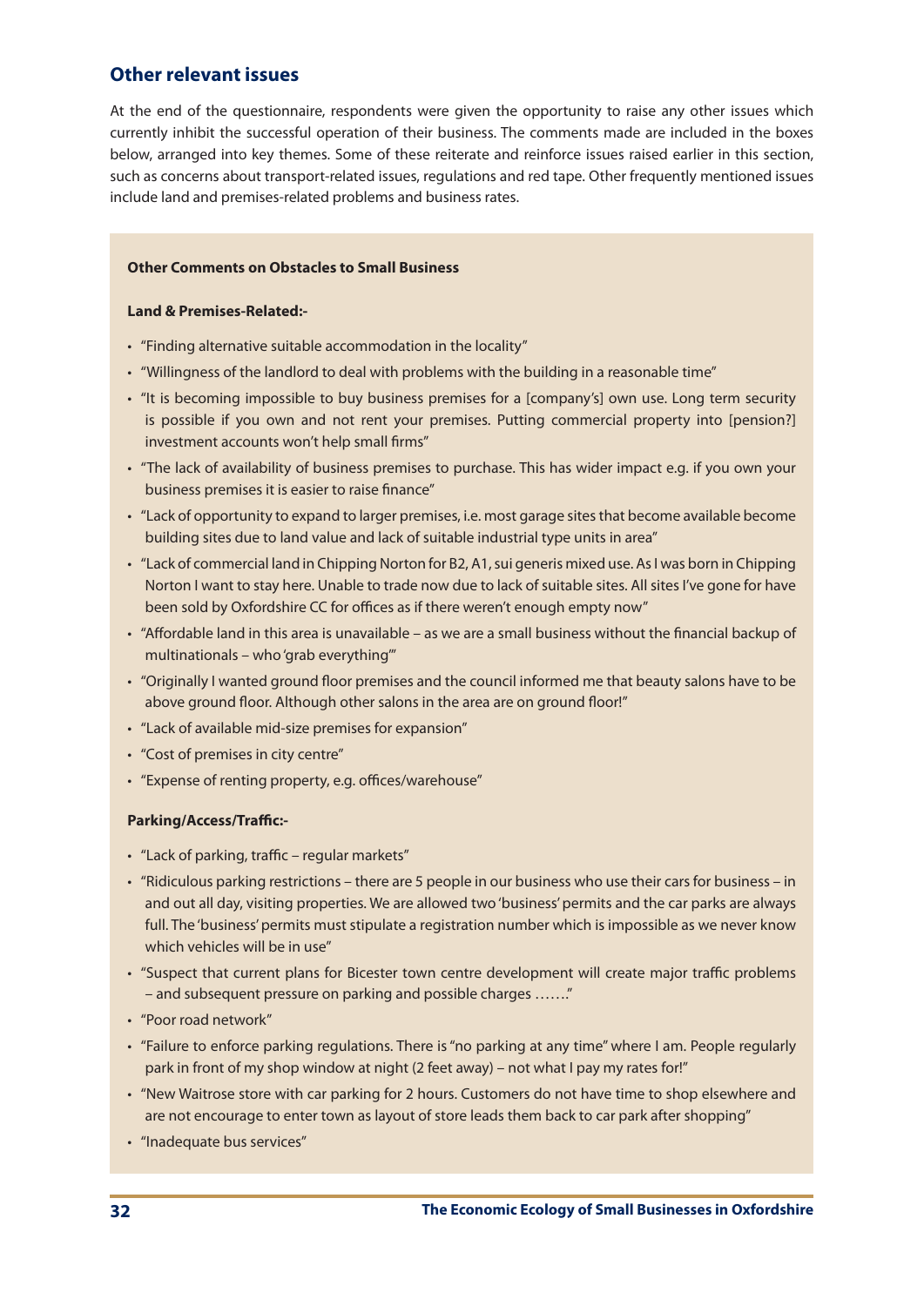## Other relevant issues

At the end of the questionnaire, respondents were given the opportunity to raise any other issues which currently inhibit the successful operation of their business. The comments made are included in the boxes below, arranged into key themes. Some of these reiterate and reinforce issues raised earlier in this section, such as concerns about transport-related issues, regulations and red tape. Other frequently mentioned issues include land and premises-related problems and business rates.

**Other Comments on Obstacles to Small Business**

**Land & Premises-Related:-**

- "Finding alternative suitable accommodation in the locality"
- "Willingness of the landlord to deal with problems with the building in a reasonable time"
- "It is becoming impossible to buy business premises for a [company's] own use. Long term security is possible if you own and not rent your premises. Putting commercial property into [pension?] investment accounts won't help small firms"
- "The lack of availability of business premises to purchase. This has wider impact e.g. if you own your business premises it is easier to raise finance"
- "Lack of opportunity to expand to larger premises, i.e. most garage sites that become available become building sites due to land value and lack of suitable industrial type units in area"
- "Lack of commercial land in Chipping Norton for B2, A1, sui generis mixed use. As I was born in Chipping Norton I want to stay here. Unable to trade now due to lack of suitable sites. All sites I've gone for have been sold by Oxfordshire CC for offices as if there weren't enough empty now"
- "Affordable land in this area is unavailable – as we are a small business without the financial backup of multinationals – who 'grab everything'"
- "Originally I wanted ground floor premises and the council informed me that beauty salons have to be above ground floor. Although other salons in the area are on ground floor!"
- "Lack of available mid-size premises for expansion"
- "Cost of premises in city centre"
- "Expense of renting property, e.g. offices/warehouse"

**Parking/Access/Traffic:-**

- "Lack of parking, traffic – regular markets"
- "Ridiculous parking restrictions – there are 5 people in our business who use their cars for business – in and out all day, visiting properties. We are allowed two 'business' permits and the car parks are always full. The 'business' permits must stipulate a registration number which is impossible as we never know which vehicles will be in use"
- "Suspect that current plans for Bicester town centre development will create major traffic problems – and subsequent pressure on parking and possible charges ……."
- "Poor road network"
- "Failure to enforce parking regulations. There is "no parking at any time" where I am. People regularly park in front of my shop window at night (2 feet away) – not what I pay my rates for!"
- "New Waitrose store with car parking for 2 hours. Customers do not have time to shop elsewhere and are not encourage to enter town as layout of store leads them back to car park after shopping"
- "Inadequate bus services"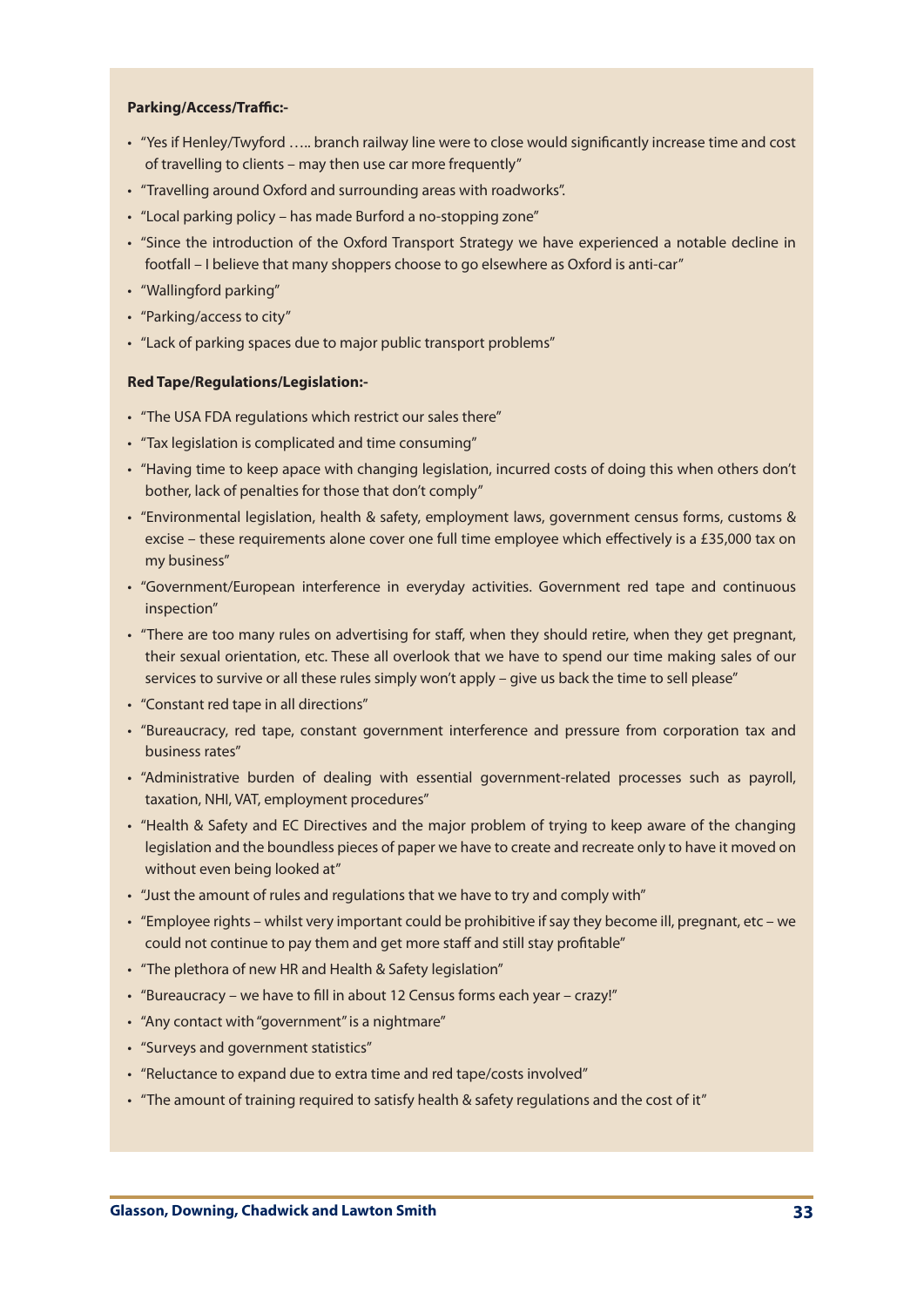**Parking/Access/Traffic:-**

- "Yes if Henley/Twyford ….. branch railway line were to close would significantly increase time and cost of travelling to clients – may then use car more frequently"
- "Travelling around Oxford and surrounding areas with roadworks".
- "Local parking policy – has made Burford a no-stopping zone"
- "Since the introduction of the Oxford Transport Strategy we have experienced a notable decline in footfall – I believe that many shoppers choose to go elsewhere as Oxford is anti-car"
- "Wallingford parking"
- "Parking/access to city"
- "Lack of parking spaces due to major public transport problems"

**Red Tape/Regulations/Legislation:-**

- "The USA FDA regulations which restrict our sales there"
- "Tax legislation is complicated and time consuming"
- "Having time to keep apace with changing legislation, incurred costs of doing this when others don't bother, lack of penalties for those that don't comply"
- "Environmental legislation, health & safety, employment laws, government census forms, customs & excise – these requirements alone cover one full time employee which effectively is a £35,000 tax on my business"
- "Government/European interference in everyday activities. Government red tape and continuous inspection"
- "There are too many rules on advertising for staff, when they should retire, when they get pregnant, their sexual orientation, etc. These all overlook that we have to spend our time making sales of our services to survive or all these rules simply won't apply – give us back the time to sell please"
- "Constant red tape in all directions"
- "Bureaucracy, red tape, constant government interference and pressure from corporation tax and business rates"
- "Administrative burden of dealing with essential government-related processes such as payroll, taxation, NHI, VAT, employment procedures"
- "Health & Safety and EC Directives and the major problem of trying to keep aware of the changing legislation and the boundless pieces of paper we have to create and recreate only to have it moved on without even being looked at"
- "Just the amount of rules and regulations that we have to try and comply with"
- "Employee rights – whilst very important could be prohibitive if say they become ill, pregnant, etc – we could not continue to pay them and get more staff and still stay profitable"
- "The plethora of new HR and Health & Safety legislation"
- "Bureaucracy – we have to fill in about 12 Census forms each year – crazy!"
- "Any contact with "government" is a nightmare"
- "Surveys and government statistics"
- "Reluctance to expand due to extra time and red tape/costs involved"
- "The amount of training required to satisfy health & safety regulations and the cost of it"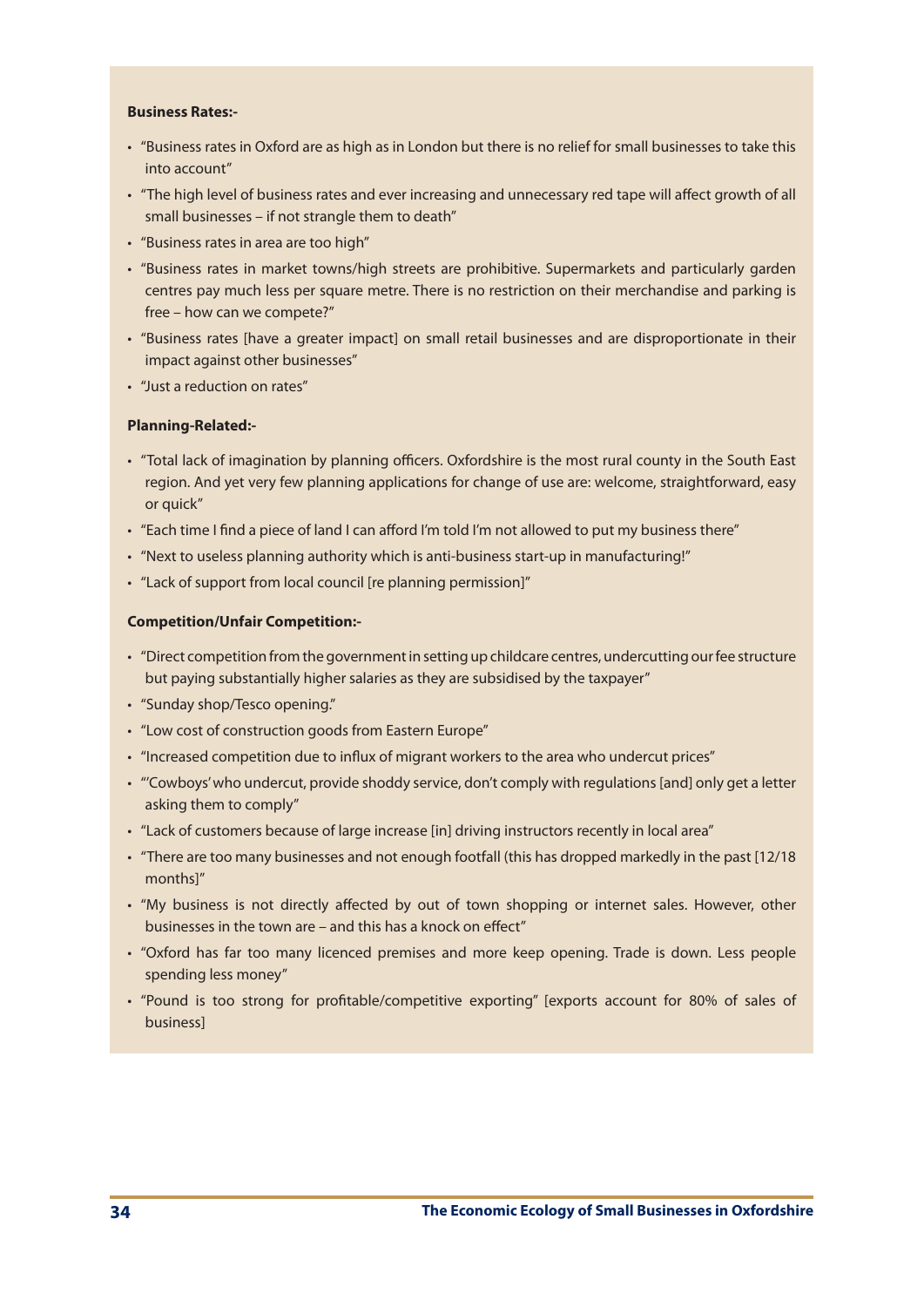**Business Rates:-**

- "Business rates in Oxford are as high as in London but there is no relief for small businesses to take this into account"
- "The high level of business rates and ever increasing and unnecessary red tape will affect growth of all small businesses – if not strangle them to death"
- "Business rates in area are too high"
- "Business rates in market towns/high streets are prohibitive. Supermarkets and particularly garden centres pay much less per square metre. There is no restriction on their merchandise and parking is free – how can we compete?"
- "Business rates [have a greater impact] on small retail businesses and are disproportionate in their impact against other businesses"
- "Just a reduction on rates"

**Planning-Related:-**

- "Total lack of imagination by planning officers. Oxfordshire is the most rural county in the South East region. And yet very few planning applications for change of use are: welcome, straightforward, easy or quick"
- "Each time I find a piece of land I can afford I'm told I'm not allowed to put my business there"
- "Next to useless planning authority which is anti-business start-up in manufacturing!"
- "Lack of support from local council [re planning permission]"

**Competition/Unfair Competition:-**

- "Direct competition from the government in setting up childcare centres, undercutting our fee structure but paying substantially higher salaries as they are subsidised by the taxpayer"
- "Sunday shop/Tesco opening."
- "Low cost of construction goods from Eastern Europe"
- "Increased competition due to influx of migrant workers to the area who undercut prices"
- "'Cowboys' who undercut, provide shoddy service, don't comply with regulations [and] only get a letter asking them to comply"
- "Lack of customers because of large increase [in] driving instructors recently in local area"
- "There are too many businesses and not enough footfall (this has dropped markedly in the past [12/18 months]"
- "My business is not directly affected by out of town shopping or internet sales. However, other businesses in the town are – and this has a knock on effect"
- "Oxford has far too many licenced premises and more keep opening. Trade is down. Less people spending less money"
- "Pound is too strong for profitable/competitive exporting" [exports account for 80% of sales of business]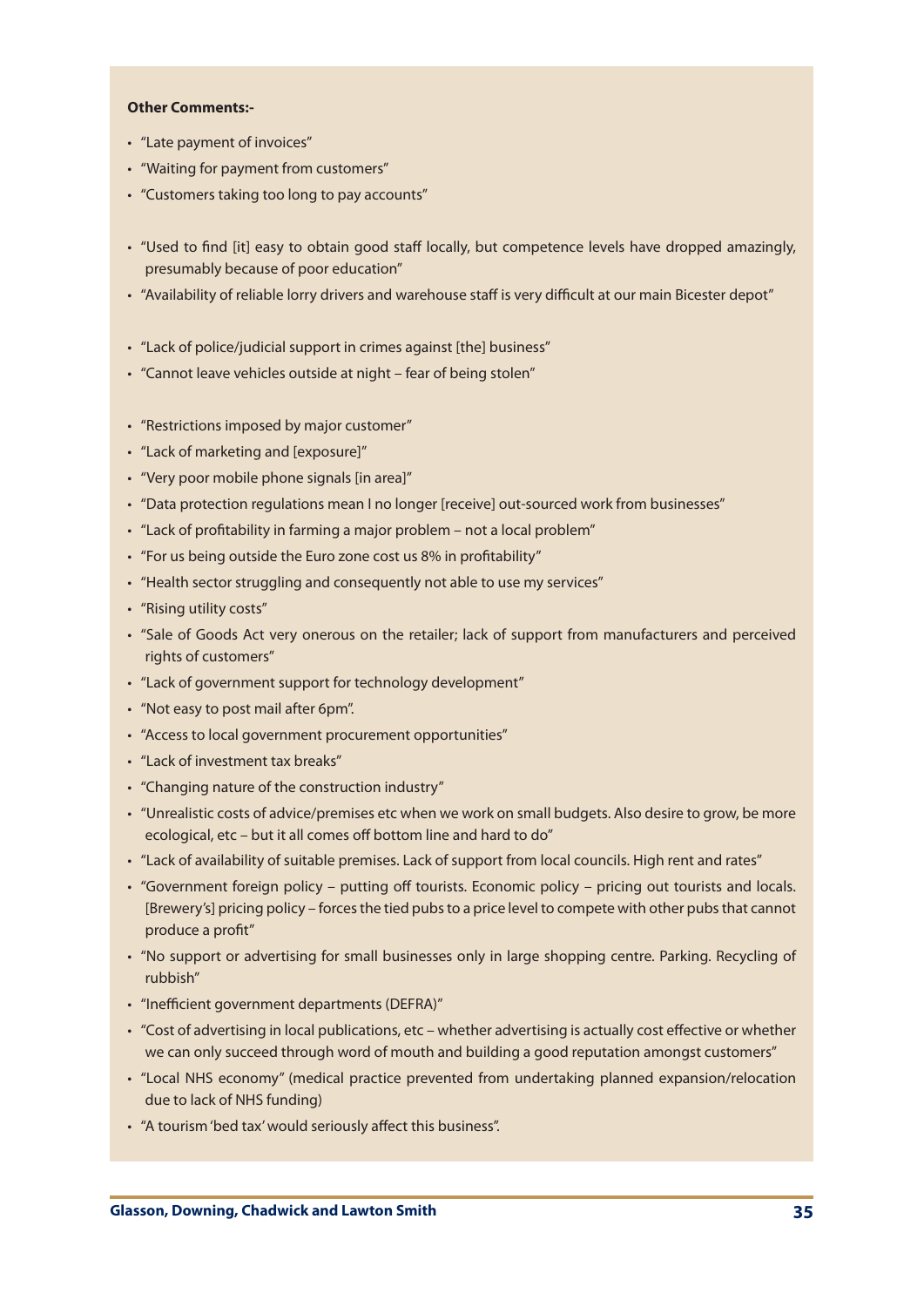**Other Comments:-**

- "Late payment of invoices"
- "Waiting for payment from customers"
- "Customers taking too long to pay accounts"

- "Used to find [it] easy to obtain good staff locally, but competence levels have dropped amazingly, presumably because of poor education"
- "Availability of reliable lorry drivers and warehouse staff is very difficult at our main Bicester depot"

- "Lack of police/judicial support in crimes against [the] business"
- "Cannot leave vehicles outside at night – fear of being stolen"

- "Restrictions imposed by major customer"
- "Lack of marketing and [exposure]"
- "Very poor mobile phone signals [in area]"
- "Data protection regulations mean I no longer [receive] out-sourced work from businesses"
- "Lack of profitability in farming a major problem – not a local problem"
- "For us being outside the Euro zone cost us 8% in profitability"
- "Health sector struggling and consequently not able to use my services"
- "Rising utility costs"
- "Sale of Goods Act very onerous on the retailer; lack of support from manufacturers and perceived rights of customers"
- "Lack of government support for technology development"
- "Not easy to post mail after 6pm".
- "Access to local government procurement opportunities"
- "Lack of investment tax breaks"
- "Changing nature of the construction industry"
- "Unrealistic costs of advice/premises etc when we work on small budgets. Also desire to grow, be more ecological, etc – but it all comes off bottom line and hard to do"
- "Lack of availability of suitable premises. Lack of support from local councils. High rent and rates"
- "Government foreign policy – putting off tourists. Economic policy – pricing out tourists and locals. [Brewery's] pricing policy – forces the tied pubs to a price level to compete with other pubs that cannot produce a profit"
- "No support or advertising for small businesses only in large shopping centre. Parking. Recycling of rubbish"
- "Inefficient government departments (DEFRA)"
- "Cost of advertising in local publications, etc – whether advertising is actually cost effective or whether we can only succeed through word of mouth and building a good reputation amongst customers"
- "Local NHS economy" (medical practice prevented from undertaking planned expansion/relocation due to lack of NHS funding)
- "A tourism 'bed tax' would seriously affect this business".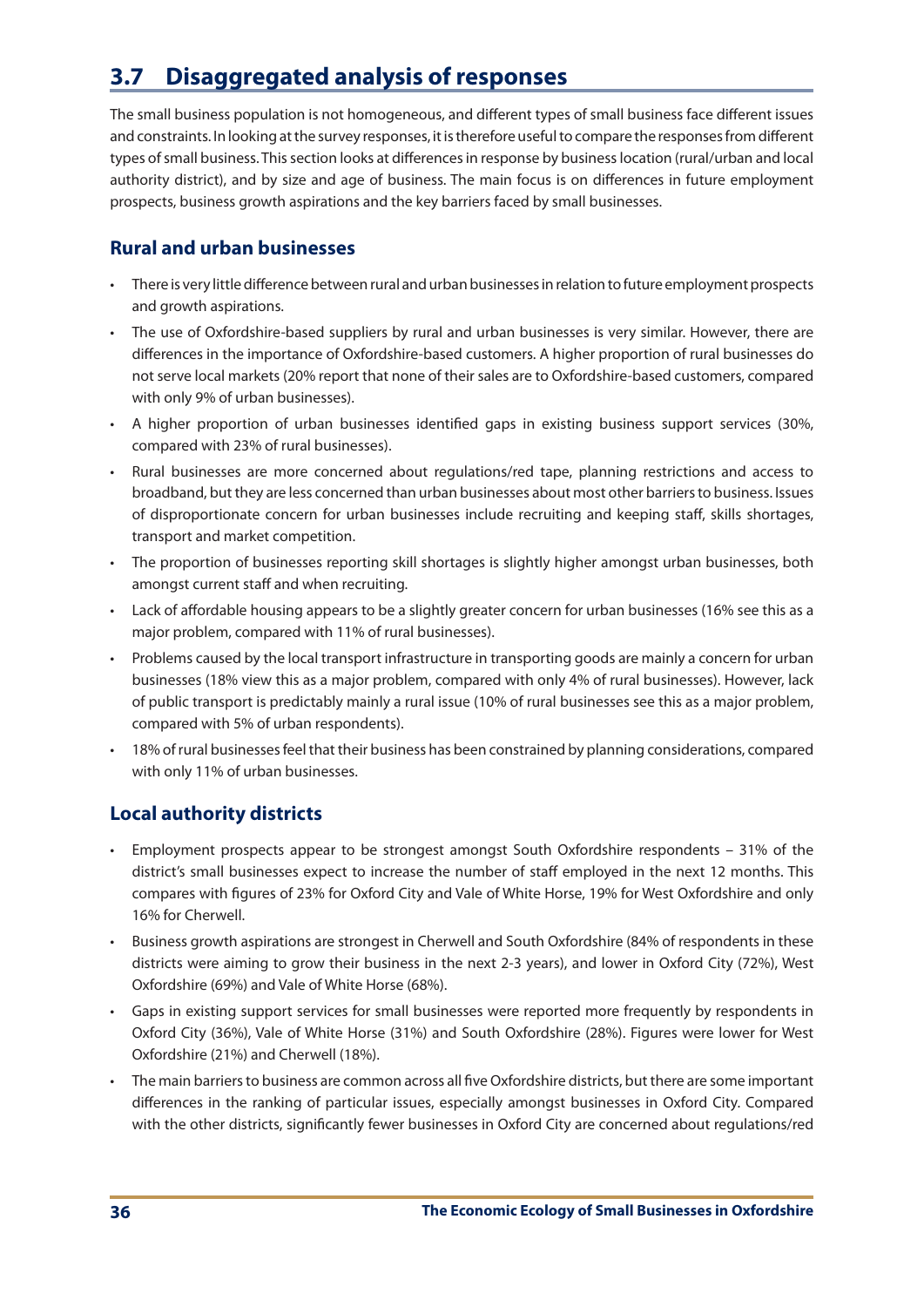## 3.7 Disaggregated analysis of responses

The small business population is not homogeneous, and different types of small business face different issues and constraints. In looking at the survey responses, it is therefore useful to compare the responses from different types of small business. This section looks at differences in response by business location (rural/urban and local authority district), and by size and age of business. The main focus is on differences in future employment prospects, business growth aspirations and the key barriers faced by small businesses.

### Rural and urban businesses

- There is very little difference between rural and urban businesses in relation to future employment prospects and growth aspirations.
- The use of Oxfordshire-based suppliers by rural and urban businesses is very similar. However, there are differences in the importance of Oxfordshire-based customers. A higher proportion of rural businesses do not serve local markets (20% report that none of their sales are to Oxfordshire-based customers, compared with only 9% of urban businesses).
- A higher proportion of urban businesses identified gaps in existing business support services (30%, compared with 23% of rural businesses).
- Rural businesses are more concerned about regulations/red tape, planning restrictions and access to broadband, but they are less concerned than urban businesses about most other barriers to business. Issues of disproportionate concern for urban businesses include recruiting and keeping staff, skills shortages, transport and market competition.
- The proportion of businesses reporting skill shortages is slightly higher amongst urban businesses, both amongst current staff and when recruiting.
- Lack of affordable housing appears to be a slightly greater concern for urban businesses (16% see this as a major problem, compared with 11% of rural businesses).
- Problems caused by the local transport infrastructure in transporting goods are mainly a concern for urban businesses (18% view this as a major problem, compared with only 4% of rural businesses). However, lack of public transport is predictably mainly a rural issue (10% of rural businesses see this as a major problem, compared with 5% of urban respondents).
- 18% of rural businesses feel that their business has been constrained by planning considerations, compared with only 11% of urban businesses.

### Local authority districts

- Employment prospects appear to be strongest amongst South Oxfordshire respondents – 31% of the district's small businesses expect to increase the number of staff employed in the next 12 months. This compares with figures of 23% for Oxford City and Vale of White Horse, 19% for West Oxfordshire and only 16% for Cherwell.
- Business growth aspirations are strongest in Cherwell and South Oxfordshire (84% of respondents in these districts were aiming to grow their business in the next 2-3 years), and lower in Oxford City (72%), West Oxfordshire (69%) and Vale of White Horse (68%).
- Gaps in existing support services for small businesses were reported more frequently by respondents in Oxford City (36%), Vale of White Horse (31%) and South Oxfordshire (28%). Figures were lower for West Oxfordshire (21%) and Cherwell (18%).
- The main barriers to business are common across all five Oxfordshire districts, but there are some important differences in the ranking of particular issues, especially amongst businesses in Oxford City. Compared with the other districts, significantly fewer businesses in Oxford City are concerned about regulations/red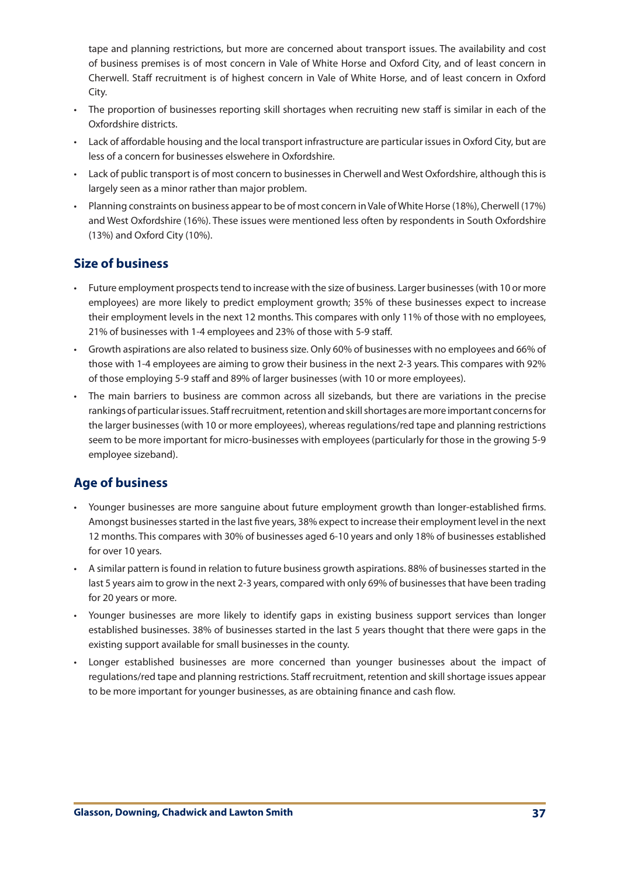tape and planning restrictions, but more are concerned about transport issues. The availability and cost of business premises is of most concern in Vale of White Horse and Oxford City, and of least concern in Cherwell. Staff recruitment is of highest concern in Vale of White Horse, and of least concern in Oxford City.

- The proportion of businesses reporting skill shortages when recruiting new staff is similar in each of the Oxfordshire districts.
- Lack of affordable housing and the local transport infrastructure are particular issues in Oxford City, but are less of a concern for businesses elswehere in Oxfordshire.
- Lack of public transport is of most concern to businesses in Cherwell and West Oxfordshire, although this is largely seen as a minor rather than major problem.
- Planning constraints on business appear to be of most concern in Vale of White Horse (18%), Cherwell (17%) and West Oxfordshire (16%). These issues were mentioned less often by respondents in South Oxfordshire (13%) and Oxford City (10%).

## Size of business

- Future employment prospects tend to increase with the size of business. Larger businesses (with 10 or more employees) are more likely to predict employment growth; 35% of these businesses expect to increase their employment levels in the next 12 months. This compares with only 11% of those with no employees, 21% of businesses with 1-4 employees and 23% of those with 5-9 staff.
- Growth aspirations are also related to business size. Only 60% of businesses with no employees and 66% of those with 1-4 employees are aiming to grow their business in the next 2-3 years. This compares with 92% of those employing 5-9 staff and 89% of larger businesses (with 10 or more employees).
- The main barriers to business are common across all sizebands, but there are variations in the precise rankings of particular issues. Staff recruitment, retention and skill shortages are more important concerns for the larger businesses (with 10 or more employees), whereas regulations/red tape and planning restrictions seem to be more important for micro-businesses with employees (particularly for those in the growing 5-9 employee sizeband).

## Age of business

- Younger businesses are more sanguine about future employment growth than longer-established firms. Amongst businesses started in the last five years, 38% expect to increase their employment level in the next 12 months. This compares with 30% of businesses aged 6-10 years and only 18% of businesses established for over 10 years.
- A similar pattern is found in relation to future business growth aspirations. 88% of businesses started in the last 5 years aim to grow in the next 2-3 years, compared with only 69% of businesses that have been trading for 20 years or more.
- Younger businesses are more likely to identify gaps in existing business support services than longer established businesses. 38% of businesses started in the last 5 years thought that there were gaps in the existing support available for small businesses in the county.
- Longer established businesses are more concerned than younger businesses about the impact of regulations/red tape and planning restrictions. Staff recruitment, retention and skill shortage issues appear to be more important for younger businesses, as are obtaining finance and cash flow.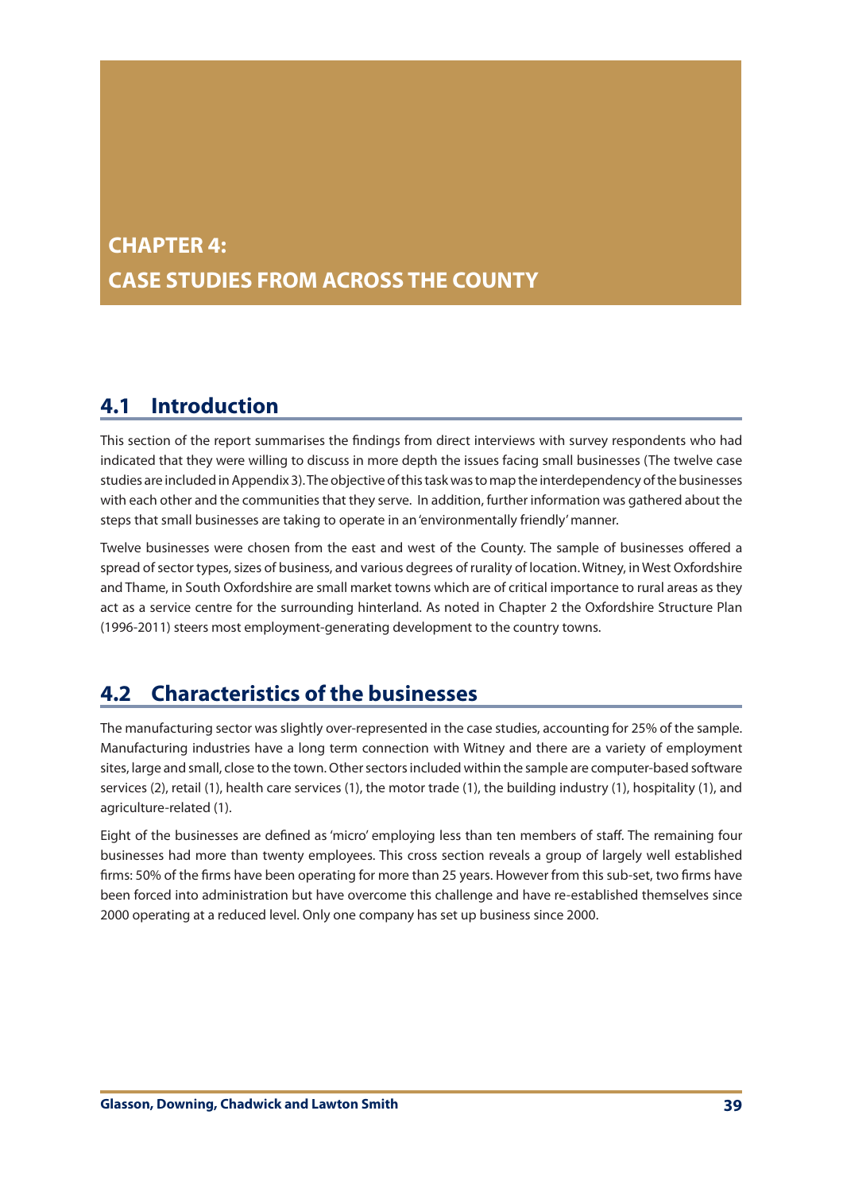# CHAPTER 4: CASE STUDIES FROM ACROSS THE COUNTY

## 4.1 Introduction

This section of the report summarises the findings from direct interviews with survey respondents who had indicated that they were willing to discuss in more depth the issues facing small businesses (The twelve case studies are included in Appendix 3). The objective of this task was to map the interdependency of the businesses with each other and the communities that they serve. In addition, further information was gathered about the steps that small businesses are taking to operate in an 'environmentally friendly' manner.

Twelve businesses were chosen from the east and west of the County. The sample of businesses offered a spread of sector types, sizes of business, and various degrees of rurality of location. Witney, in West Oxfordshire and Thame, in South Oxfordshire are small market towns which are of critical importance to rural areas as they act as a service centre for the surrounding hinterland. As noted in Chapter 2 the Oxfordshire Structure Plan (1996-2011) steers most employment-generating development to the country towns.

## 4.2 Characteristics of the businesses

The manufacturing sector was slightly over-represented in the case studies, accounting for 25% of the sample. Manufacturing industries have a long term connection with Witney and there are a variety of employment sites, large and small, close to the town. Other sectors included within the sample are computer-based software services (2), retail (1), health care services (1), the motor trade (1), the building industry (1), hospitality (1), and agriculture-related (1).

Eight of the businesses are defined as 'micro' employing less than ten members of staff. The remaining four businesses had more than twenty employees. This cross section reveals a group of largely well established firms: 50% of the firms have been operating for more than 25 years. However from this sub-set, two firms have been forced into administration but have overcome this challenge and have re-established themselves since 2000 operating at a reduced level. Only one company has set up business since 2000.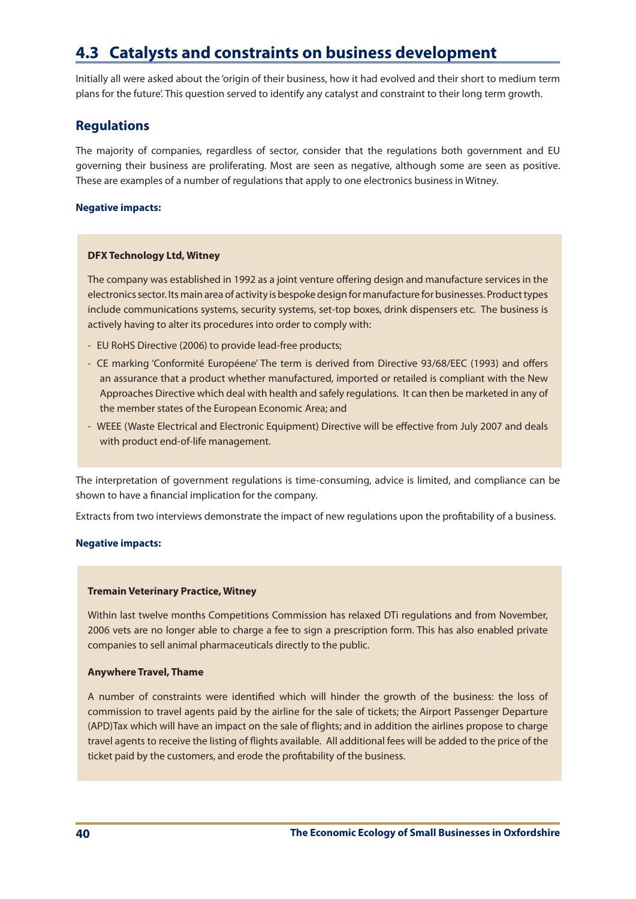## 4.3 Catalysts and constraints on business development

Initially all were asked about the 'origin of their business, how it had evolved and their short to medium term plans for the future'. This question served to identify any catalyst and constraint to their long term growth.

### Regulations

The majority of companies, regardless of sector, consider that the regulations both government and EU governing their business are proliferating. Most are seen as negative, although some are seen as positive. These are examples of a number of regulations that apply to one electronics business in Witney.

**Negative impacts:**

**DFX Technology Ltd, Witney**

The company was established in 1992 as a joint venture offering design and manufacture services in the electronics sector. Its main area of activity is bespoke design for manufacture for businesses. Product types include communications systems, security systems, set-top boxes, drink dispensers etc. The business is actively having to alter its procedures into order to comply with:

- EU RoHS Directive (2006) to provide lead-free products;
- CE marking 'Conformité Européene' The term is derived from Directive 93/68/EEC (1993) and offers an assurance that a product whether manufactured, imported or retailed is compliant with the New Approaches Directive which deal with health and safely regulations. It can then be marketed in any of the member states of the European Economic Area; and
- WEEE (Waste Electrical and Electronic Equipment) Directive will be effective from July 2007 and deals with product end-of-life management.

The interpretation of government regulations is time-consuming, advice is limited, and compliance can be shown to have a financial implication for the company.

Extracts from two interviews demonstrate the impact of new regulations upon the profitability of a business.

**Negative impacts:**

**Tremain Veterinary Practice, Witney**

Within last twelve months Competitions Commission has relaxed DTi regulations and from November, 2006 vets are no longer able to charge a fee to sign a prescription form. This has also enabled private companies to sell animal pharmaceuticals directly to the public.

**Anywhere Travel, Thame**

A number of constraints were identified which will hinder the growth of the business: the loss of commission to travel agents paid by the airline for the sale of tickets; the Airport Passenger Departure (APD)Tax which will have an impact on the sale of flights; and in addition the airlines propose to charge travel agents to receive the listing of flights available. All additional fees will be added to the price of the ticket paid by the customers, and erode the profitability of the business.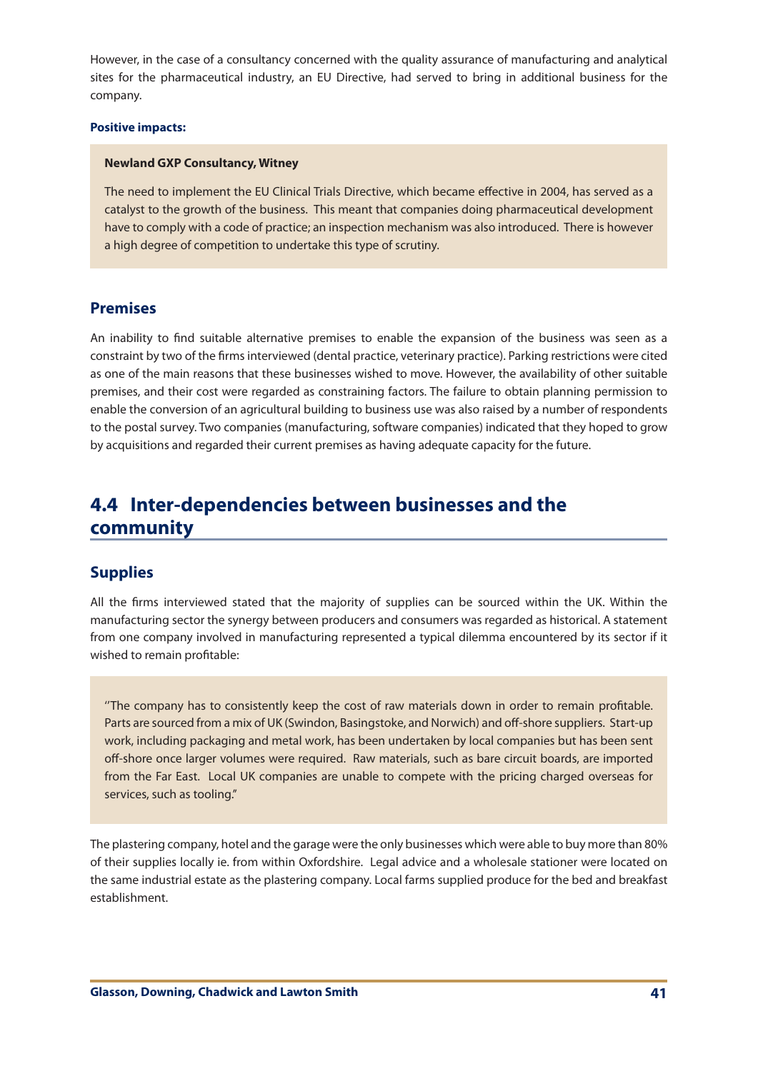However, in the case of a consultancy concerned with the quality assurance of manufacturing and analytical sites for the pharmaceutical industry, an EU Directive, had served to bring in additional business for the company.

**Positive impacts:**

> **Newland GXP Consultancy, Witney**
>
> The need to implement the EU Clinical Trials Directive, which became effective in 2004, has served as a catalyst to the growth of the business. This meant that companies doing pharmaceutical development have to comply with a code of practice; an inspection mechanism was also introduced. There is however a high degree of competition to undertake this type of scrutiny.

### Premises

An inability to find suitable alternative premises to enable the expansion of the business was seen as a constraint by two of the firms interviewed (dental practice, veterinary practice). Parking restrictions were cited as one of the main reasons that these businesses wished to move. However, the availability of other suitable premises, and their cost were regarded as constraining factors. The failure to obtain planning permission to enable the conversion of an agricultural building to business use was also raised by a number of respondents to the postal survey. Two companies (manufacturing, software companies) indicated that they hoped to grow by acquisitions and regarded their current premises as having adequate capacity for the future.

## 4.4 Inter-dependencies between businesses and the community

### Supplies

All the firms interviewed stated that the majority of supplies can be sourced within the UK. Within the manufacturing sector the synergy between producers and consumers was regarded as historical. A statement from one company involved in manufacturing represented a typical dilemma encountered by its sector if it wished to remain profitable:

> "The company has to consistently keep the cost of raw materials down in order to remain profitable. Parts are sourced from a mix of UK (Swindon, Basingstoke, and Norwich) and off-shore suppliers. Start-up work, including packaging and metal work, has been undertaken by local companies but has been sent off-shore once larger volumes were required. Raw materials, such as bare circuit boards, are imported from the Far East. Local UK companies are unable to compete with the pricing charged overseas for services, such as tooling."

The plastering company, hotel and the garage were the only businesses which were able to buy more than 80% of their supplies locally ie. from within Oxfordshire. Legal advice and a wholesale stationer were located on the same industrial estate as the plastering company. Local farms supplied produce for the bed and breakfast establishment.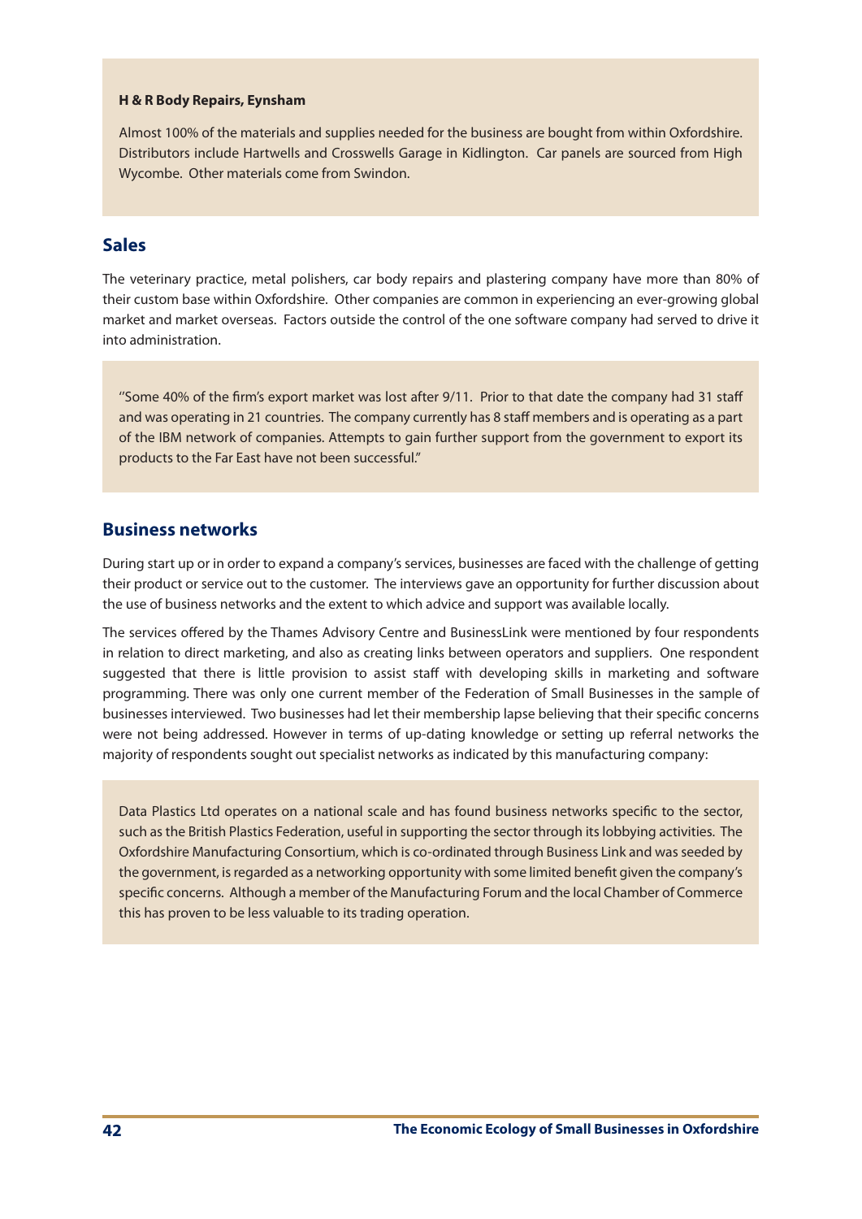**H & R Body Repairs, Eynsham**

Almost 100% of the materials and supplies needed for the business are bought from within Oxfordshire. Distributors include Hartwells and Crosswells Garage in Kidlington. Car panels are sourced from High Wycombe. Other materials come from Swindon.

## Sales

The veterinary practice, metal polishers, car body repairs and plastering company have more than 80% of their custom base within Oxfordshire. Other companies are common in experiencing an ever-growing global market and market overseas. Factors outside the control of the one software company had served to drive it into administration.

> "Some 40% of the firm's export market was lost after 9/11. Prior to that date the company had 31 staff and was operating in 21 countries. The company currently has 8 staff members and is operating as a part of the IBM network of companies. Attempts to gain further support from the government to export its products to the Far East have not been successful."

## Business networks

During start up or in order to expand a company's services, businesses are faced with the challenge of getting their product or service out to the customer. The interviews gave an opportunity for further discussion about the use of business networks and the extent to which advice and support was available locally.

The services offered by the Thames Advisory Centre and BusinessLink were mentioned by four respondents in relation to direct marketing, and also as creating links between operators and suppliers. One respondent suggested that there is little provision to assist staff with developing skills in marketing and software programming. There was only one current member of the Federation of Small Businesses in the sample of businesses interviewed. Two businesses had let their membership lapse believing that their specific concerns were not being addressed. However in terms of up-dating knowledge or setting up referral networks the majority of respondents sought out specialist networks as indicated by this manufacturing company:

> Data Plastics Ltd operates on a national scale and has found business networks specific to the sector, such as the British Plastics Federation, useful in supporting the sector through its lobbying activities. The Oxfordshire Manufacturing Consortium, which is co-ordinated through Business Link and was seeded by the government, is regarded as a networking opportunity with some limited benefit given the company's specific concerns. Although a member of the Manufacturing Forum and the local Chamber of Commerce this has proven to be less valuable to its trading operation.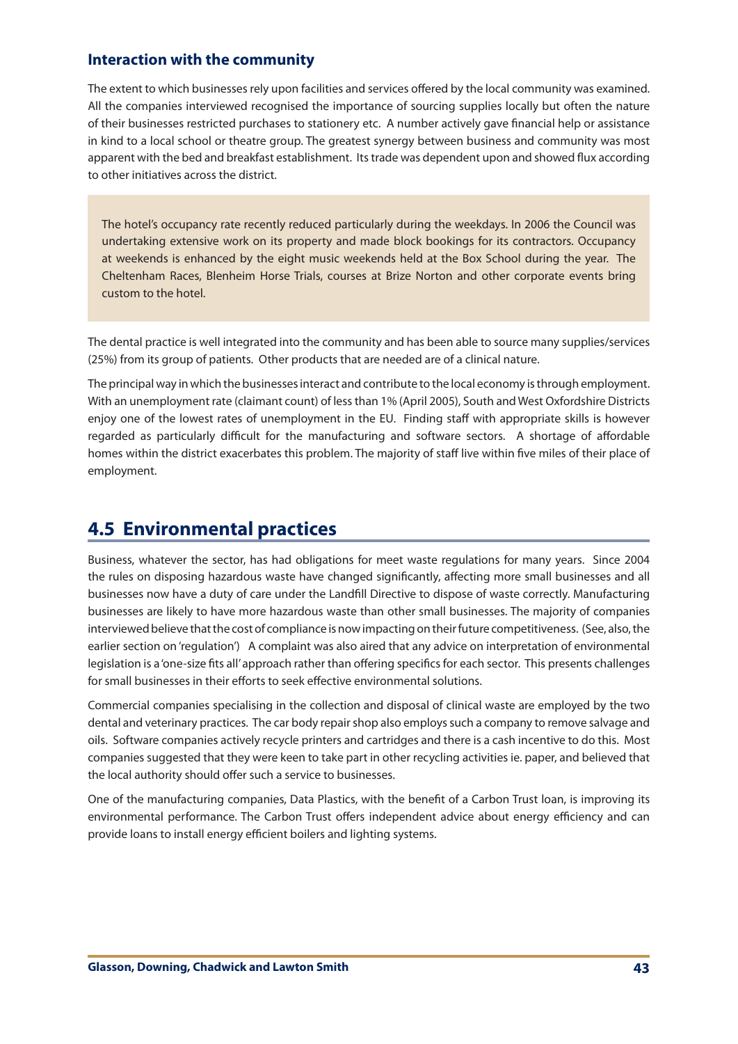### Interaction with the community

The extent to which businesses rely upon facilities and services offered by the local community was examined. All the companies interviewed recognised the importance of sourcing supplies locally but often the nature of their businesses restricted purchases to stationery etc. A number actively gave financial help or assistance in kind to a local school or theatre group. The greatest synergy between business and community was most apparent with the bed and breakfast establishment. Its trade was dependent upon and showed flux according to other initiatives across the district.

> The hotel's occupancy rate recently reduced particularly during the weekdays. In 2006 the Council was undertaking extensive work on its property and made block bookings for its contractors. Occupancy at weekends is enhanced by the eight music weekends held at the Box School during the year. The Cheltenham Races, Blenheim Horse Trials, courses at Brize Norton and other corporate events bring custom to the hotel.

The dental practice is well integrated into the community and has been able to source many supplies/services (25%) from its group of patients. Other products that are needed are of a clinical nature.

The principal way in which the businesses interact and contribute to the local economy is through employment. With an unemployment rate (claimant count) of less than 1% (April 2005), South and West Oxfordshire Districts enjoy one of the lowest rates of unemployment in the EU. Finding staff with appropriate skills is however regarded as particularly difficult for the manufacturing and software sectors. A shortage of affordable homes within the district exacerbates this problem. The majority of staff live within five miles of their place of employment.

## 4.5 Environmental practices

Business, whatever the sector, has had obligations for meet waste regulations for many years. Since 2004 the rules on disposing hazardous waste have changed significantly, affecting more small businesses and all businesses now have a duty of care under the Landfill Directive to dispose of waste correctly. Manufacturing businesses are likely to have more hazardous waste than other small businesses. The majority of companies interviewed believe that the cost of compliance is now impacting on their future competitiveness. (See, also, the earlier section on 'regulation') A complaint was also aired that any advice on interpretation of environmental legislation is a 'one-size fits all' approach rather than offering specifics for each sector. This presents challenges for small businesses in their efforts to seek effective environmental solutions.

Commercial companies specialising in the collection and disposal of clinical waste are employed by the two dental and veterinary practices. The car body repair shop also employs such a company to remove salvage and oils. Software companies actively recycle printers and cartridges and there is a cash incentive to do this. Most companies suggested that they were keen to take part in other recycling activities ie. paper, and believed that the local authority should offer such a service to businesses.

One of the manufacturing companies, Data Plastics, with the benefit of a Carbon Trust loan, is improving its environmental performance. The Carbon Trust offers independent advice about energy efficiency and can provide loans to install energy efficient boilers and lighting systems.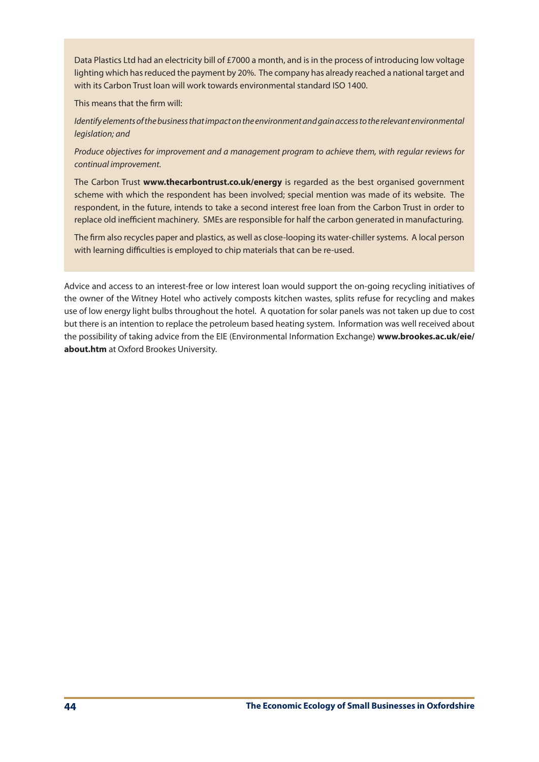Data Plastics Ltd had an electricity bill of £7000 a month, and is in the process of introducing low voltage lighting which has reduced the payment by 20%. The company has already reached a national target and with its Carbon Trust loan will work towards environmental standard ISO 1400.

This means that the firm will:

*Identify elements of the business that impact on the environment and gain access to the relevant environmental legislation; and*

*Produce objectives for improvement and a management program to achieve them, with regular reviews for continual improvement.*

The Carbon Trust **www.thecarbontrust.co.uk/energy** is regarded as the best organised government scheme with which the respondent has been involved; special mention was made of its website. The respondent, in the future, intends to take a second interest free loan from the Carbon Trust in order to replace old inefficient machinery. SMEs are responsible for half the carbon generated in manufacturing.

The firm also recycles paper and plastics, as well as close-looping its water-chiller systems. A local person with learning difficulties is employed to chip materials that can be re-used.

Advice and access to an interest-free or low interest loan would support the on-going recycling initiatives of the owner of the Witney Hotel who actively composts kitchen wastes, splits refuse for recycling and makes use of low energy light bulbs throughout the hotel. A quotation for solar panels was not taken up due to cost but there is an intention to replace the petroleum based heating system. Information was well received about the possibility of taking advice from the EIE (Environmental Information Exchange) **www.brookes.ac.uk/eie/about.htm** at Oxford Brookes University.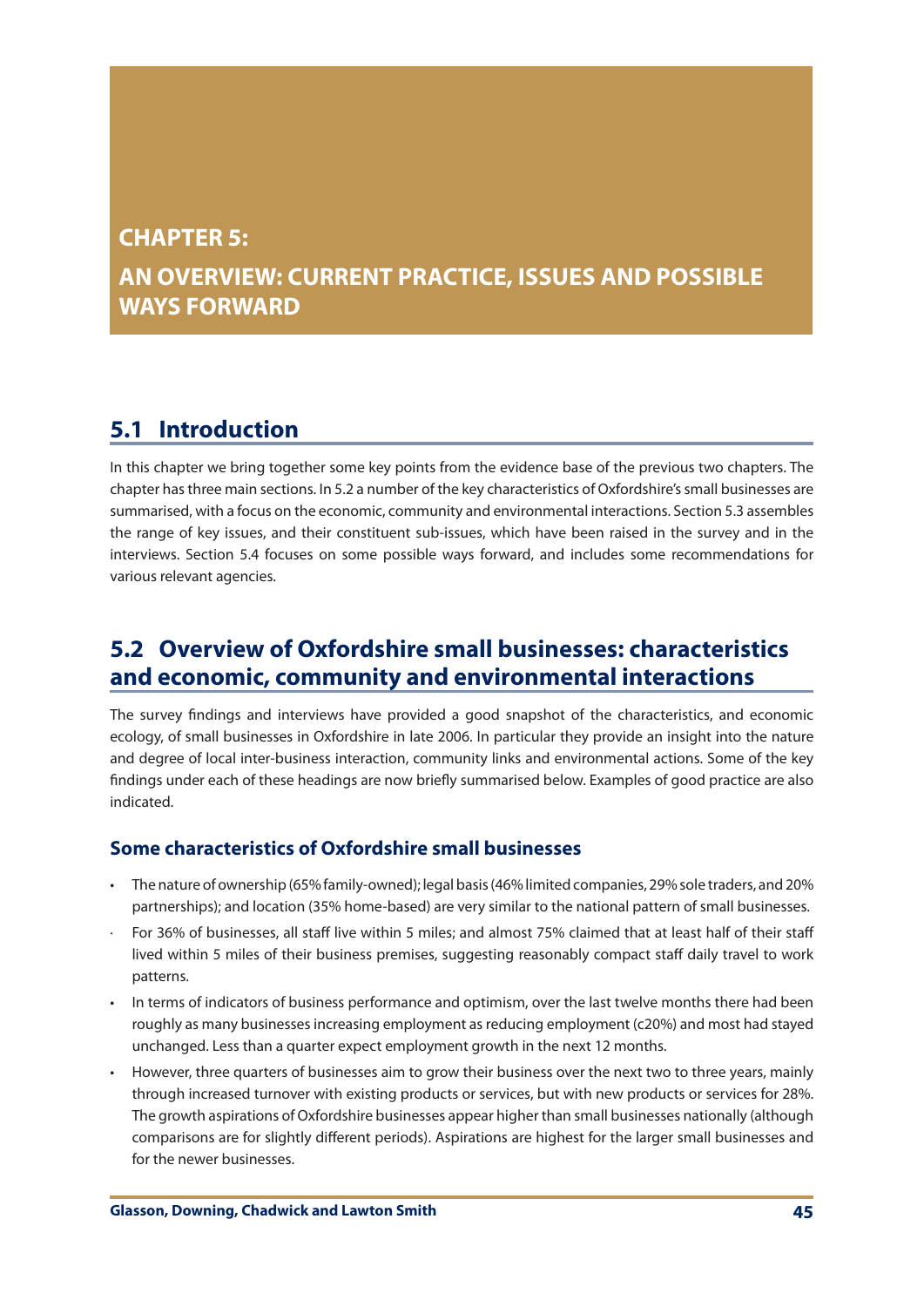# CHAPTER 5:

# AN OVERVIEW: CURRENT PRACTICE, ISSUES AND POSSIBLE WAYS FORWARD

## 5.1 Introduction

In this chapter we bring together some key points from the evidence base of the previous two chapters. The chapter has three main sections. In 5.2 a number of the key characteristics of Oxfordshire's small businesses are summarised, with a focus on the economic, community and environmental interactions. Section 5.3 assembles the range of key issues, and their constituent sub-issues, which have been raised in the survey and in the interviews. Section 5.4 focuses on some possible ways forward, and includes some recommendations for various relevant agencies.

## 5.2 Overview of Oxfordshire small businesses: characteristics and economic, community and environmental interactions

The survey findings and interviews have provided a good snapshot of the characteristics, and economic ecology, of small businesses in Oxfordshire in late 2006. In particular they provide an insight into the nature and degree of local inter-business interaction, community links and environmental actions. Some of the key findings under each of these headings are now briefly summarised below. Examples of good practice are also indicated.

### Some characteristics of Oxfordshire small businesses

- The nature of ownership (65% family-owned); legal basis (46% limited companies, 29% sole traders, and 20% partnerships); and location (35% home-based) are very similar to the national pattern of small businesses.
- For 36% of businesses, all staff live within 5 miles; and almost 75% claimed that at least half of their staff lived within 5 miles of their business premises, suggesting reasonably compact staff daily travel to work patterns.
- In terms of indicators of business performance and optimism, over the last twelve months there had been roughly as many businesses increasing employment as reducing employment (c20%) and most had stayed unchanged. Less than a quarter expect employment growth in the next 12 months.
- However, three quarters of businesses aim to grow their business over the next two to three years, mainly through increased turnover with existing products or services, but with new products or services for 28%. The growth aspirations of Oxfordshire businesses appear higher than small businesses nationally (although comparisons are for slightly different periods). Aspirations are highest for the larger small businesses and for the newer businesses.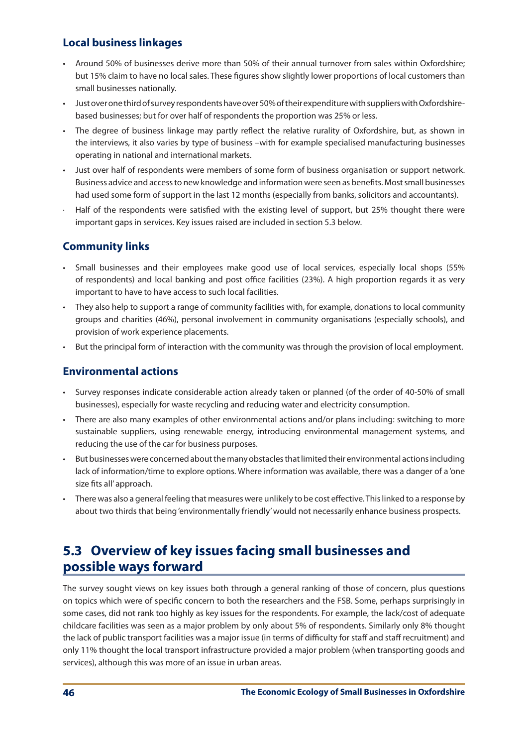### Local business linkages

- Around 50% of businesses derive more than 50% of their annual turnover from sales within Oxfordshire; but 15% claim to have no local sales. These figures show slightly lower proportions of local customers than small businesses nationally.
- Just over one third of survey respondents have over 50% of their expenditure with suppliers with Oxfordshire-based businesses; but for over half of respondents the proportion was 25% or less.
- The degree of business linkage may partly reflect the relative rurality of Oxfordshire, but, as shown in the interviews, it also varies by type of business –with for example specialised manufacturing businesses operating in national and international markets.
- Just over half of respondents were members of some form of business organisation or support network. Business advice and access to new knowledge and information were seen as benefits. Most small businesses had used some form of support in the last 12 months (especially from banks, solicitors and accountants).
- Half of the respondents were satisfied with the existing level of support, but 25% thought there were important gaps in services. Key issues raised are included in section 5.3 below.

### Community links

- Small businesses and their employees make good use of local services, especially local shops (55% of respondents) and local banking and post office facilities (23%). A high proportion regards it as very important to have to have access to such local facilities.
- They also help to support a range of community facilities with, for example, donations to local community groups and charities (46%), personal involvement in community organisations (especially schools), and provision of work experience placements.
- But the principal form of interaction with the community was through the provision of local employment.

### Environmental actions

- Survey responses indicate considerable action already taken or planned (of the order of 40-50% of small businesses), especially for waste recycling and reducing water and electricity consumption.
- There are also many examples of other environmental actions and/or plans including: switching to more sustainable suppliers, using renewable energy, introducing environmental management systems, and reducing the use of the car for business purposes.
- But businesses were concerned about the many obstacles that limited their environmental actions including lack of information/time to explore options. Where information was available, there was a danger of a 'one size fits all' approach.
- There was also a general feeling that measures were unlikely to be cost effective. This linked to a response by about two thirds that being 'environmentally friendly' would not necessarily enhance business prospects.

## 5.3 Overview of key issues facing small businesses and possible ways forward

The survey sought views on key issues both through a general ranking of those of concern, plus questions on topics which were of specific concern to both the researchers and the FSB. Some, perhaps surprisingly in some cases, did not rank too highly as key issues for the respondents. For example, the lack/cost of adequate childcare facilities was seen as a major problem by only about 5% of respondents. Similarly only 8% thought the lack of public transport facilities was a major issue (in terms of difficulty for staff and staff recruitment) and only 11% thought the local transport infrastructure provided a major problem (when transporting goods and services), although this was more of an issue in urban areas.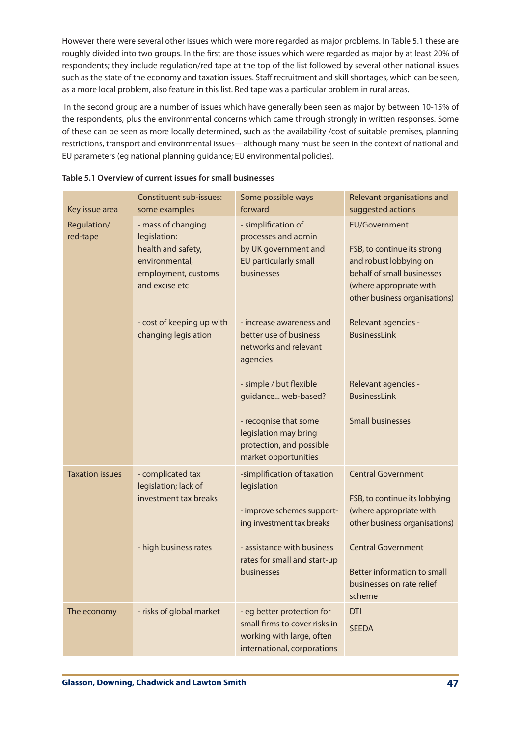However there were several other issues which were more regarded as major problems. In Table 5.1 these are roughly divided into two groups. In the first are those issues which were regarded as major by at least 20% of respondents; they include regulation/red tape at the top of the list followed by several other national issues such as the state of the economy and taxation issues. Staff recruitment and skill shortages, which can be seen, as a more local problem, also feature in this list. Red tape was a particular problem in rural areas.

In the second group are a number of issues which have generally been seen as major by between 10-15% of the respondents, plus the environmental concerns which came through strongly in written responses. Some of these can be seen as more locally determined, such as the availability /cost of suitable premises, planning restrictions, transport and environmental issues—although many must be seen in the context of national and EU parameters (eg national planning guidance; EU environmental policies).

**Table 5.1 Overview of current issues for small businesses**

| Key issue area | Constituent sub-issues: some examples | Some possible ways forward | Relevant organisations and suggested actions |
|---|---|---|---|
| Regulation/ red-tape | - mass of changing legislation: health and safety, environmental, employment, customs and excise etc | - simplification of processes and admin by UK government and EU particularly small businesses | EU/Government<br><br>FSB, to continue its strong and robust lobbying on behalf of small businesses (where appropriate with other business organisations) |
| | - cost of keeping up with changing legislation | - increase awareness and better use of business networks and relevant agencies | Relevant agencies - BusinessLink |
| | | - simple / but flexible guidance... web-based? | Relevant agencies - BusinessLink |
| | | - recognise that some legislation may bring protection, and possible market opportunities | Small businesses |
| Taxation issues | - complicated tax legislation; lack of investment tax breaks | -simplification of taxation legislation<br><br>- improve schemes supporting investment tax breaks | Central Government<br><br>FSB, to continue its lobbying (where appropriate with other business organisations) |
| | - high business rates | - assistance with business rates for small and start-up businesses | Central Government<br><br>Better information to small businesses on rate relief scheme |
| The economy | - risks of global market | - eg better protection for small firms to cover risks in working with large, often international, corporations | DTI<br>SEEDA |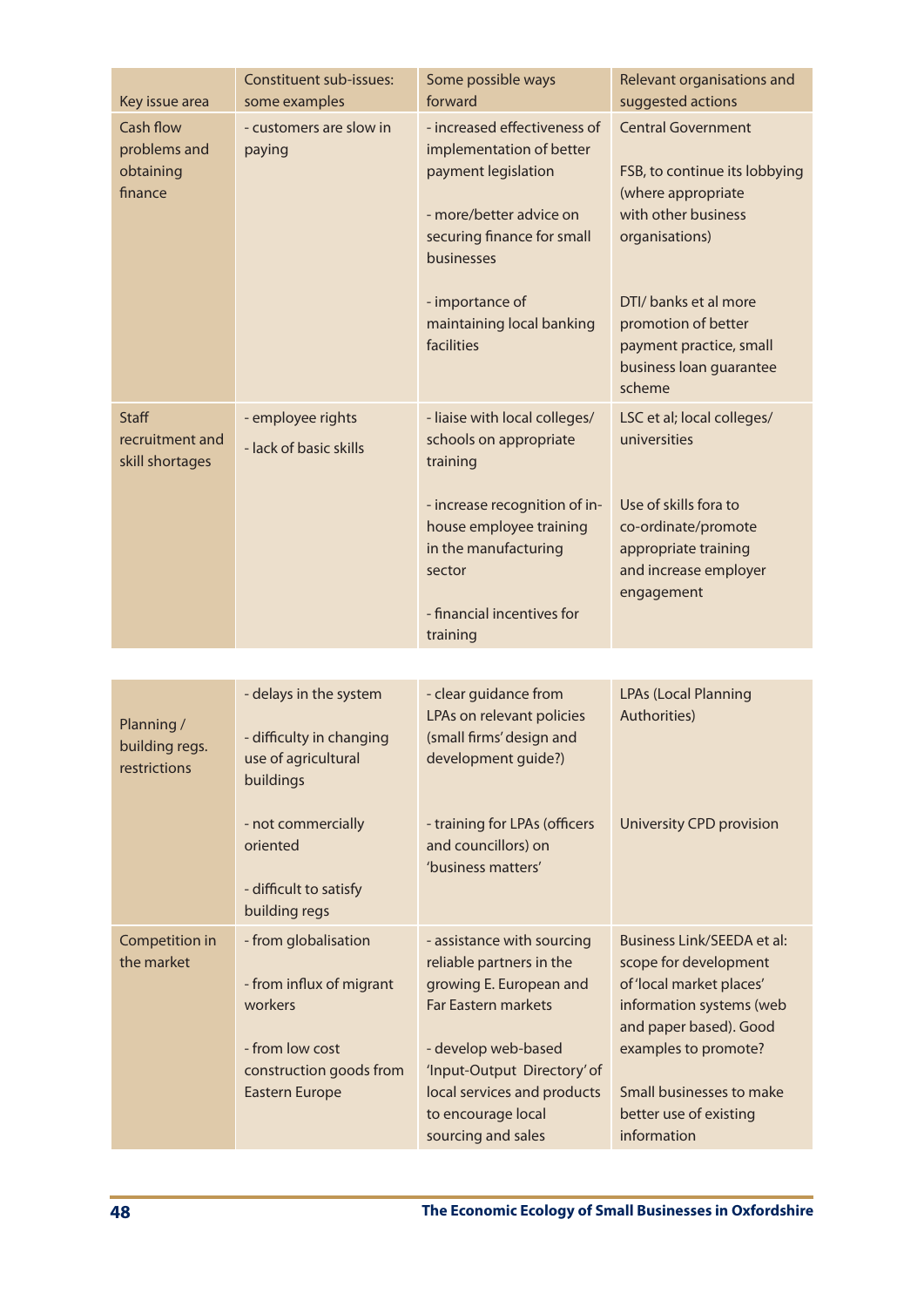| Key issue area | Constituent sub-issues: some examples | Some possible ways forward | Relevant organisations and suggested actions |
|---|---|---|---|
| Cash flow problems and obtaining finance | - customers are slow in paying | - increased effectiveness of implementation of better payment legislation<br><br>- more/better advice on securing finance for small businesses<br><br>- importance of maintaining local banking facilities | Central Government<br><br>FSB, to continue its lobbying (where appropriate with other business organisations)<br><br>DTI/ banks et al more promotion of better payment practice, small business loan guarantee scheme |
| Staff recruitment and skill shortages | - employee rights<br>- lack of basic skills | - liaise with local colleges/ schools on appropriate training<br><br>- increase recognition of in-house employee training in the manufacturing sector<br><br>- financial incentives for training | LSC et al; local colleges/ universities<br><br>Use of skills fora to co-ordinate/promote appropriate training and increase employer engagement |
| Planning / building regs. restrictions | - delays in the system<br><br>- difficulty in changing use of agricultural buildings<br><br>- not commercially oriented<br><br>- difficult to satisfy building regs | - clear guidance from LPAs on relevant policies (small firms' design and development guide?)<br><br>- training for LPAs (officers and councillors) on 'business matters' | LPAs (Local Planning Authorities)<br><br>University CPD provision |
| Competition in the market | - from globalisation<br><br>- from influx of migrant workers<br><br>- from low cost construction goods from Eastern Europe | - assistance with sourcing reliable partners in the growing E. European and Far Eastern markets<br><br>- develop web-based 'Input-Output Directory' of local services and products to encourage local sourcing and sales | Business Link/SEEDA et al: scope for development of 'local market places' information systems (web and paper based). Good examples to promote?<br><br>Small businesses to make better use of existing information |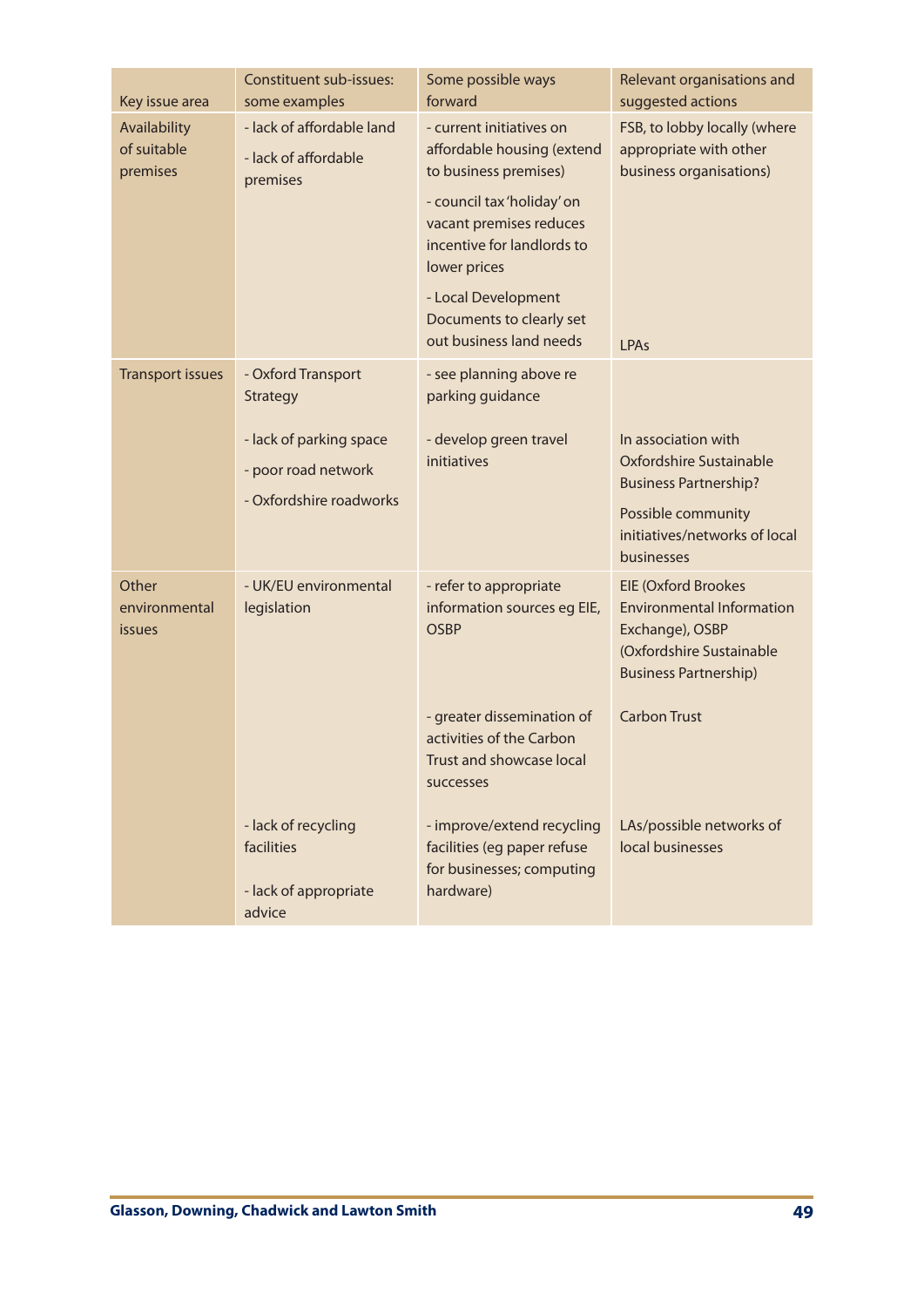| Key issue area | Constituent sub-issues: some examples | Some possible ways forward | Relevant organisations and suggested actions |
|---|---|---|---|
| Availability of suitable premises | - lack of affordable land<br>- lack of affordable premises | - current initiatives on affordable housing (extend to business premises)<br>- council tax 'holiday' on vacant premises reduces incentive for landlords to lower prices | FSB, to lobby locally (where appropriate with other business organisations) |
| | | - Local Development Documents to clearly set out business land needs | LPAs |
| Transport issues | - Oxford Transport Strategy | - see planning above re parking guidance | |
| | - lack of parking space<br>- poor road network<br>- Oxfordshire roadworks | - develop green travel initiatives | In association with Oxfordshire Sustainable Business Partnership?<br>Possible community initiatives/networks of local businesses |
| Other environmental issues | - UK/EU environmental legislation | - refer to appropriate information sources eg EIE, OSBP | EIE (Oxford Brookes Environmental Information Exchange), OSBP (Oxfordshire Sustainable Business Partnership) |
| | | - greater dissemination of activities of the Carbon Trust and showcase local successes | Carbon Trust |
| | - lack of recycling facilities<br>- lack of appropriate advice | - improve/extend recycling facilities (eg paper refuse for businesses; computing hardware) | LAs/possible networks of local businesses |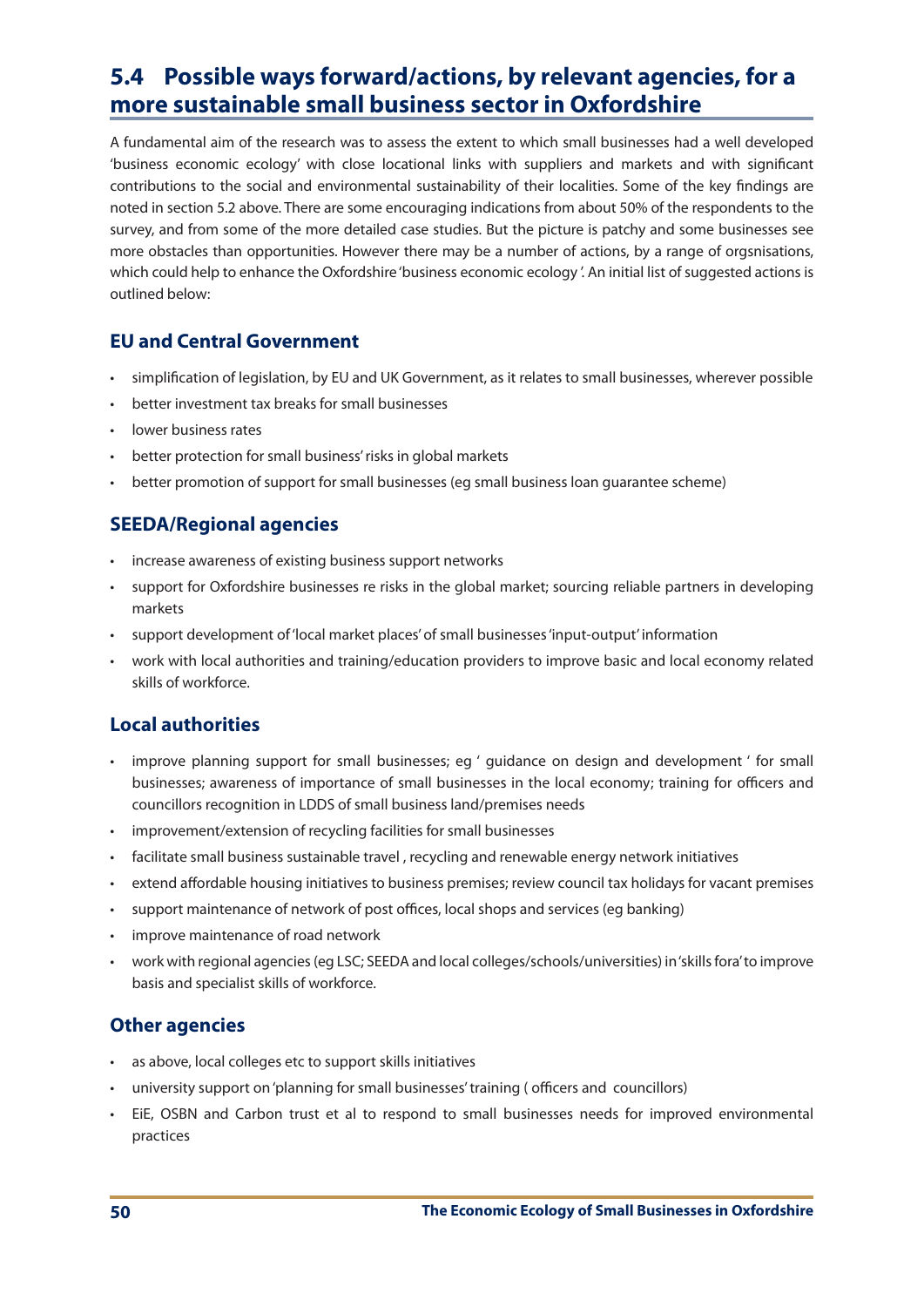## 5.4 Possible ways forward/actions, by relevant agencies, for a more sustainable small business sector in Oxfordshire

A fundamental aim of the research was to assess the extent to which small businesses had a well developed 'business economic ecology' with close locational links with suppliers and markets and with significant contributions to the social and environmental sustainability of their localities. Some of the key findings are noted in section 5.2 above. There are some encouraging indications from about 50% of the respondents to the survey, and from some of the more detailed case studies. But the picture is patchy and some businesses see more obstacles than opportunities. However there may be a number of actions, by a range of orgsnisations, which could help to enhance the Oxfordshire 'business economic ecology '. An initial list of suggested actions is outlined below:

### EU and Central Government

- simplification of legislation, by EU and UK Government, as it relates to small businesses, wherever possible
- better investment tax breaks for small businesses
- lower business rates
- better protection for small business' risks in global markets
- better promotion of support for small businesses (eg small business loan guarantee scheme)

### SEEDA/Regional agencies

- increase awareness of existing business support networks
- support for Oxfordshire businesses re risks in the global market; sourcing reliable partners in developing markets
- support development of 'local market places' of small businesses 'input-output' information
- work with local authorities and training/education providers to improve basic and local economy related skills of workforce.

### Local authorities

- improve planning support for small businesses; eg ' guidance on design and development ' for small businesses; awareness of importance of small businesses in the local economy; training for officers and councillors recognition in LDDS of small business land/premises needs
- improvement/extension of recycling facilities for small businesses
- facilitate small business sustainable travel , recycling and renewable energy network initiatives
- extend affordable housing initiatives to business premises; review council tax holidays for vacant premises
- support maintenance of network of post offices, local shops and services (eg banking)
- improve maintenance of road network
- work with regional agencies (eg LSC; SEEDA and local colleges/schools/universities) in 'skills fora' to improve basis and specialist skills of workforce.

### Other agencies

- as above, local colleges etc to support skills initiatives
- university support on 'planning for small businesses' training ( officers and councillors)
- EiE, OSBN and Carbon trust et al to respond to small businesses needs for improved environmental practices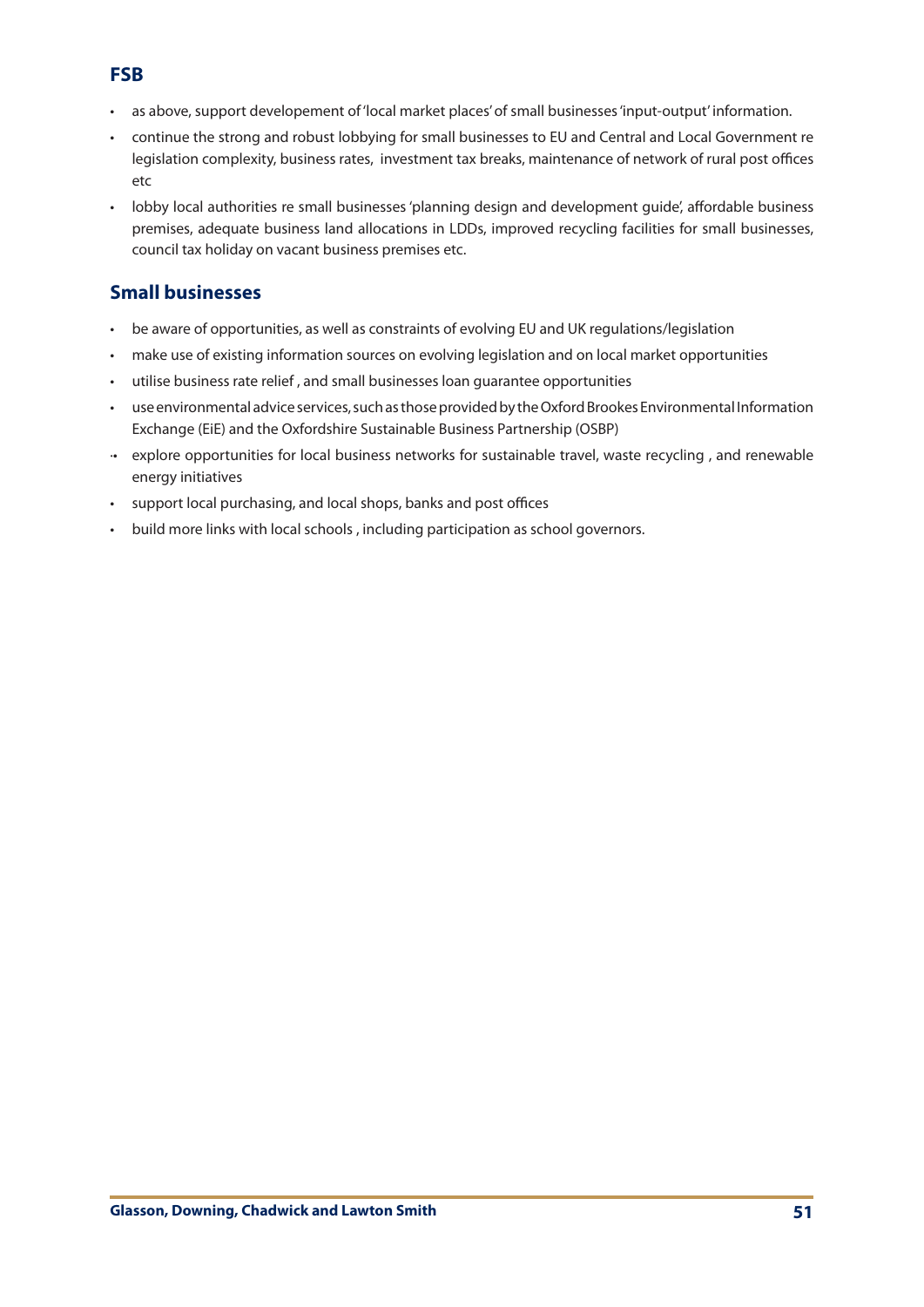## FSB

- as above, support developement of 'local market places' of small businesses 'input-output' information.
- continue the strong and robust lobbying for small businesses to EU and Central and Local Government re legislation complexity, business rates, investment tax breaks, maintenance of network of rural post offices etc
- lobby local authorities re small businesses 'planning design and development guide', affordable business premises, adequate business land allocations in LDDs, improved recycling facilities for small businesses, council tax holiday on vacant business premises etc.

## Small businesses

- be aware of opportunities, as well as constraints of evolving EU and UK regulations/legislation
- make use of existing information sources on evolving legislation and on local market opportunities
- utilise business rate relief , and small businesses loan guarantee opportunities
- use environmental advice services, such as those provided by the Oxford Brookes Environmental Information Exchange (EiE) and the Oxfordshire Sustainable Business Partnership (OSBP)
- explore opportunities for local business networks for sustainable travel, waste recycling , and renewable energy initiatives
- support local purchasing, and local shops, banks and post offices
- build more links with local schools , including participation as school governors.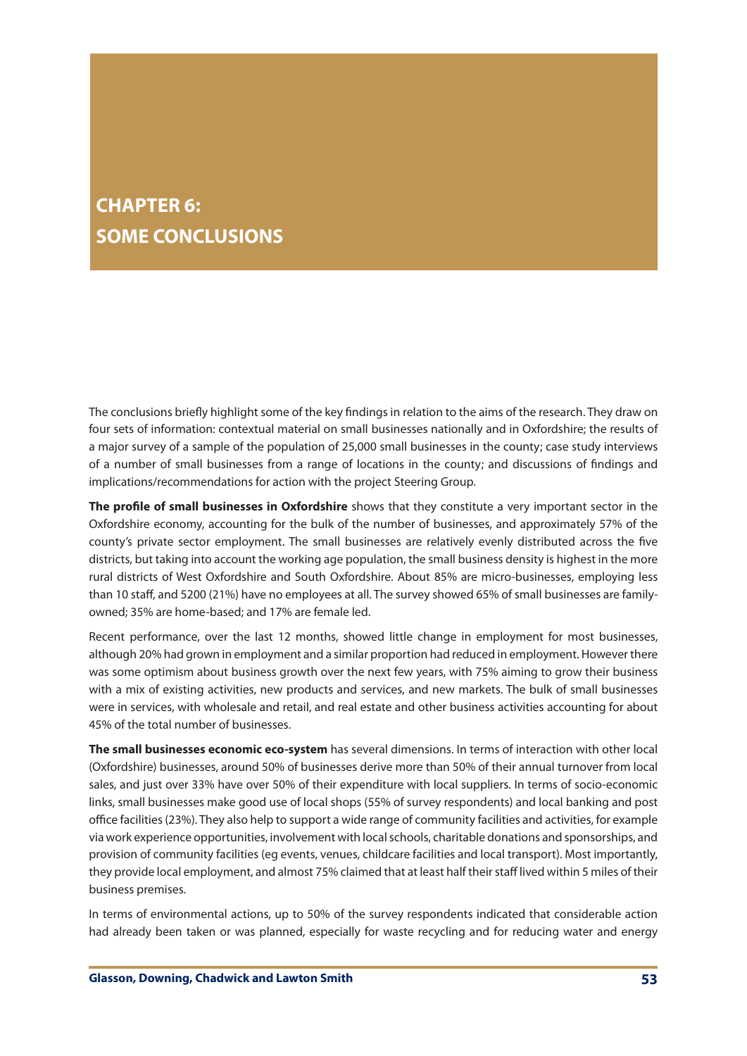# CHAPTER 6: SOME CONCLUSIONS

The conclusions briefly highlight some of the key findings in relation to the aims of the research. They draw on four sets of information: contextual material on small businesses nationally and in Oxfordshire; the results of a major survey of a sample of the population of 25,000 small businesses in the county; case study interviews of a number of small businesses from a range of locations in the county; and discussions of findings and implications/recommendations for action with the project Steering Group.

**The profile of small businesses in Oxfordshire** shows that they constitute a very important sector in the Oxfordshire economy, accounting for the bulk of the number of businesses, and approximately 57% of the county's private sector employment. The small businesses are relatively evenly distributed across the five districts, but taking into account the working age population, the small business density is highest in the more rural districts of West Oxfordshire and South Oxfordshire. About 85% are micro-businesses, employing less than 10 staff, and 5200 (21%) have no employees at all. The survey showed 65% of small businesses are family-owned; 35% are home-based; and 17% are female led.

Recent performance, over the last 12 months, showed little change in employment for most businesses, although 20% had grown in employment and a similar proportion had reduced in employment. However there was some optimism about business growth over the next few years, with 75% aiming to grow their business with a mix of existing activities, new products and services, and new markets. The bulk of small businesses were in services, with wholesale and retail, and real estate and other business activities accounting for about 45% of the total number of businesses.

**The small businesses economic eco-system** has several dimensions. In terms of interaction with other local (Oxfordshire) businesses, around 50% of businesses derive more than 50% of their annual turnover from local sales, and just over 33% have over 50% of their expenditure with local suppliers. In terms of socio-economic links, small businesses make good use of local shops (55% of survey respondents) and local banking and post office facilities (23%). They also help to support a wide range of community facilities and activities, for example via work experience opportunities, involvement with local schools, charitable donations and sponsorships, and provision of community facilities (eg events, venues, childcare facilities and local transport). Most importantly, they provide local employment, and almost 75% claimed that at least half their staff lived within 5 miles of their business premises.

In terms of environmental actions, up to 50% of the survey respondents indicated that considerable action had already been taken or was planned, especially for waste recycling and for reducing water and energy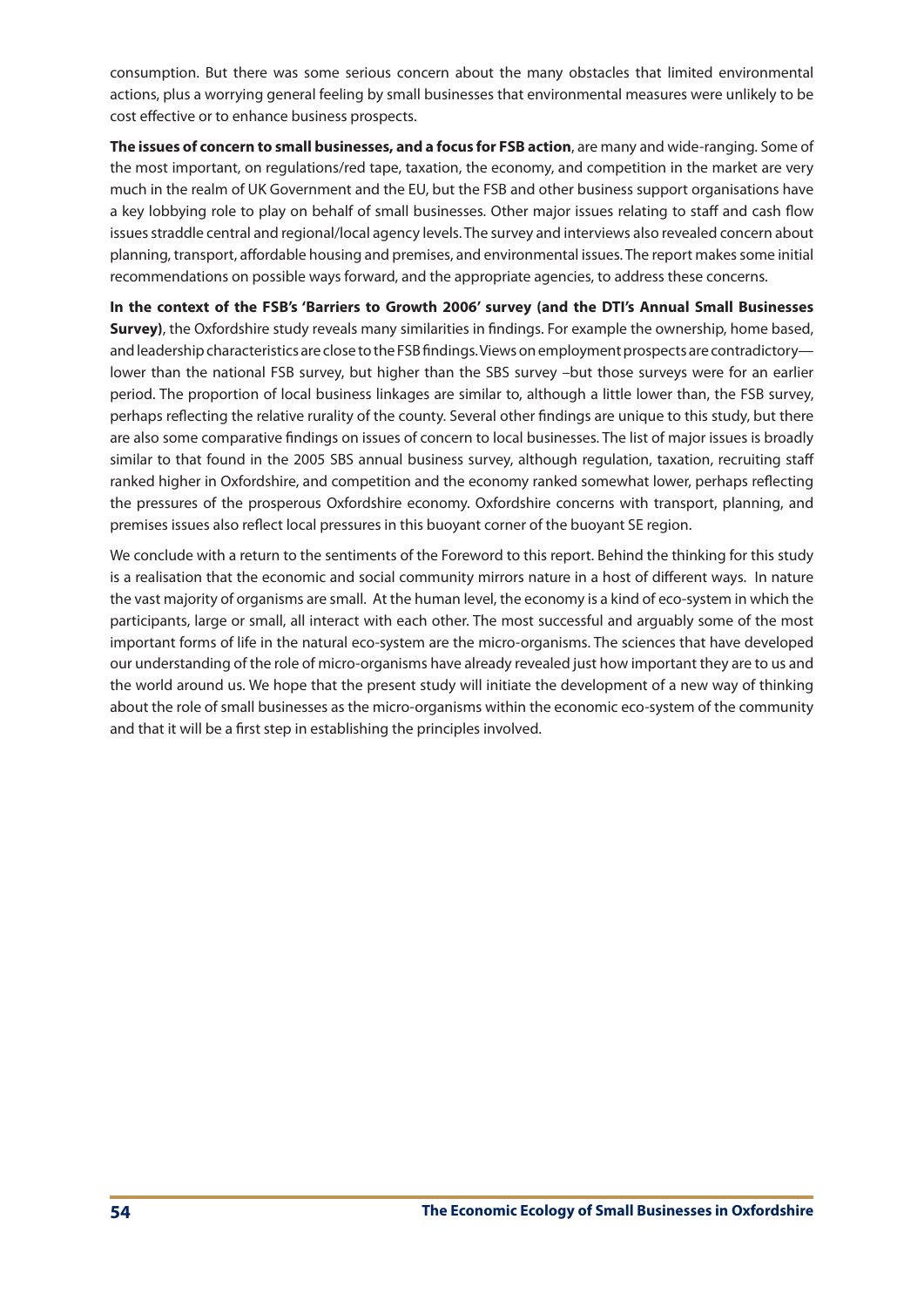consumption. But there was some serious concern about the many obstacles that limited environmental actions, plus a worrying general feeling by small businesses that environmental measures were unlikely to be cost effective or to enhance business prospects.

**The issues of concern to small businesses, and a focus for FSB action**, are many and wide-ranging. Some of the most important, on regulations/red tape, taxation, the economy, and competition in the market are very much in the realm of UK Government and the EU, but the FSB and other business support organisations have a key lobbying role to play on behalf of small businesses. Other major issues relating to staff and cash flow issues straddle central and regional/local agency levels. The survey and interviews also revealed concern about planning, transport, affordable housing and premises, and environmental issues. The report makes some initial recommendations on possible ways forward, and the appropriate agencies, to address these concerns.

**In the context of the FSB's 'Barriers to Growth 2006' survey (and the DTI's Annual Small Businesses Survey)**, the Oxfordshire study reveals many similarities in findings. For example the ownership, home based, and leadership characteristics are close to the FSB findings. Views on employment prospects are contradictory—lower than the national FSB survey, but higher than the SBS survey –but those surveys were for an earlier period. The proportion of local business linkages are similar to, although a little lower than, the FSB survey, perhaps reflecting the relative rurality of the county. Several other findings are unique to this study, but there are also some comparative findings on issues of concern to local businesses. The list of major issues is broadly similar to that found in the 2005 SBS annual business survey, although regulation, taxation, recruiting staff ranked higher in Oxfordshire, and competition and the economy ranked somewhat lower, perhaps reflecting the pressures of the prosperous Oxfordshire economy. Oxfordshire concerns with transport, planning, and premises issues also reflect local pressures in this buoyant corner of the buoyant SE region.

We conclude with a return to the sentiments of the Foreword to this report. Behind the thinking for this study is a realisation that the economic and social community mirrors nature in a host of different ways. In nature the vast majority of organisms are small. At the human level, the economy is a kind of eco-system in which the participants, large or small, all interact with each other. The most successful and arguably some of the most important forms of life in the natural eco-system are the micro-organisms. The sciences that have developed our understanding of the role of micro-organisms have already revealed just how important they are to us and the world around us. We hope that the present study will initiate the development of a new way of thinking about the role of small businesses as the micro-organisms within the economic eco-system of the community and that it will be a first step in establishing the principles involved.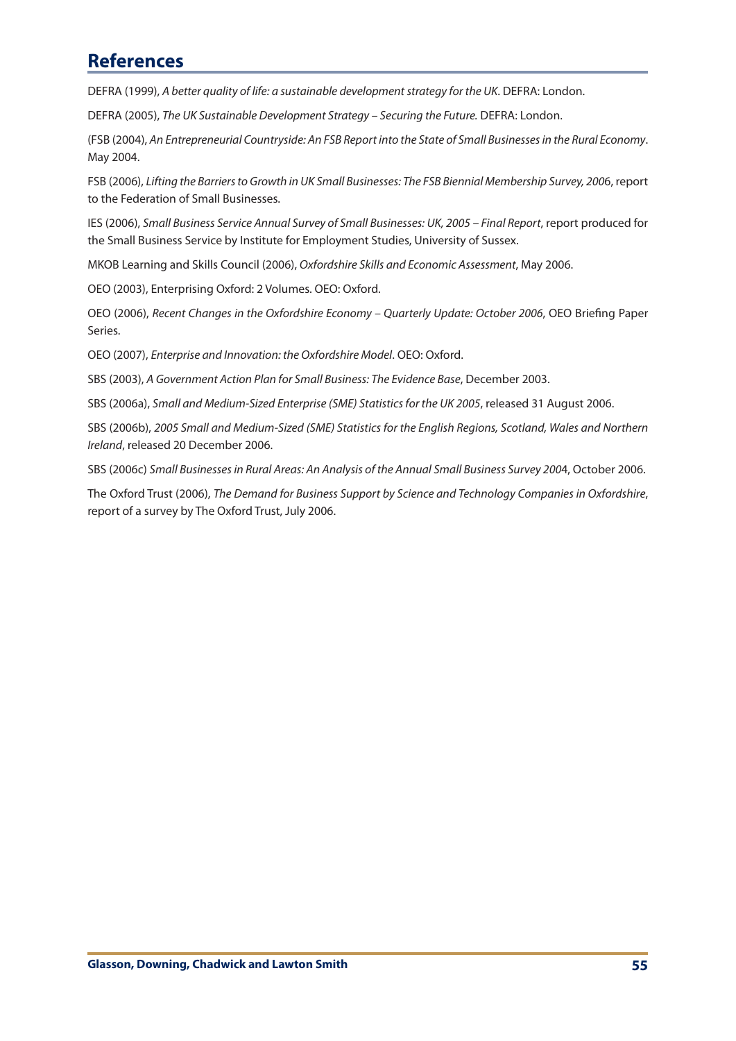## References

DEFRA (1999), *A better quality of life: a sustainable development strategy for the UK*. DEFRA: London.

DEFRA (2005), *The UK Sustainable Development Strategy – Securing the Future.* DEFRA: London.

(FSB (2004), *An Entrepreneurial Countryside: An FSB Report into the State of Small Businesses in the Rural Economy*. May 2004.

FSB (2006), *Lifting the Barriers to Growth in UK Small Businesses: The FSB Biennial Membership Survey, 200*6, report to the Federation of Small Businesses.

IES (2006), *Small Business Service Annual Survey of Small Businesses: UK, 2005 – Final Report*, report produced for the Small Business Service by Institute for Employment Studies, University of Sussex.

MKOB Learning and Skills Council (2006), *Oxfordshire Skills and Economic Assessment*, May 2006.

OEO (2003), Enterprising Oxford: 2 Volumes. OEO: Oxford.

OEO (2006), *Recent Changes in the Oxfordshire Economy – Quarterly Update: October 2006*, OEO Briefing Paper Series.

OEO (2007), *Enterprise and Innovation: the Oxfordshire Model*. OEO: Oxford.

SBS (2003), *A Government Action Plan for Small Business: The Evidence Base*, December 2003.

SBS (2006a), *Small and Medium-Sized Enterprise (SME) Statistics for the UK 2005*, released 31 August 2006.

SBS (2006b), *2005 Small and Medium-Sized (SME) Statistics for the English Regions, Scotland, Wales and Northern Ireland*, released 20 December 2006.

SBS (2006c) *Small Businesses in Rural Areas: An Analysis of the Annual Small Business Survey 200*4, October 2006.

The Oxford Trust (2006), *The Demand for Business Support by Science and Technology Companies in Oxfordshire*, report of a survey by The Oxford Trust, July 2006.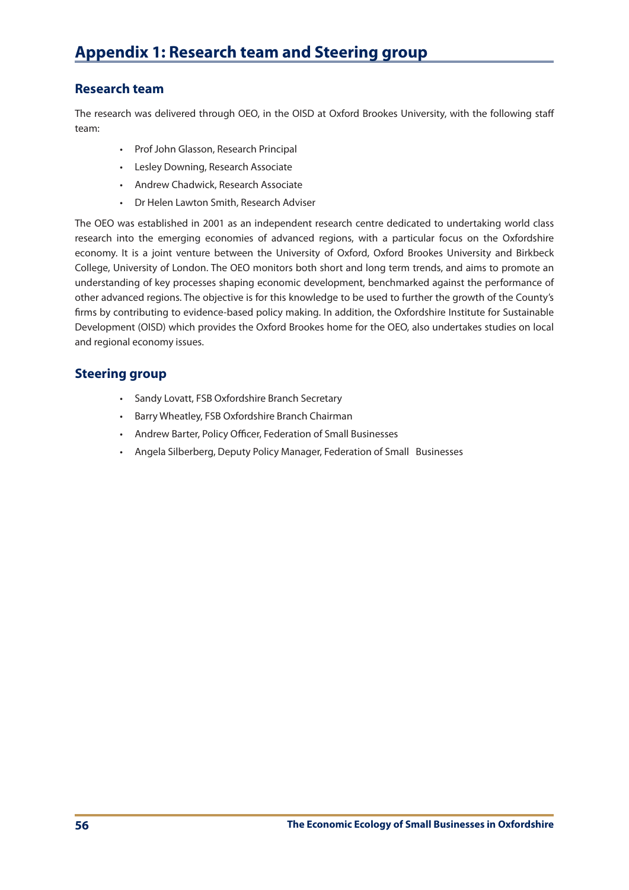# Appendix 1: Research team and Steering group

## Research team

The research was delivered through OEO, in the OISD at Oxford Brookes University, with the following staff team:

- Prof John Glasson, Research Principal
- Lesley Downing, Research Associate
- Andrew Chadwick, Research Associate
- Dr Helen Lawton Smith, Research Adviser

The OEO was established in 2001 as an independent research centre dedicated to undertaking world class research into the emerging economies of advanced regions, with a particular focus on the Oxfordshire economy. It is a joint venture between the University of Oxford, Oxford Brookes University and Birkbeck College, University of London. The OEO monitors both short and long term trends, and aims to promote an understanding of key processes shaping economic development, benchmarked against the performance of other advanced regions. The objective is for this knowledge to be used to further the growth of the County's firms by contributing to evidence-based policy making. In addition, the Oxfordshire Institute for Sustainable Development (OISD) which provides the Oxford Brookes home for the OEO, also undertakes studies on local and regional economy issues.

## Steering group

- Sandy Lovatt, FSB Oxfordshire Branch Secretary
- Barry Wheatley, FSB Oxfordshire Branch Chairman
- Andrew Barter, Policy Officer, Federation of Small Businesses
- Angela Silberberg, Deputy Policy Manager, Federation of Small Businesses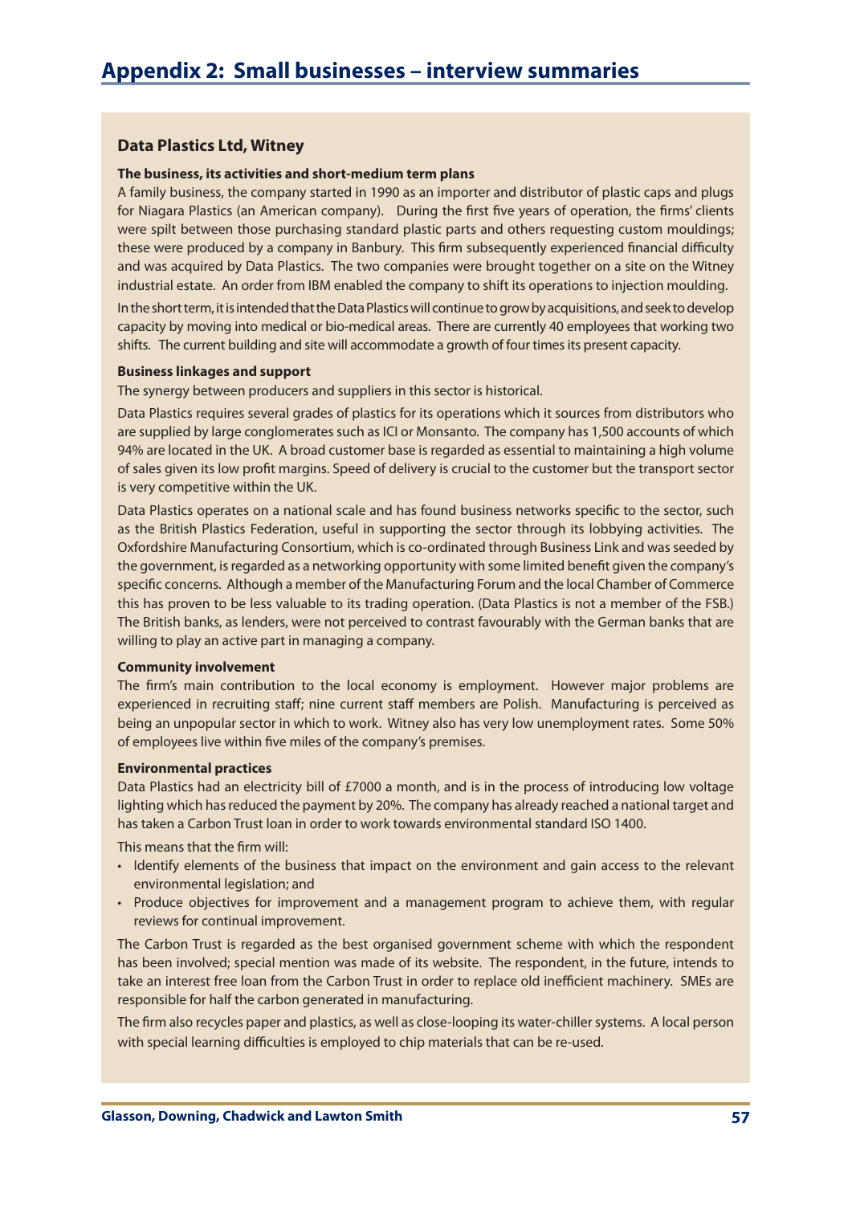# Appendix 2: Small businesses – interview summaries

## Data Plastics Ltd, Witney

### The business, its activities and short-medium term plans

A family business, the company started in 1990 as an importer and distributor of plastic caps and plugs for Niagara Plastics (an American company). During the first five years of operation, the firms' clients were spilt between those purchasing standard plastic parts and others requesting custom mouldings; these were produced by a company in Banbury. This firm subsequently experienced financial difficulty and was acquired by Data Plastics. The two companies were brought together on a site on the Witney industrial estate. An order from IBM enabled the company to shift its operations to injection moulding.

In the short term, it is intended that the Data Plastics will continue to grow by acquisitions, and seek to develop capacity by moving into medical or bio-medical areas. There are currently 40 employees that working two shifts. The current building and site will accommodate a growth of four times its present capacity.

### Business linkages and support

The synergy between producers and suppliers in this sector is historical.

Data Plastics requires several grades of plastics for its operations which it sources from distributors who are supplied by large conglomerates such as ICI or Monsanto. The company has 1,500 accounts of which 94% are located in the UK. A broad customer base is regarded as essential to maintaining a high volume of sales given its low profit margins. Speed of delivery is crucial to the customer but the transport sector is very competitive within the UK.

Data Plastics operates on a national scale and has found business networks specific to the sector, such as the British Plastics Federation, useful in supporting the sector through its lobbying activities. The Oxfordshire Manufacturing Consortium, which is co-ordinated through Business Link and was seeded by the government, is regarded as a networking opportunity with some limited benefit given the company's specific concerns. Although a member of the Manufacturing Forum and the local Chamber of Commerce this has proven to be less valuable to its trading operation. (Data Plastics is not a member of the FSB.) The British banks, as lenders, were not perceived to contrast favourably with the German banks that are willing to play an active part in managing a company.

### Community involvement

The firm's main contribution to the local economy is employment. However major problems are experienced in recruiting staff; nine current staff members are Polish. Manufacturing is perceived as being an unpopular sector in which to work. Witney also has very low unemployment rates. Some 50% of employees live within five miles of the company's premises.

### Environmental practices

Data Plastics had an electricity bill of £7000 a month, and is in the process of introducing low voltage lighting which has reduced the payment by 20%. The company has already reached a national target and has taken a Carbon Trust loan in order to work towards environmental standard ISO 1400.

This means that the firm will:

- Identify elements of the business that impact on the environment and gain access to the relevant environmental legislation; and
- Produce objectives for improvement and a management program to achieve them, with regular reviews for continual improvement.

The Carbon Trust is regarded as the best organised government scheme with which the respondent has been involved; special mention was made of its website. The respondent, in the future, intends to take an interest free loan from the Carbon Trust in order to replace old inefficient machinery. SMEs are responsible for half the carbon generated in manufacturing.

The firm also recycles paper and plastics, as well as close-looping its water-chiller systems. A local person with special learning difficulties is employed to chip materials that can be re-used.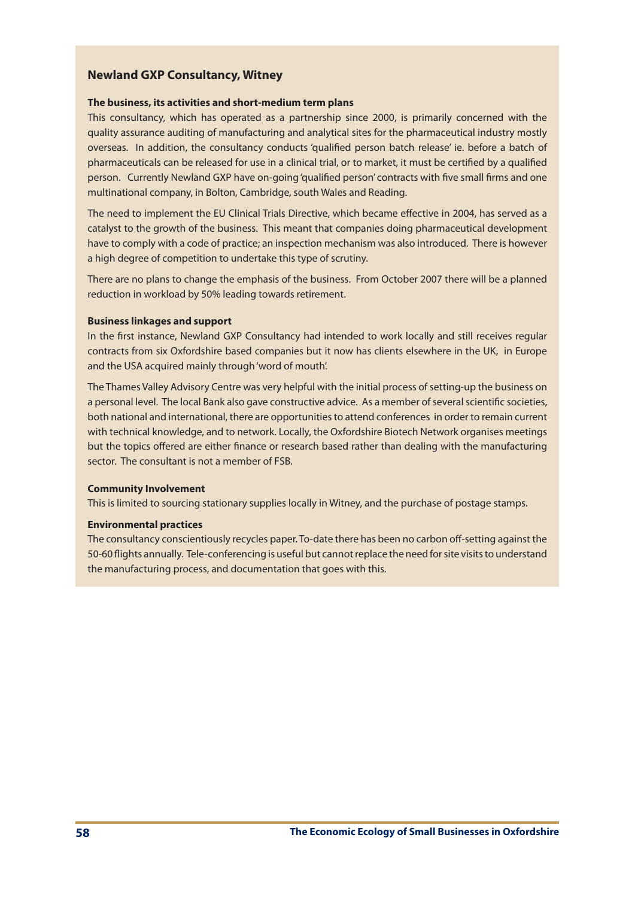## Newland GXP Consultancy, Witney

### The business, its activities and short-medium term plans

This consultancy, which has operated as a partnership since 2000, is primarily concerned with the quality assurance auditing of manufacturing and analytical sites for the pharmaceutical industry mostly overseas. In addition, the consultancy conducts 'qualified person batch release' ie. before a batch of pharmaceuticals can be released for use in a clinical trial, or to market, it must be certified by a qualified person. Currently Newland GXP have on-going 'qualified person' contracts with five small firms and one multinational company, in Bolton, Cambridge, south Wales and Reading.

The need to implement the EU Clinical Trials Directive, which became effective in 2004, has served as a catalyst to the growth of the business. This meant that companies doing pharmaceutical development have to comply with a code of practice; an inspection mechanism was also introduced. There is however a high degree of competition to undertake this type of scrutiny.

There are no plans to change the emphasis of the business. From October 2007 there will be a planned reduction in workload by 50% leading towards retirement.

### Business linkages and support

In the first instance, Newland GXP Consultancy had intended to work locally and still receives regular contracts from six Oxfordshire based companies but it now has clients elsewhere in the UK, in Europe and the USA acquired mainly through 'word of mouth'.

The Thames Valley Advisory Centre was very helpful with the initial process of setting-up the business on a personal level. The local Bank also gave constructive advice. As a member of several scientific societies, both national and international, there are opportunities to attend conferences in order to remain current with technical knowledge, and to network. Locally, the Oxfordshire Biotech Network organises meetings but the topics offered are either finance or research based rather than dealing with the manufacturing sector. The consultant is not a member of FSB.

### Community Involvement

This is limited to sourcing stationary supplies locally in Witney, and the purchase of postage stamps.

### Environmental practices

The consultancy conscientiously recycles paper. To-date there has been no carbon off-setting against the 50-60 flights annually. Tele-conferencing is useful but cannot replace the need for site visits to understand the manufacturing process, and documentation that goes with this.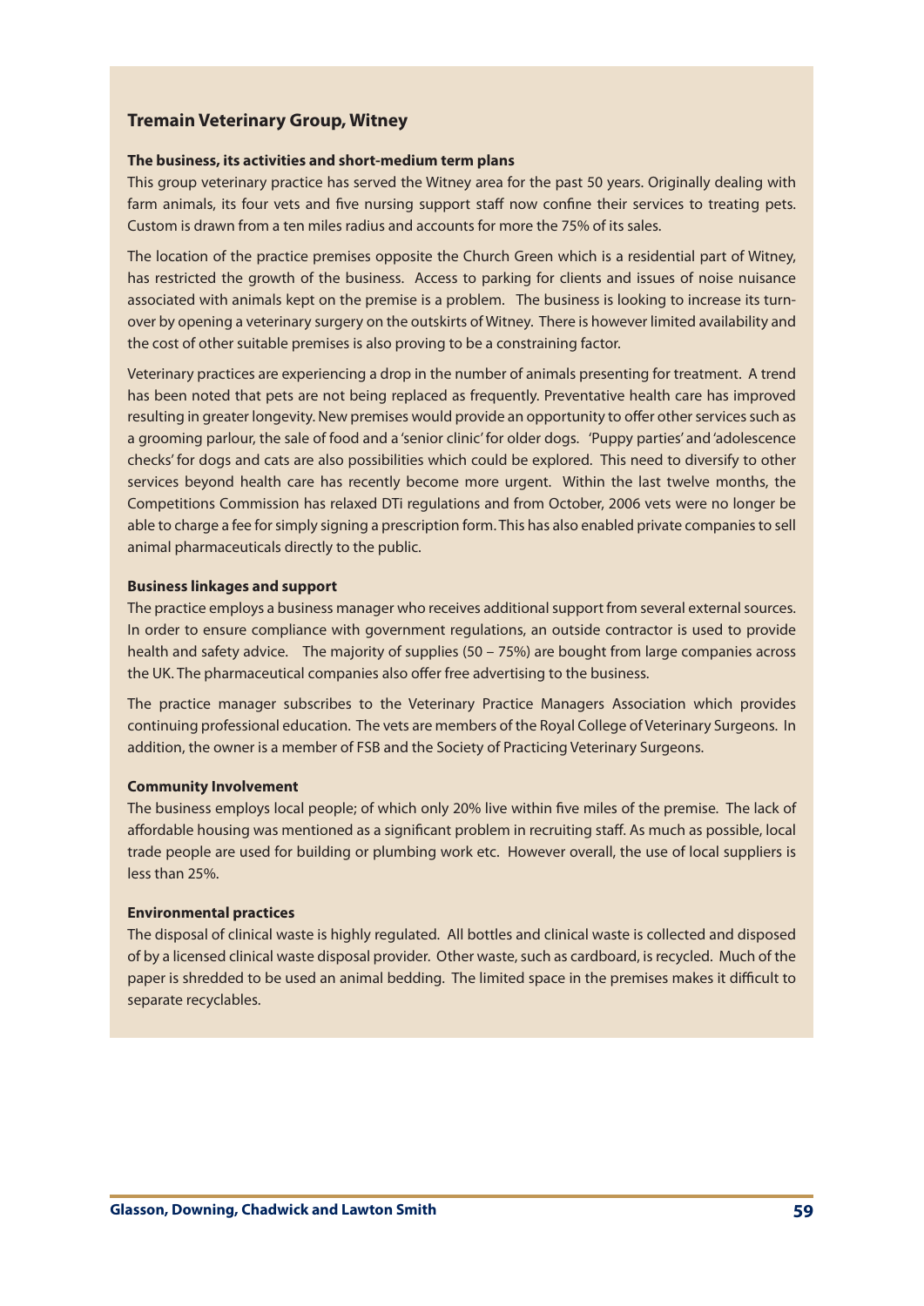### Tremain Veterinary Group, Witney

**The business, its activities and short-medium term plans**

This group veterinary practice has served the Witney area for the past 50 years. Originally dealing with farm animals, its four vets and five nursing support staff now confine their services to treating pets. Custom is drawn from a ten miles radius and accounts for more the 75% of its sales.

The location of the practice premises opposite the Church Green which is a residential part of Witney, has restricted the growth of the business. Access to parking for clients and issues of noise nuisance associated with animals kept on the premise is a problem. The business is looking to increase its turn-over by opening a veterinary surgery on the outskirts of Witney. There is however limited availability and the cost of other suitable premises is also proving to be a constraining factor.

Veterinary practices are experiencing a drop in the number of animals presenting for treatment. A trend has been noted that pets are not being replaced as frequently. Preventative health care has improved resulting in greater longevity. New premises would provide an opportunity to offer other services such as a grooming parlour, the sale of food and a 'senior clinic' for older dogs. 'Puppy parties' and 'adolescence checks' for dogs and cats are also possibilities which could be explored. This need to diversify to other services beyond health care has recently become more urgent. Within the last twelve months, the Competitions Commission has relaxed DTi regulations and from October, 2006 vets were no longer be able to charge a fee for simply signing a prescription form. This has also enabled private companies to sell animal pharmaceuticals directly to the public.

**Business linkages and support**

The practice employs a business manager who receives additional support from several external sources. In order to ensure compliance with government regulations, an outside contractor is used to provide health and safety advice. The majority of supplies (50 – 75%) are bought from large companies across the UK. The pharmaceutical companies also offer free advertising to the business.

The practice manager subscribes to the Veterinary Practice Managers Association which provides continuing professional education. The vets are members of the Royal College of Veterinary Surgeons. In addition, the owner is a member of FSB and the Society of Practicing Veterinary Surgeons.

**Community Involvement**

The business employs local people; of which only 20% live within five miles of the premise. The lack of affordable housing was mentioned as a significant problem in recruiting staff. As much as possible, local trade people are used for building or plumbing work etc. However overall, the use of local suppliers is less than 25%.

**Environmental practices**

The disposal of clinical waste is highly regulated. All bottles and clinical waste is collected and disposed of by a licensed clinical waste disposal provider. Other waste, such as cardboard, is recycled. Much of the paper is shredded to be used an animal bedding. The limited space in the premises makes it difficult to separate recyclables.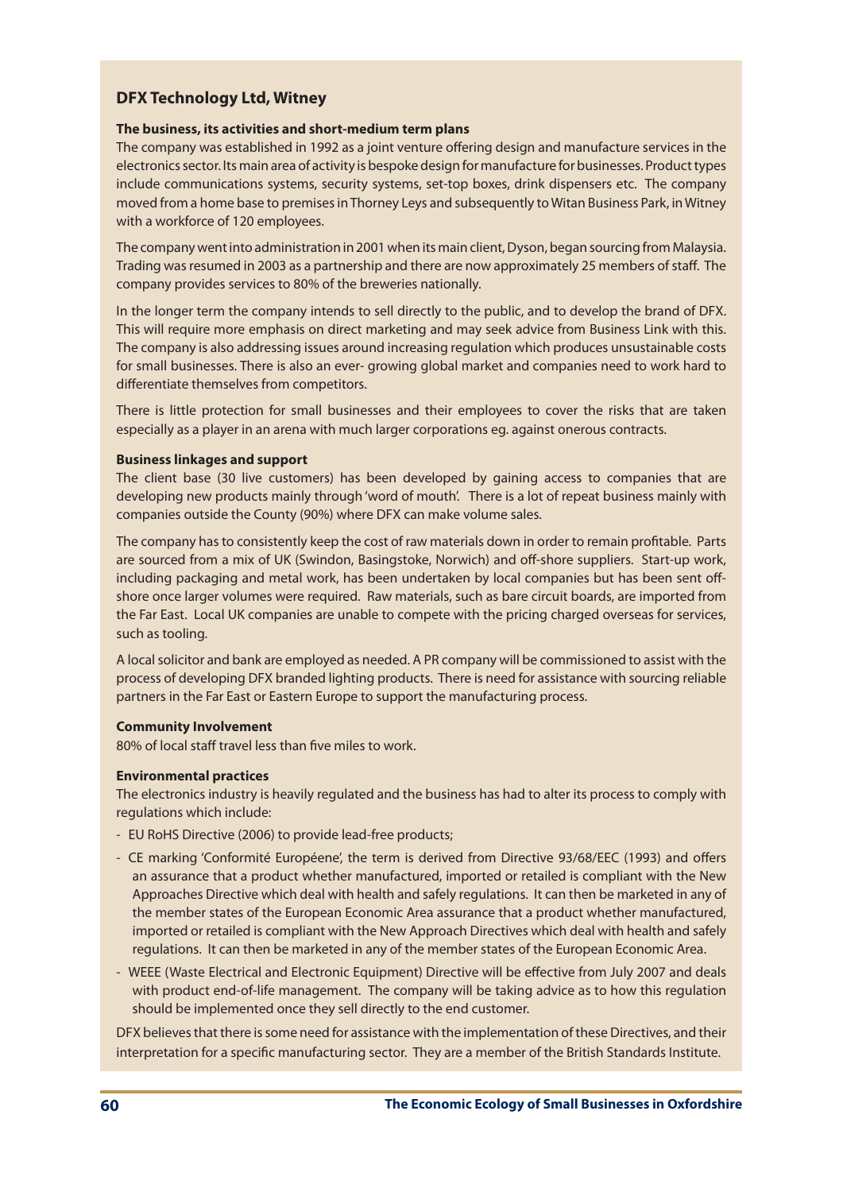## DFX Technology Ltd, Witney

**The business, its activities and short-medium term plans**

The company was established in 1992 as a joint venture offering design and manufacture services in the electronics sector. Its main area of activity is bespoke design for manufacture for businesses. Product types include communications systems, security systems, set-top boxes, drink dispensers etc. The company moved from a home base to premises in Thorney Leys and subsequently to Witan Business Park, in Witney with a workforce of 120 employees.

The company went into administration in 2001 when its main client, Dyson, began sourcing from Malaysia. Trading was resumed in 2003 as a partnership and there are now approximately 25 members of staff. The company provides services to 80% of the breweries nationally.

In the longer term the company intends to sell directly to the public, and to develop the brand of DFX. This will require more emphasis on direct marketing and may seek advice from Business Link with this. The company is also addressing issues around increasing regulation which produces unsustainable costs for small businesses. There is also an ever- growing global market and companies need to work hard to differentiate themselves from competitors.

There is little protection for small businesses and their employees to cover the risks that are taken especially as a player in an arena with much larger corporations eg. against onerous contracts.

**Business linkages and support**

The client base (30 live customers) has been developed by gaining access to companies that are developing new products mainly through 'word of mouth'. There is a lot of repeat business mainly with companies outside the County (90%) where DFX can make volume sales.

The company has to consistently keep the cost of raw materials down in order to remain profitable. Parts are sourced from a mix of UK (Swindon, Basingstoke, Norwich) and off-shore suppliers. Start-up work, including packaging and metal work, has been undertaken by local companies but has been sent off-shore once larger volumes were required. Raw materials, such as bare circuit boards, are imported from the Far East. Local UK companies are unable to compete with the pricing charged overseas for services, such as tooling.

A local solicitor and bank are employed as needed. A PR company will be commissioned to assist with the process of developing DFX branded lighting products. There is need for assistance with sourcing reliable partners in the Far East or Eastern Europe to support the manufacturing process.

**Community Involvement**

80% of local staff travel less than five miles to work.

**Environmental practices**

The electronics industry is heavily regulated and the business has had to alter its process to comply with regulations which include:

- EU RoHS Directive (2006) to provide lead-free products;
- CE marking 'Conformité Europééne', the term is derived from Directive 93/68/EEC (1993) and offers an assurance that a product whether manufactured, imported or retailed is compliant with the New Approaches Directive which deal with health and safely regulations. It can then be marketed in any of the member states of the European Economic Area assurance that a product whether manufactured, imported or retailed is compliant with the New Approach Directives which deal with health and safely regulations. It can then be marketed in any of the member states of the European Economic Area.
- WEEE (Waste Electrical and Electronic Equipment) Directive will be effective from July 2007 and deals with product end-of-life management. The company will be taking advice as to how this regulation should be implemented once they sell directly to the end customer.

DFX believes that there is some need for assistance with the implementation of these Directives, and their interpretation for a specific manufacturing sector. They are a member of the British Standards Institute.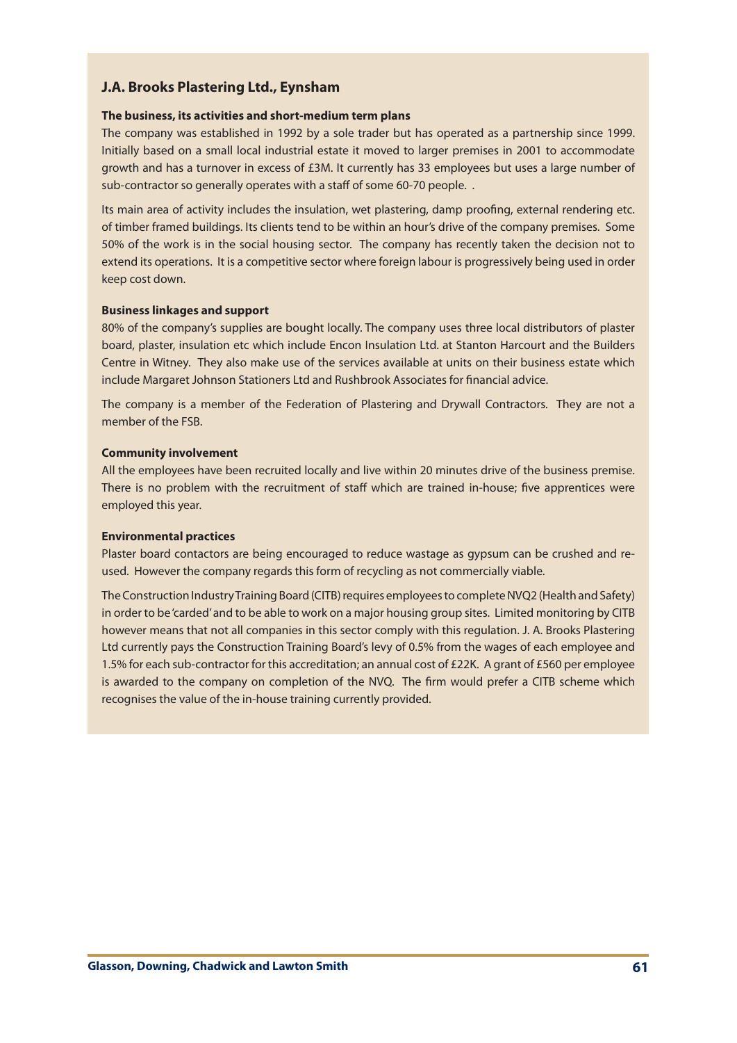## J.A. Brooks Plastering Ltd., Eynsham

**The business, its activities and short-medium term plans**

The company was established in 1992 by a sole trader but has operated as a partnership since 1999. Initially based on a small local industrial estate it moved to larger premises in 2001 to accommodate growth and has a turnover in excess of £3M. It currently has 33 employees but uses a large number of sub-contractor so generally operates with a staff of some 60-70 people. .

Its main area of activity includes the insulation, wet plastering, damp proofing, external rendering etc. of timber framed buildings. Its clients tend to be within an hour's drive of the company premises. Some 50% of the work is in the social housing sector. The company has recently taken the decision not to extend its operations. It is a competitive sector where foreign labour is progressively being used in order keep cost down.

**Business linkages and support**

80% of the company's supplies are bought locally. The company uses three local distributors of plaster board, plaster, insulation etc which include Encon Insulation Ltd. at Stanton Harcourt and the Builders Centre in Witney. They also make use of the services available at units on their business estate which include Margaret Johnson Stationers Ltd and Rushbrook Associates for financial advice.

The company is a member of the Federation of Plastering and Drywall Contractors. They are not a member of the FSB.

**Community involvement**

All the employees have been recruited locally and live within 20 minutes drive of the business premise. There is no problem with the recruitment of staff which are trained in-house; five apprentices were employed this year.

**Environmental practices**

Plaster board contactors are being encouraged to reduce wastage as gypsum can be crushed and re-used. However the company regards this form of recycling as not commercially viable.

The Construction Industry Training Board (CITB) requires employees to complete NVQ2 (Health and Safety) in order to be 'carded' and to be able to work on a major housing group sites. Limited monitoring by CITB however means that not all companies in this sector comply with this regulation. J. A. Brooks Plastering Ltd currently pays the Construction Training Board's levy of 0.5% from the wages of each employee and 1.5% for each sub-contractor for this accreditation; an annual cost of £22K. A grant of £560 per employee is awarded to the company on completion of the NVQ. The firm would prefer a CITB scheme which recognises the value of the in-house training currently provided.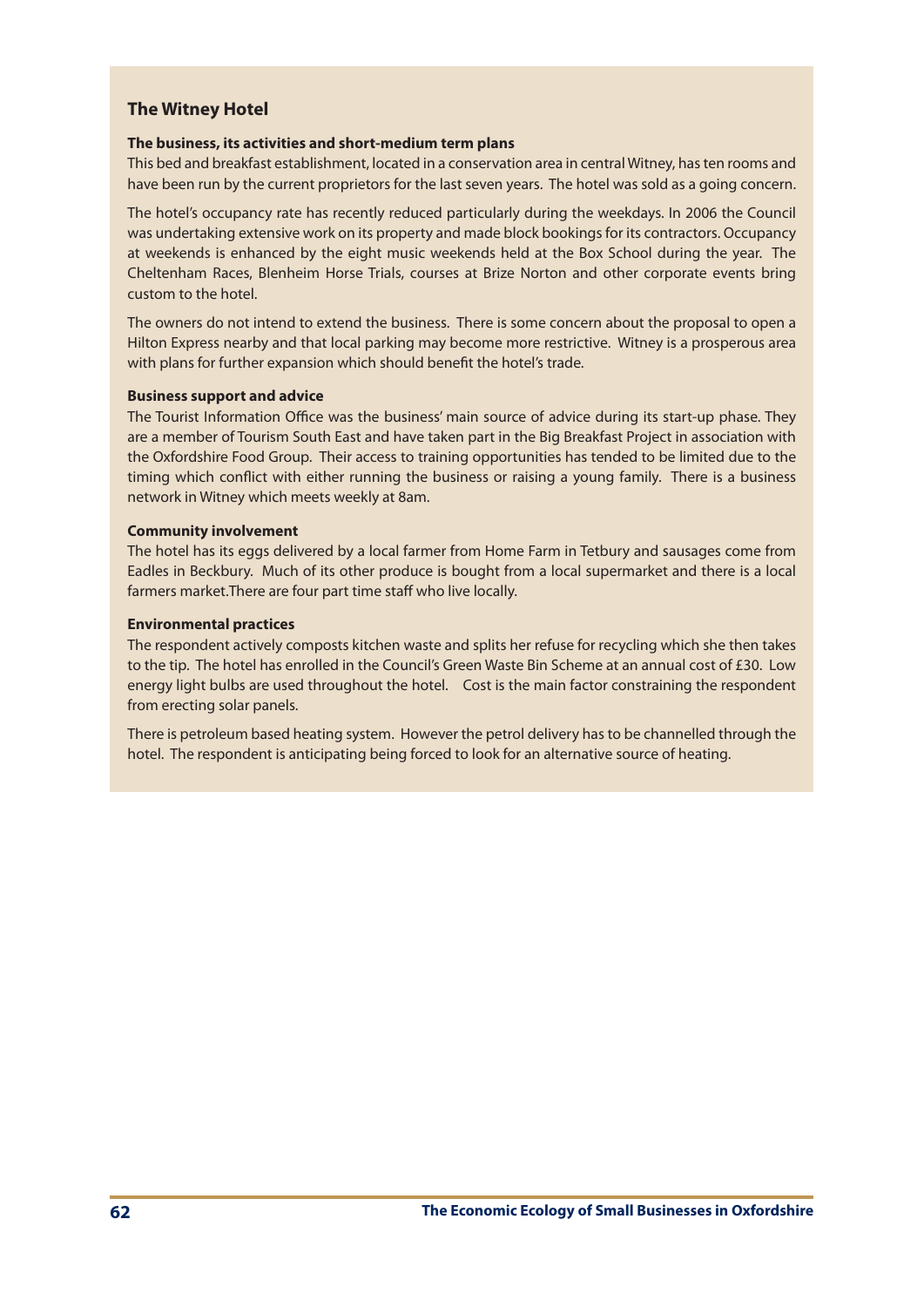## The Witney Hotel

**The business, its activities and short-medium term plans**

This bed and breakfast establishment, located in a conservation area in central Witney, has ten rooms and have been run by the current proprietors for the last seven years. The hotel was sold as a going concern.

The hotel's occupancy rate has recently reduced particularly during the weekdays. In 2006 the Council was undertaking extensive work on its property and made block bookings for its contractors. Occupancy at weekends is enhanced by the eight music weekends held at the Box School during the year. The Cheltenham Races, Blenheim Horse Trials, courses at Brize Norton and other corporate events bring custom to the hotel.

The owners do not intend to extend the business. There is some concern about the proposal to open a Hilton Express nearby and that local parking may become more restrictive. Witney is a prosperous area with plans for further expansion which should benefit the hotel's trade.

**Business support and advice**

The Tourist Information Office was the business' main source of advice during its start-up phase. They are a member of Tourism South East and have taken part in the Big Breakfast Project in association with the Oxfordshire Food Group. Their access to training opportunities has tended to be limited due to the timing which conflict with either running the business or raising a young family. There is a business network in Witney which meets weekly at 8am.

**Community involvement**

The hotel has its eggs delivered by a local farmer from Home Farm in Tetbury and sausages come from Eadles in Beckbury. Much of its other produce is bought from a local supermarket and there is a local farmers market.There are four part time staff who live locally.

**Environmental practices**

The respondent actively composts kitchen waste and splits her refuse for recycling which she then takes to the tip. The hotel has enrolled in the Council's Green Waste Bin Scheme at an annual cost of £30. Low energy light bulbs are used throughout the hotel. Cost is the main factor constraining the respondent from erecting solar panels.

There is petroleum based heating system. However the petrol delivery has to be channelled through the hotel. The respondent is anticipating being forced to look for an alternative source of heating.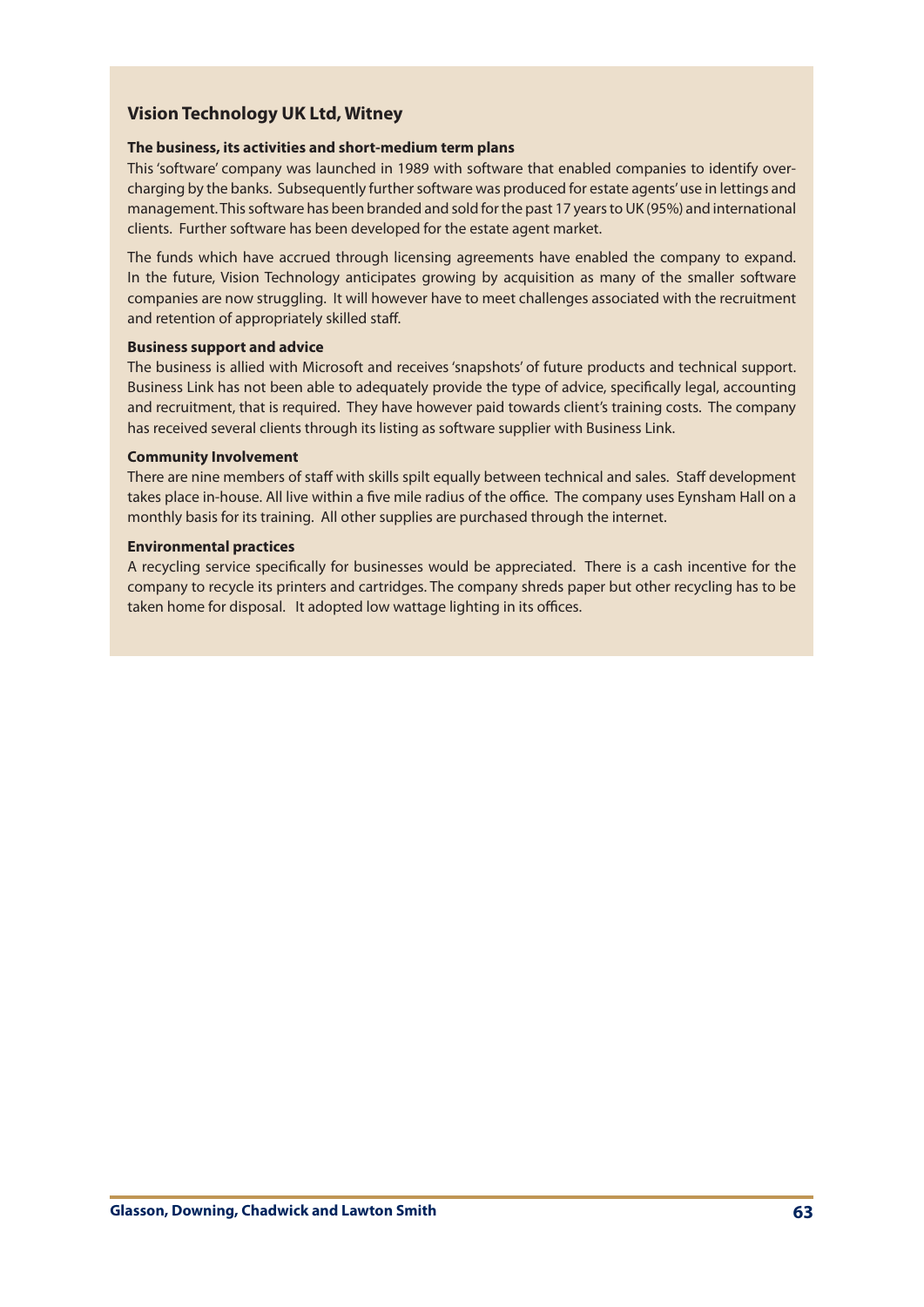### Vision Technology UK Ltd, Witney

**The business, its activities and short-medium term plans**

This 'software' company was launched in 1989 with software that enabled companies to identify over-charging by the banks. Subsequently further software was produced for estate agents' use in lettings and management. This software has been branded and sold for the past 17 years to UK (95%) and international clients. Further software has been developed for the estate agent market.

The funds which have accrued through licensing agreements have enabled the company to expand. In the future, Vision Technology anticipates growing by acquisition as many of the smaller software companies are now struggling. It will however have to meet challenges associated with the recruitment and retention of appropriately skilled staff.

**Business support and advice**

The business is allied with Microsoft and receives 'snapshots' of future products and technical support. Business Link has not been able to adequately provide the type of advice, specifically legal, accounting and recruitment, that is required. They have however paid towards client's training costs. The company has received several clients through its listing as software supplier with Business Link.

**Community Involvement**

There are nine members of staff with skills spilt equally between technical and sales. Staff development takes place in-house. All live within a five mile radius of the office. The company uses Eynsham Hall on a monthly basis for its training. All other supplies are purchased through the internet.

**Environmental practices**

A recycling service specifically for businesses would be appreciated. There is a cash incentive for the company to recycle its printers and cartridges. The company shreds paper but other recycling has to be taken home for disposal. It adopted low wattage lighting in its offices.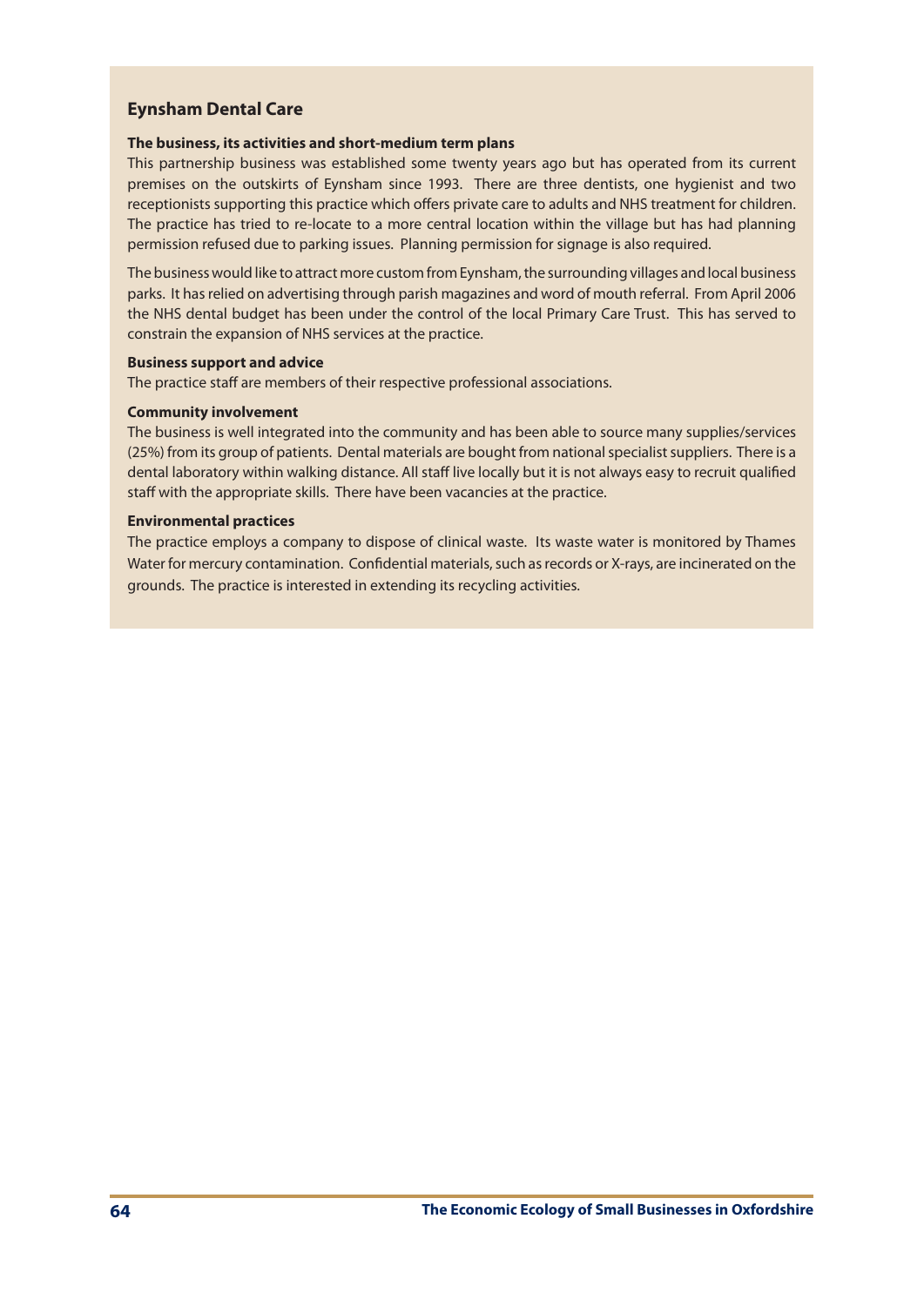## Eynsham Dental Care

**The business, its activities and short-medium term plans**

This partnership business was established some twenty years ago but has operated from its current premises on the outskirts of Eynsham since 1993. There are three dentists, one hygienist and two receptionists supporting this practice which offers private care to adults and NHS treatment for children. The practice has tried to re-locate to a more central location within the village but has had planning permission refused due to parking issues. Planning permission for signage is also required.

The business would like to attract more custom from Eynsham, the surrounding villages and local business parks. It has relied on advertising through parish magazines and word of mouth referral. From April 2006 the NHS dental budget has been under the control of the local Primary Care Trust. This has served to constrain the expansion of NHS services at the practice.

**Business support and advice**

The practice staff are members of their respective professional associations.

**Community involvement**

The business is well integrated into the community and has been able to source many supplies/services (25%) from its group of patients. Dental materials are bought from national specialist suppliers. There is a dental laboratory within walking distance. All staff live locally but it is not always easy to recruit qualified staff with the appropriate skills. There have been vacancies at the practice.

**Environmental practices**

The practice employs a company to dispose of clinical waste. Its waste water is monitored by Thames Water for mercury contamination. Confidential materials, such as records or X-rays, are incinerated on the grounds. The practice is interested in extending its recycling activities.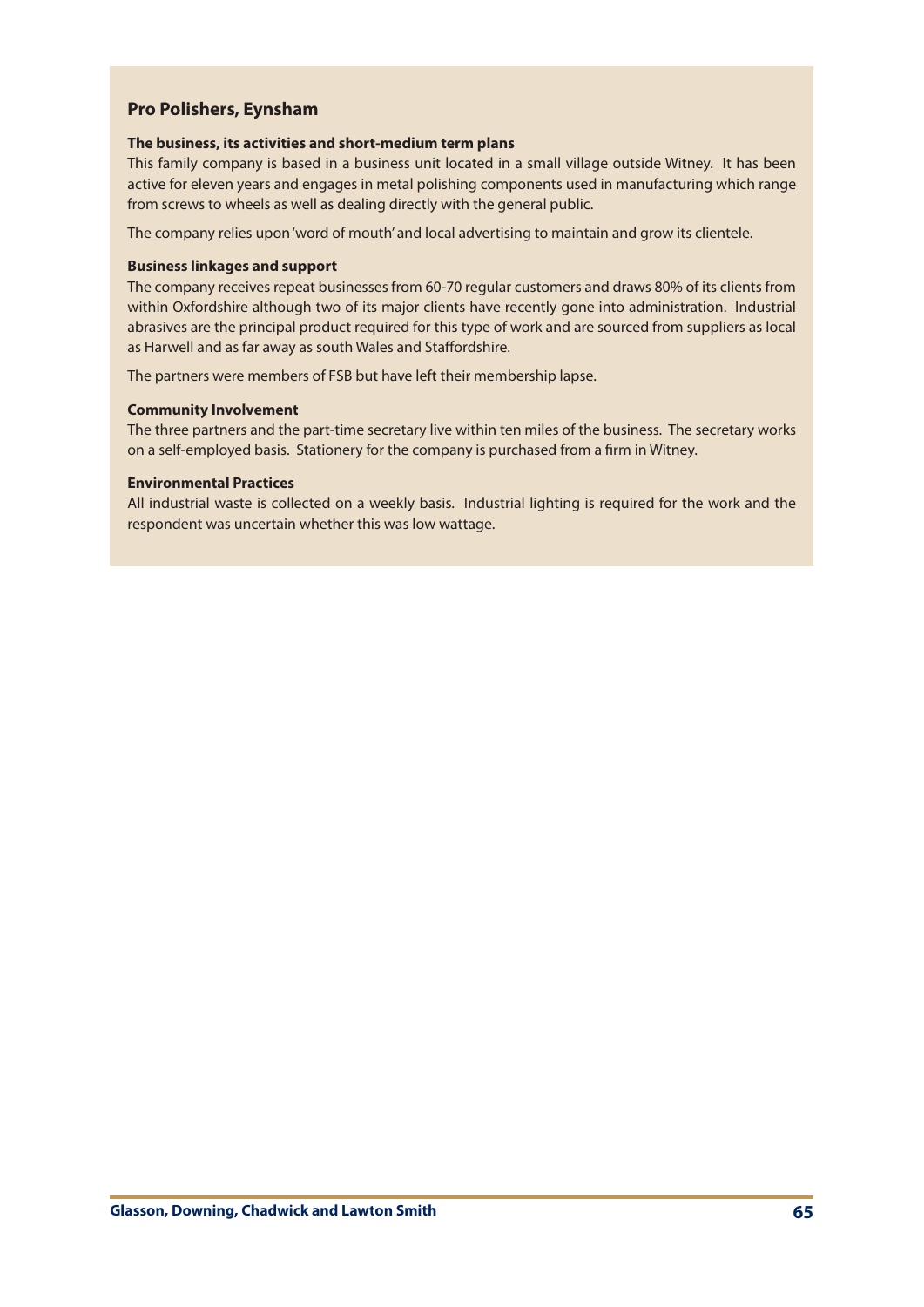## Pro Polishers, Eynsham

### The business, its activities and short-medium term plans

This family company is based in a business unit located in a small village outside Witney. It has been active for eleven years and engages in metal polishing components used in manufacturing which range from screws to wheels as well as dealing directly with the general public.

The company relies upon 'word of mouth' and local advertising to maintain and grow its clientele.

### Business linkages and support

The company receives repeat businesses from 60-70 regular customers and draws 80% of its clients from within Oxfordshire although two of its major clients have recently gone into administration. Industrial abrasives are the principal product required for this type of work and are sourced from suppliers as local as Harwell and as far away as south Wales and Staffordshire.

The partners were members of FSB but have left their membership lapse.

### Community Involvement

The three partners and the part-time secretary live within ten miles of the business. The secretary works on a self-employed basis. Stationery for the company is purchased from a firm in Witney.

### Environmental Practices

All industrial waste is collected on a weekly basis. Industrial lighting is required for the work and the respondent was uncertain whether this was low wattage.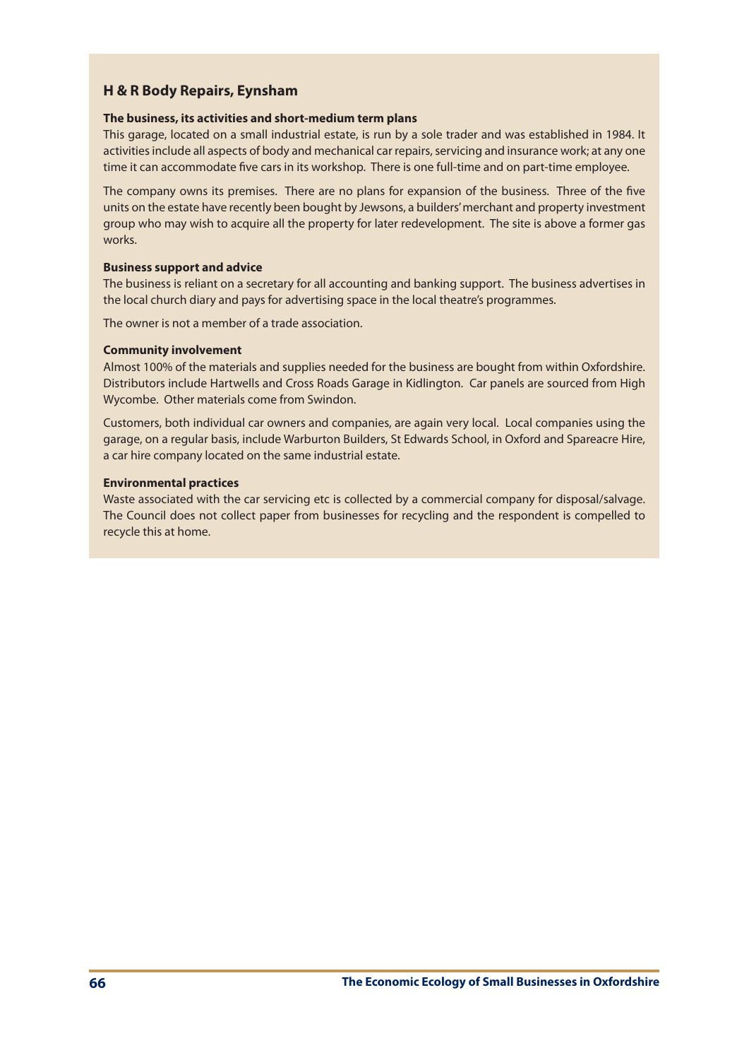## H & R Body Repairs, Eynsham

### The business, its activities and short-medium term plans

This garage, located on a small industrial estate, is run by a sole trader and was established in 1984. It activities include all aspects of body and mechanical car repairs, servicing and insurance work; at any one time it can accommodate five cars in its workshop. There is one full-time and on part-time employee.

The company owns its premises. There are no plans for expansion of the business. Three of the five units on the estate have recently been bought by Jewsons, a builders' merchant and property investment group who may wish to acquire all the property for later redevelopment. The site is above a former gas works.

### Business support and advice

The business is reliant on a secretary for all accounting and banking support. The business advertises in the local church diary and pays for advertising space in the local theatre's programmes.

The owner is not a member of a trade association.

### Community involvement

Almost 100% of the materials and supplies needed for the business are bought from within Oxfordshire. Distributors include Hartwells and Cross Roads Garage in Kidlington. Car panels are sourced from High Wycombe. Other materials come from Swindon.

Customers, both individual car owners and companies, are again very local. Local companies using the garage, on a regular basis, include Warburton Builders, St Edwards School, in Oxford and Spareacre Hire, a car hire company located on the same industrial estate.

### Environmental practices

Waste associated with the car servicing etc is collected by a commercial company for disposal/salvage. The Council does not collect paper from businesses for recycling and the respondent is compelled to recycle this at home.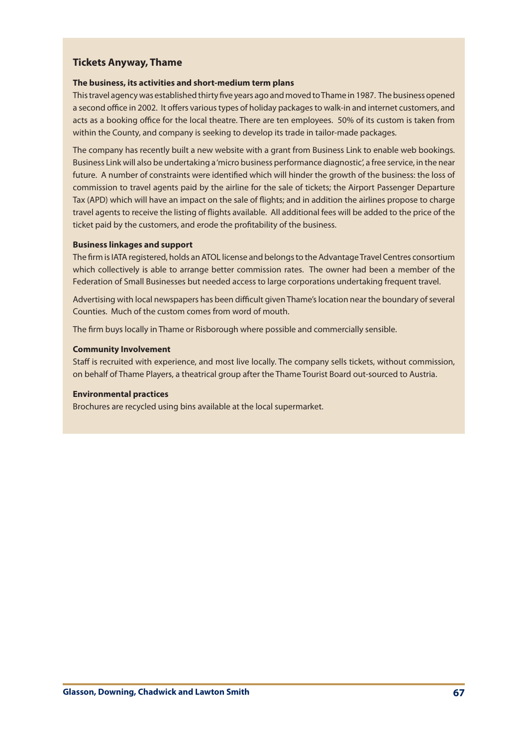## Tickets Anyway, Thame

### The business, its activities and short-medium term plans

This travel agency was established thirty five years ago and moved to Thame in 1987. The business opened a second office in 2002. It offers various types of holiday packages to walk-in and internet customers, and acts as a booking office for the local theatre. There are ten employees. 50% of its custom is taken from within the County, and company is seeking to develop its trade in tailor-made packages.

The company has recently built a new website with a grant from Business Link to enable web bookings. Business Link will also be undertaking a 'micro business performance diagnostic', a free service, in the near future. A number of constraints were identified which will hinder the growth of the business: the loss of commission to travel agents paid by the airline for the sale of tickets; the Airport Passenger Departure Tax (APD) which will have an impact on the sale of flights; and in addition the airlines propose to charge travel agents to receive the listing of flights available. All additional fees will be added to the price of the ticket paid by the customers, and erode the profitability of the business.

### Business linkages and support

The firm is IATA registered, holds an ATOL license and belongs to the Advantage Travel Centres consortium which collectively is able to arrange better commission rates. The owner had been a member of the Federation of Small Businesses but needed access to large corporations undertaking frequent travel.

Advertising with local newspapers has been difficult given Thame's location near the boundary of several Counties. Much of the custom comes from word of mouth.

The firm buys locally in Thame or Risborough where possible and commercially sensible.

### Community Involvement

Staff is recruited with experience, and most live locally. The company sells tickets, without commission, on behalf of Thame Players, a theatrical group after the Thame Tourist Board out-sourced to Austria.

### Environmental practices

Brochures are recycled using bins available at the local supermarket.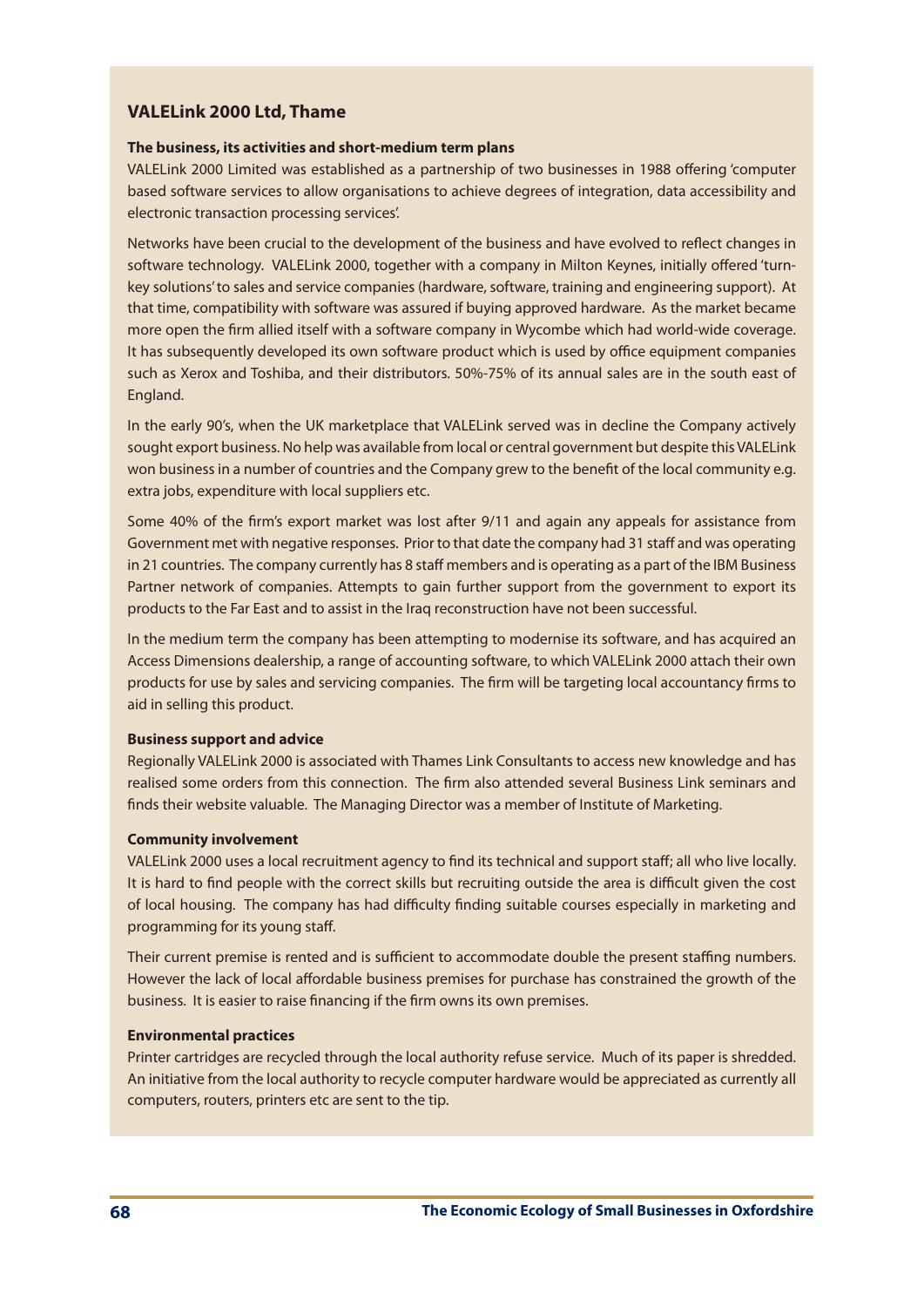## VALELink 2000 Ltd, Thame

### The business, its activities and short-medium term plans

VALELink 2000 Limited was established as a partnership of two businesses in 1988 offering 'computer based software services to allow organisations to achieve degrees of integration, data accessibility and electronic transaction processing services'.

Networks have been crucial to the development of the business and have evolved to reflect changes in software technology. VALELink 2000, together with a company in Milton Keynes, initially offered 'turn-key solutions' to sales and service companies (hardware, software, training and engineering support). At that time, compatibility with software was assured if buying approved hardware. As the market became more open the firm allied itself with a software company in Wycombe which had world-wide coverage. It has subsequently developed its own software product which is used by office equipment companies such as Xerox and Toshiba, and their distributors. 50%-75% of its annual sales are in the south east of England.

In the early 90's, when the UK marketplace that VALELink served was in decline the Company actively sought export business. No help was available from local or central government but despite this VALELink won business in a number of countries and the Company grew to the benefit of the local community e.g. extra jobs, expenditure with local suppliers etc.

Some 40% of the firm's export market was lost after 9/11 and again any appeals for assistance from Government met with negative responses. Prior to that date the company had 31 staff and was operating in 21 countries. The company currently has 8 staff members and is operating as a part of the IBM Business Partner network of companies. Attempts to gain further support from the government to export its products to the Far East and to assist in the Iraq reconstruction have not been successful.

In the medium term the company has been attempting to modernise its software, and has acquired an Access Dimensions dealership, a range of accounting software, to which VALELink 2000 attach their own products for use by sales and servicing companies. The firm will be targeting local accountancy firms to aid in selling this product.

### Business support and advice

Regionally VALELink 2000 is associated with Thames Link Consultants to access new knowledge and has realised some orders from this connection. The firm also attended several Business Link seminars and finds their website valuable. The Managing Director was a member of Institute of Marketing.

### Community involvement

VALELink 2000 uses a local recruitment agency to find its technical and support staff; all who live locally. It is hard to find people with the correct skills but recruiting outside the area is difficult given the cost of local housing. The company has had difficulty finding suitable courses especially in marketing and programming for its young staff.

Their current premise is rented and is sufficient to accommodate double the present staffing numbers. However the lack of local affordable business premises for purchase has constrained the growth of the business. It is easier to raise financing if the firm owns its own premises.

### Environmental practices

Printer cartridges are recycled through the local authority refuse service. Much of its paper is shredded. An initiative from the local authority to recycle computer hardware would be appreciated as currently all computers, routers, printers etc are sent to the tip.